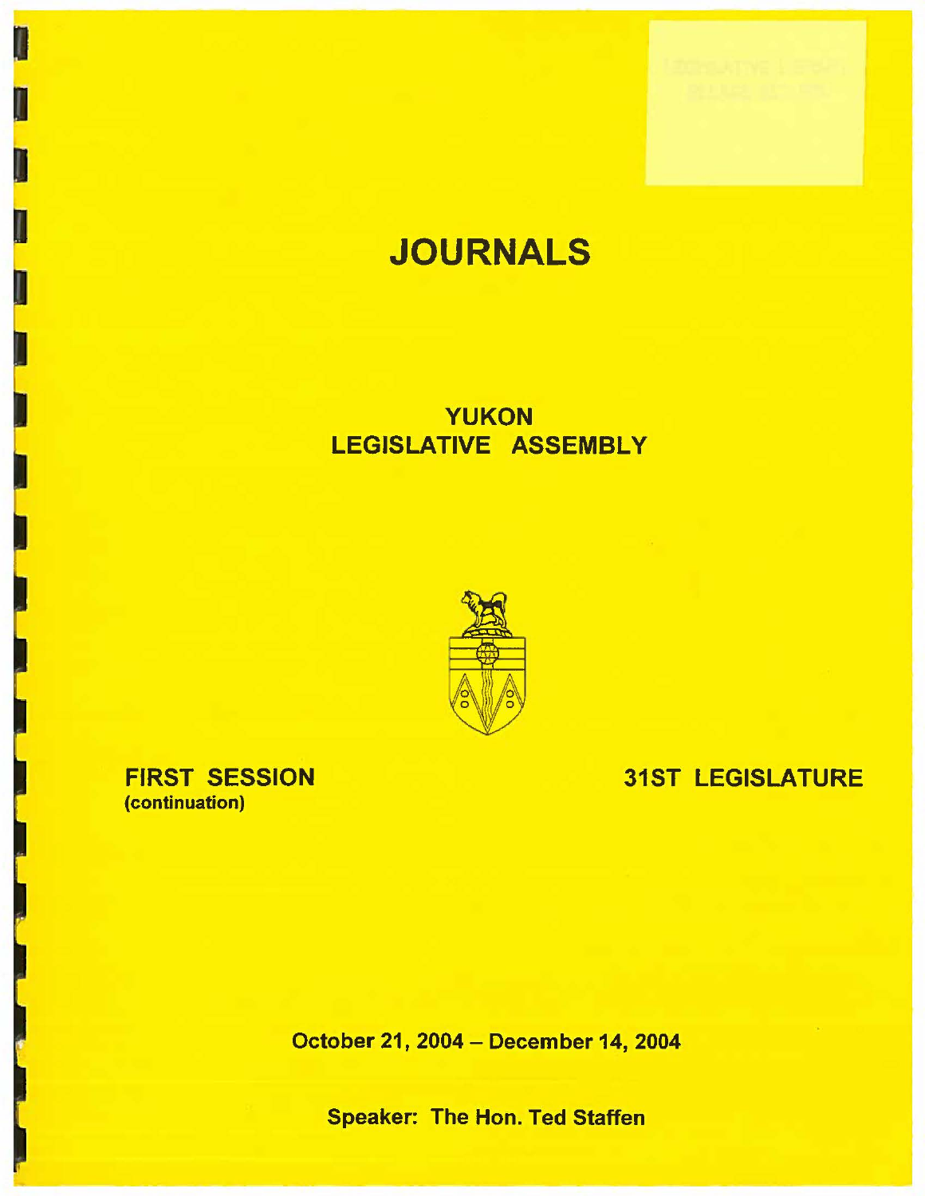# JOURNALS

## YUKON LEGISLATIVE ASSEMBLY

**FIRST SESSION**
**(continuation)**

**31ST LEGISLATURE**

**October 21, 2004 – December 14, 2004**

**Speaker: The Hon. Ted Staffen**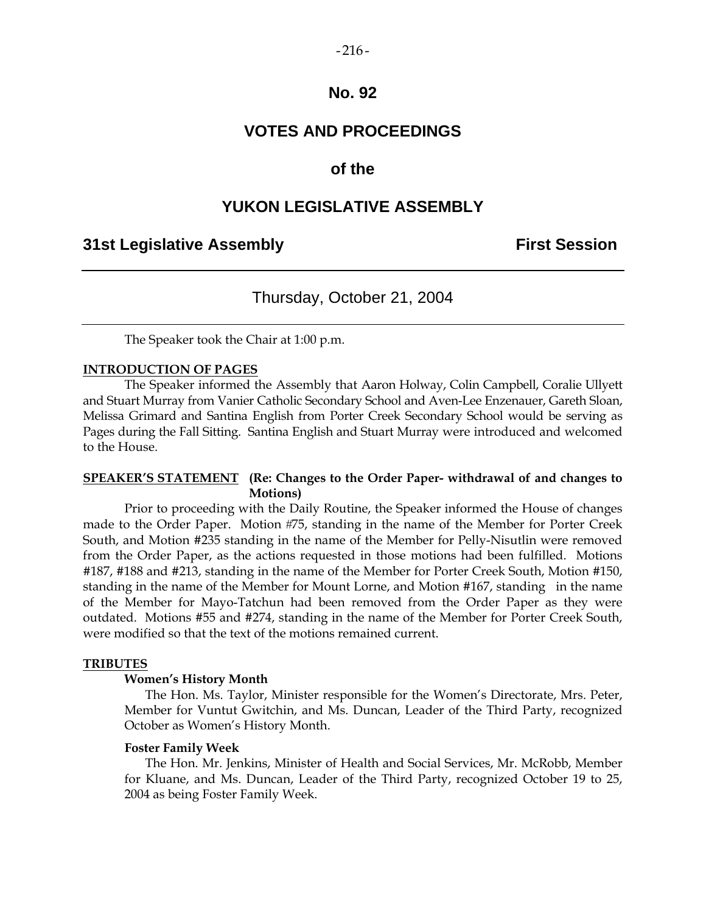# No. 92

# VOTES AND PROCEEDINGS

## of the

# YUKON LEGISLATIVE ASSEMBLY

**31st Legislative Assembly** **First Session**

---

Thursday, October 21, 2004

---

The Speaker took the Chair at 1:00 p.m.

**INTRODUCTION OF PAGES**

The Speaker informed the Assembly that Aaron Holway, Colin Campbell, Coralie Ullyett and Stuart Murray from Vanier Catholic Secondary School and Aven-Lee Enzenauer, Gareth Sloan, Melissa Grimard and Santina English from Porter Creek Secondary School would be serving as Pages during the Fall Sitting. Santina English and Stuart Murray were introduced and welcomed to the House.

**SPEAKER'S STATEMENT** **(Re: Changes to the Order Paper- withdrawal of and changes to Motions)**

Prior to proceeding with the Daily Routine, the Speaker informed the House of changes made to the Order Paper. Motion #75, standing in the name of the Member for Porter Creek South, and Motion #235 standing in the name of the Member for Pelly-Nisutlin were removed from the Order Paper, as the actions requested in those motions had been fulfilled. Motions #187, #188 and #213, standing in the name of the Member for Porter Creek South, Motion #150, standing in the name of the Member for Mount Lorne, and Motion #167, standing in the name of the Member for Mayo-Tatchun had been removed from the Order Paper as they were outdated. Motions #55 and #274, standing in the name of the Member for Porter Creek South, were modified so that the text of the motions remained current.

**TRIBUTES**

**Women's History Month**

The Hon. Ms. Taylor, Minister responsible for the Women's Directorate, Mrs. Peter, Member for Vuntut Gwitchin, and Ms. Duncan, Leader of the Third Party, recognized October as Women's History Month.

**Foster Family Week**

The Hon. Mr. Jenkins, Minister of Health and Social Services, Mr. McRobb, Member for Kluane, and Ms. Duncan, Leader of the Third Party, recognized October 19 to 25, 2004 as being Foster Family Week.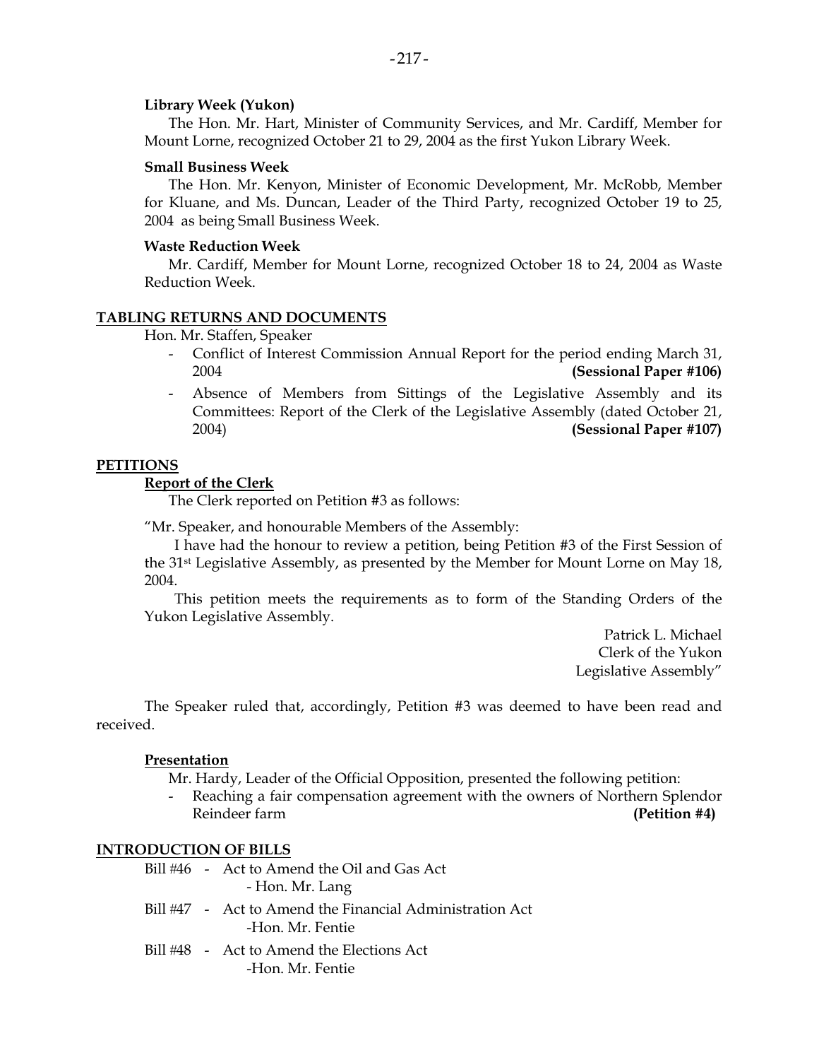**Library Week (Yukon)**

The Hon. Mr. Hart, Minister of Community Services, and Mr. Cardiff, Member for Mount Lorne, recognized October 21 to 29, 2004 as the first Yukon Library Week.

**Small Business Week**

The Hon. Mr. Kenyon, Minister of Economic Development, Mr. McRobb, Member for Kluane, and Ms. Duncan, Leader of the Third Party, recognized October 19 to 25, 2004 as being Small Business Week.

**Waste Reduction Week**

Mr. Cardiff, Member for Mount Lorne, recognized October 18 to 24, 2004 as Waste Reduction Week.

## TABLING RETURNS AND DOCUMENTS

Hon. Mr. Staffen, Speaker

- Conflict of Interest Commission Annual Report for the period ending March 31, 2004 **(Sessional Paper #106)**
- Absence of Members from Sittings of the Legislative Assembly and its Committees: Report of the Clerk of the Legislative Assembly (dated October 21, 2004) **(Sessional Paper #107)**

## PETITIONS

### Report of the Clerk

The Clerk reported on Petition #3 as follows:

"Mr. Speaker, and honourable Members of the Assembly:

I have had the honour to review a petition, being Petition #3 of the First Session of the 31st Legislative Assembly, as presented by the Member for Mount Lorne on May 18, 2004.

This petition meets the requirements as to form of the Standing Orders of the Yukon Legislative Assembly.

Patrick L. Michael
Clerk of the Yukon
Legislative Assembly"

The Speaker ruled that, accordingly, Petition #3 was deemed to have been read and received.

### Presentation

Mr. Hardy, Leader of the Official Opposition, presented the following petition:

- Reaching a fair compensation agreement with the owners of Northern Splendor Reindeer farm **(Petition #4)**

## INTRODUCTION OF BILLS

Bill #46 - Act to Amend the Oil and Gas Act
- Hon. Mr. Lang

Bill #47 - Act to Amend the Financial Administration Act
-Hon. Mr. Fentie

Bill #48 - Act to Amend the Elections Act
-Hon. Mr. Fentie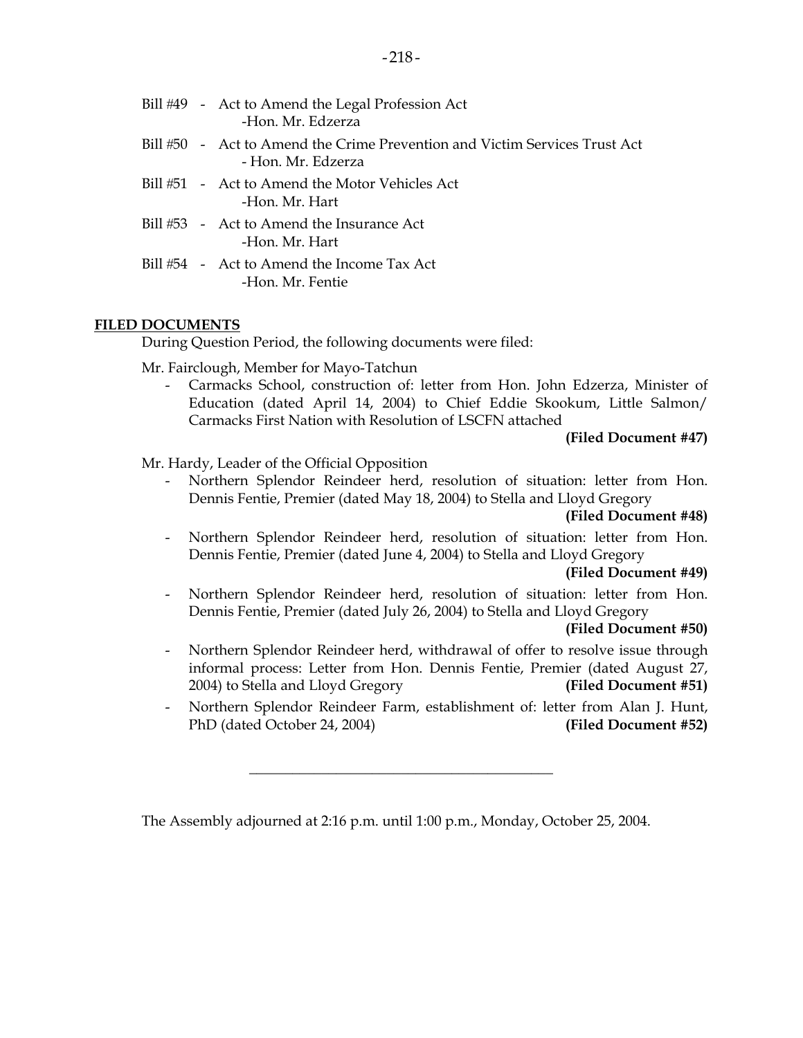Bill #49 - Act to Amend the Legal Profession Act
-Hon. Mr. Edzerza

Bill #50 - Act to Amend the Crime Prevention and Victim Services Trust Act
- Hon. Mr. Edzerza

Bill #51 - Act to Amend the Motor Vehicles Act
-Hon. Mr. Hart

Bill #53 - Act to Amend the Insurance Act
-Hon. Mr. Hart

Bill #54 - Act to Amend the Income Tax Act
-Hon. Mr. Fentie

**FILED DOCUMENTS**

During Question Period, the following documents were filed:

Mr. Fairclough, Member for Mayo-Tatchun

- Carmacks School, construction of: letter from Hon. John Edzerza, Minister of Education (dated April 14, 2004) to Chief Eddie Skookum, Little Salmon/ Carmacks First Nation with Resolution of LSCFN attached **(Filed Document #47)**

Mr. Hardy, Leader of the Official Opposition

- Northern Splendor Reindeer herd, resolution of situation: letter from Hon. Dennis Fentie, Premier (dated May 18, 2004) to Stella and Lloyd Gregory **(Filed Document #48)**
- Northern Splendor Reindeer herd, resolution of situation: letter from Hon. Dennis Fentie, Premier (dated June 4, 2004) to Stella and Lloyd Gregory **(Filed Document #49)**
- Northern Splendor Reindeer herd, resolution of situation: letter from Hon. Dennis Fentie, Premier (dated July 26, 2004) to Stella and Lloyd Gregory **(Filed Document #50)**
- Northern Splendor Reindeer herd, withdrawal of offer to resolve issue through informal process: Letter from Hon. Dennis Fentie, Premier (dated August 27, 2004) to Stella and Lloyd Gregory **(Filed Document #51)**
- Northern Splendor Reindeer Farm, establishment of: letter from Alan J. Hunt, PhD (dated October 24, 2004) **(Filed Document #52)**

---

The Assembly adjourned at 2:16 p.m. until 1:00 p.m., Monday, October 25, 2004.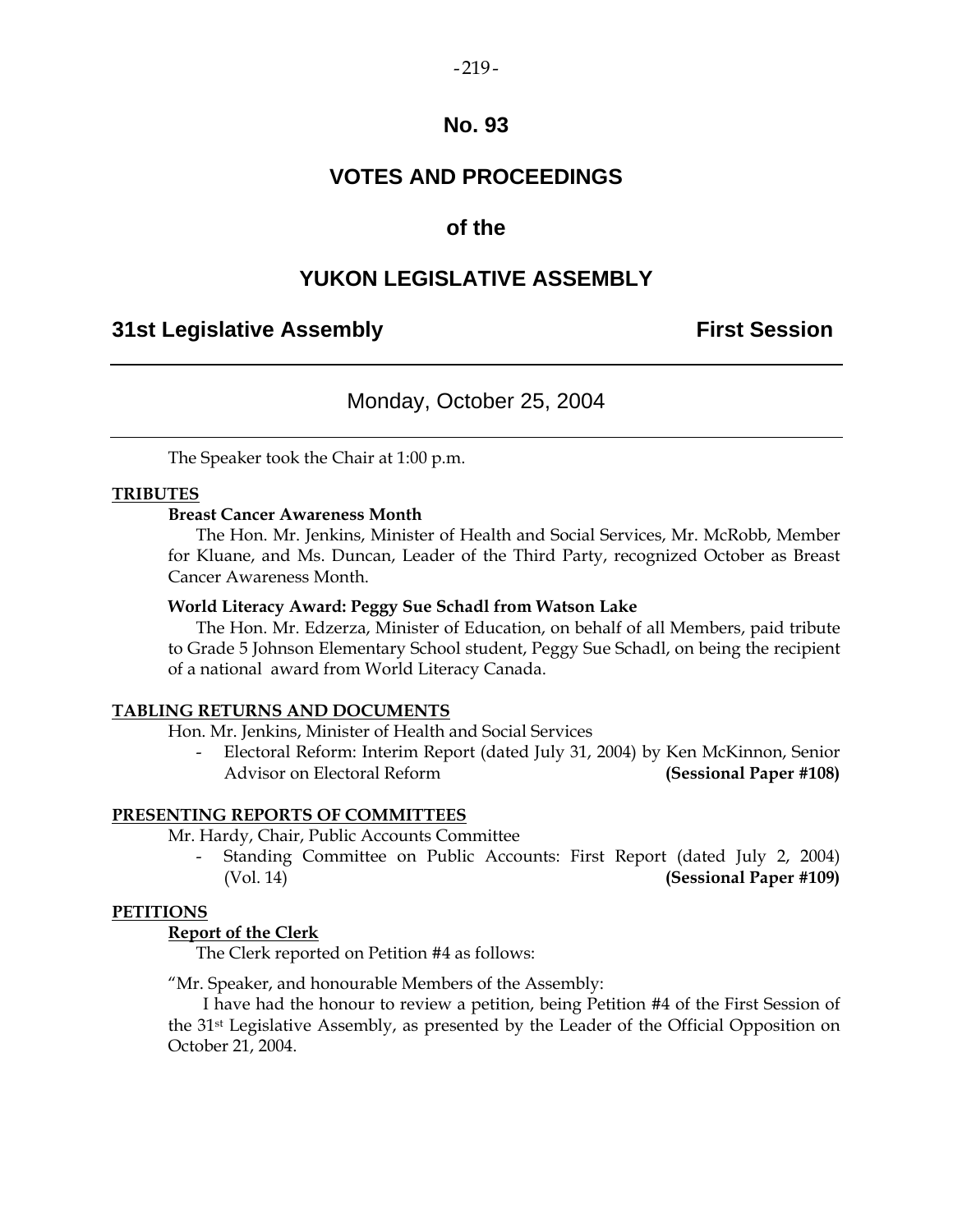# No. 93

# VOTES AND PROCEEDINGS

## of the

# YUKON LEGISLATIVE ASSEMBLY

**31st Legislative Assembly** **First Session**

---

Monday, October 25, 2004

---

The Speaker took the Chair at 1:00 p.m.

**TRIBUTES**

**Breast Cancer Awareness Month**

The Hon. Mr. Jenkins, Minister of Health and Social Services, Mr. McRobb, Member for Kluane, and Ms. Duncan, Leader of the Third Party, recognized October as Breast Cancer Awareness Month.

**World Literacy Award: Peggy Sue Schadl from Watson Lake**

The Hon. Mr. Edzerza, Minister of Education, on behalf of all Members, paid tribute to Grade 5 Johnson Elementary School student, Peggy Sue Schadl, on being the recipient of a national award from World Literacy Canada.

**TABLING RETURNS AND DOCUMENTS**

Hon. Mr. Jenkins, Minister of Health and Social Services

- Electoral Reform: Interim Report (dated July 31, 2004) by Ken McKinnon, Senior Advisor on Electoral Reform **(Sessional Paper #108)**

**PRESENTING REPORTS OF COMMITTEES**

Mr. Hardy, Chair, Public Accounts Committee

- Standing Committee on Public Accounts: First Report (dated July 2, 2004) (Vol. 14) **(Sessional Paper #109)**

**PETITIONS**

**Report of the Clerk**

The Clerk reported on Petition #4 as follows:

"Mr. Speaker, and honourable Members of the Assembly:

I have had the honour to review a petition, being Petition #4 of the First Session of the 31st Legislative Assembly, as presented by the Leader of the Official Opposition on October 21, 2004.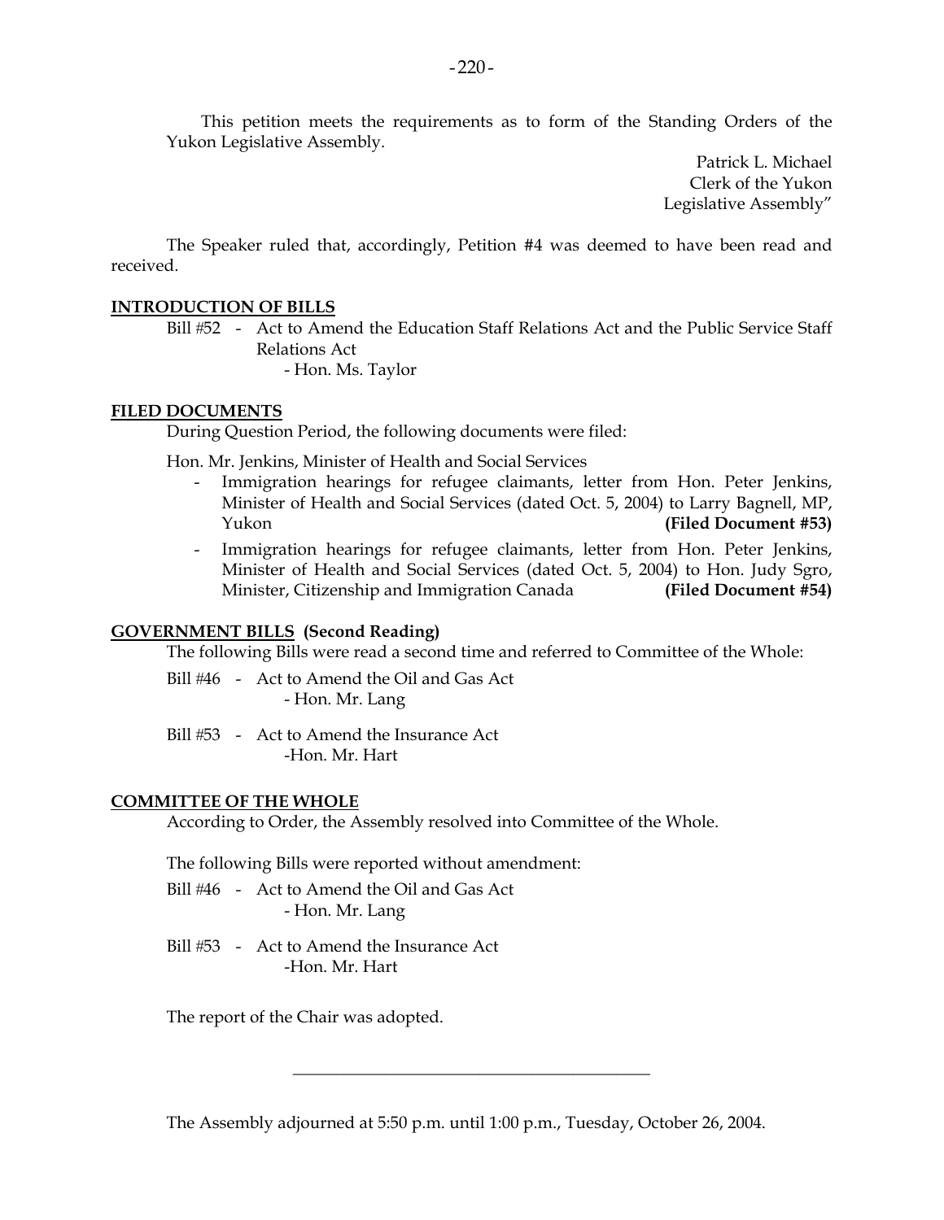This petition meets the requirements as to form of the Standing Orders of the Yukon Legislative Assembly.

Patrick L. Michael
Clerk of the Yukon
Legislative Assembly"

The Speaker ruled that, accordingly, Petition #4 was deemed to have been read and received.

## INTRODUCTION OF BILLS

Bill #52 - Act to Amend the Education Staff Relations Act and the Public Service Staff Relations Act
- Hon. Ms. Taylor

## FILED DOCUMENTS

During Question Period, the following documents were filed:

Hon. Mr. Jenkins, Minister of Health and Social Services

- Immigration hearings for refugee claimants, letter from Hon. Peter Jenkins, Minister of Health and Social Services (dated Oct. 5, 2004) to Larry Bagnell, MP, Yukon **(Filed Document #53)**
- Immigration hearings for refugee claimants, letter from Hon. Peter Jenkins, Minister of Health and Social Services (dated Oct. 5, 2004) to Hon. Judy Sgro, Minister, Citizenship and Immigration Canada **(Filed Document #54)**

## GOVERNMENT BILLS (Second Reading)

The following Bills were read a second time and referred to Committee of the Whole:

Bill #46 - Act to Amend the Oil and Gas Act
- Hon. Mr. Lang

Bill #53 - Act to Amend the Insurance Act
-Hon. Mr. Hart

## COMMITTEE OF THE WHOLE

According to Order, the Assembly resolved into Committee of the Whole.

The following Bills were reported without amendment:

Bill #46 - Act to Amend the Oil and Gas Act
- Hon. Mr. Lang

Bill #53 - Act to Amend the Insurance Act
-Hon. Mr. Hart

The report of the Chair was adopted.

---

The Assembly adjourned at 5:50 p.m. until 1:00 p.m., Tuesday, October 26, 2004.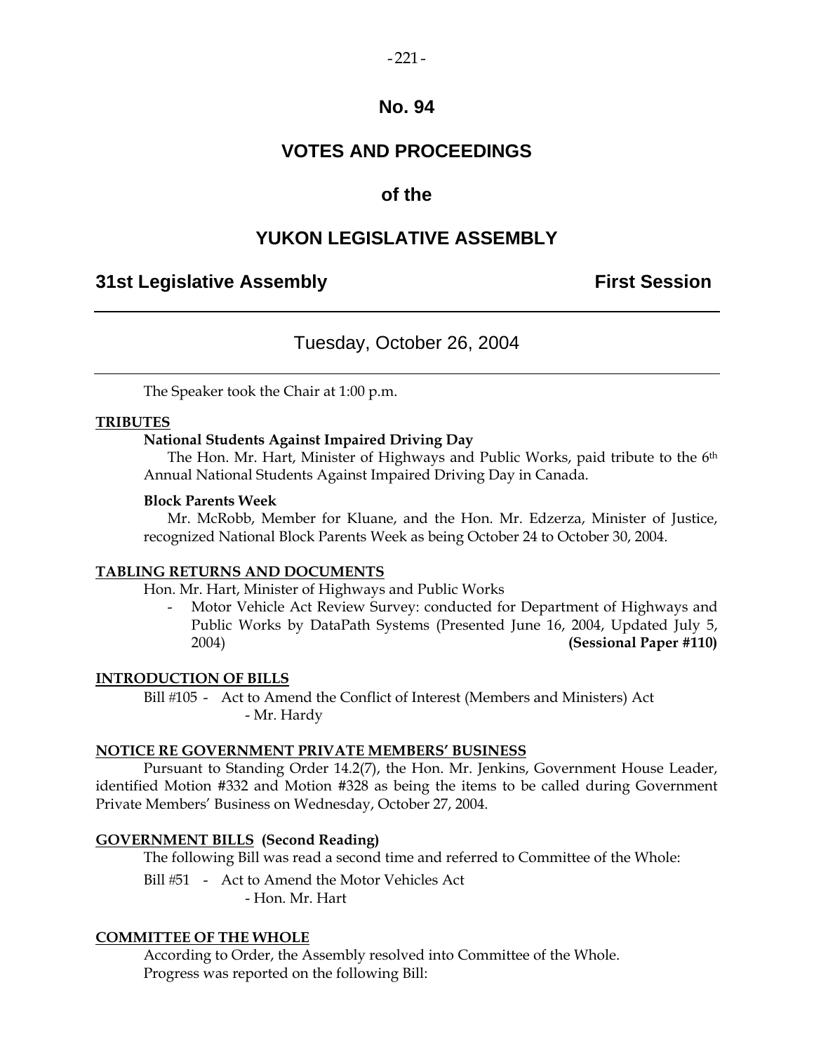# No. 94

# VOTES AND PROCEEDINGS

## of the

# YUKON LEGISLATIVE ASSEMBLY

**31st Legislative Assembly** **First Session**

---

Tuesday, October 26, 2004

---

The Speaker took the Chair at 1:00 p.m.

**TRIBUTES**

**National Students Against Impaired Driving Day**

The Hon. Mr. Hart, Minister of Highways and Public Works, paid tribute to the 6th Annual National Students Against Impaired Driving Day in Canada.

**Block Parents Week**

Mr. McRobb, Member for Kluane, and the Hon. Mr. Edzerza, Minister of Justice, recognized National Block Parents Week as being October 24 to October 30, 2004.

**TABLING RETURNS AND DOCUMENTS**

Hon. Mr. Hart, Minister of Highways and Public Works

- Motor Vehicle Act Review Survey: conducted for Department of Highways and Public Works by DataPath Systems (Presented June 16, 2004, Updated July 5, 2004) **(Sessional Paper #110)**

**INTRODUCTION OF BILLS**

Bill #105 - Act to Amend the Conflict of Interest (Members and Ministers) Act - Mr. Hardy

**NOTICE RE GOVERNMENT PRIVATE MEMBERS' BUSINESS**

Pursuant to Standing Order 14.2(7), the Hon. Mr. Jenkins, Government House Leader, identified Motion #332 and Motion #328 as being the items to be called during Government Private Members' Business on Wednesday, October 27, 2004.

**GOVERNMENT BILLS (Second Reading)**

The following Bill was read a second time and referred to Committee of the Whole:

Bill #51 - Act to Amend the Motor Vehicles Act - Hon. Mr. Hart

**COMMITTEE OF THE WHOLE**

According to Order, the Assembly resolved into Committee of the Whole.

Progress was reported on the following Bill: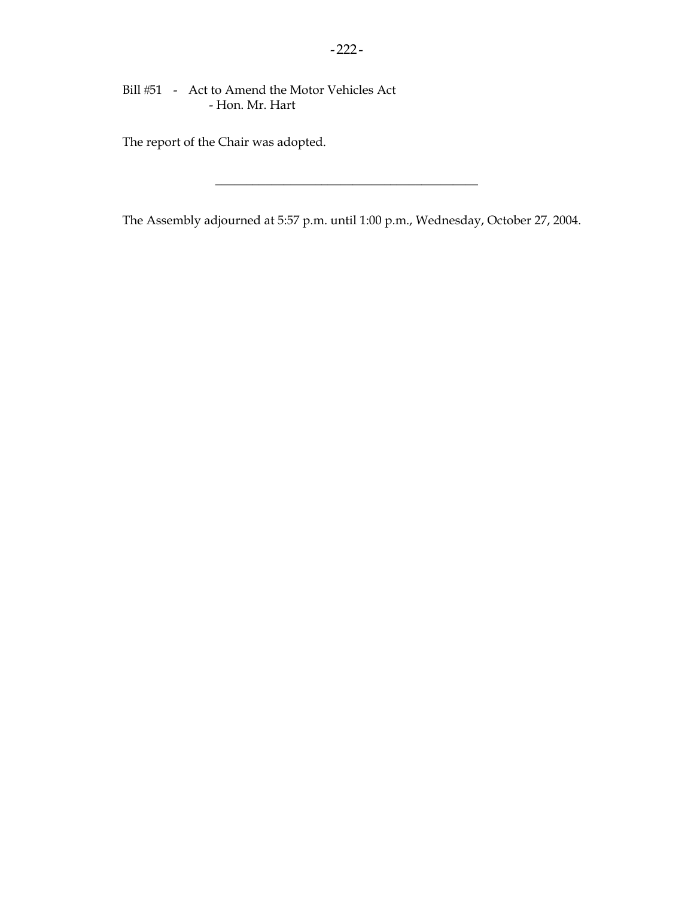Bill #51 - Act to Amend the Motor Vehicles Act
- Hon. Mr. Hart

The report of the Chair was adopted.

---

The Assembly adjourned at 5:57 p.m. until 1:00 p.m., Wednesday, October 27, 2004.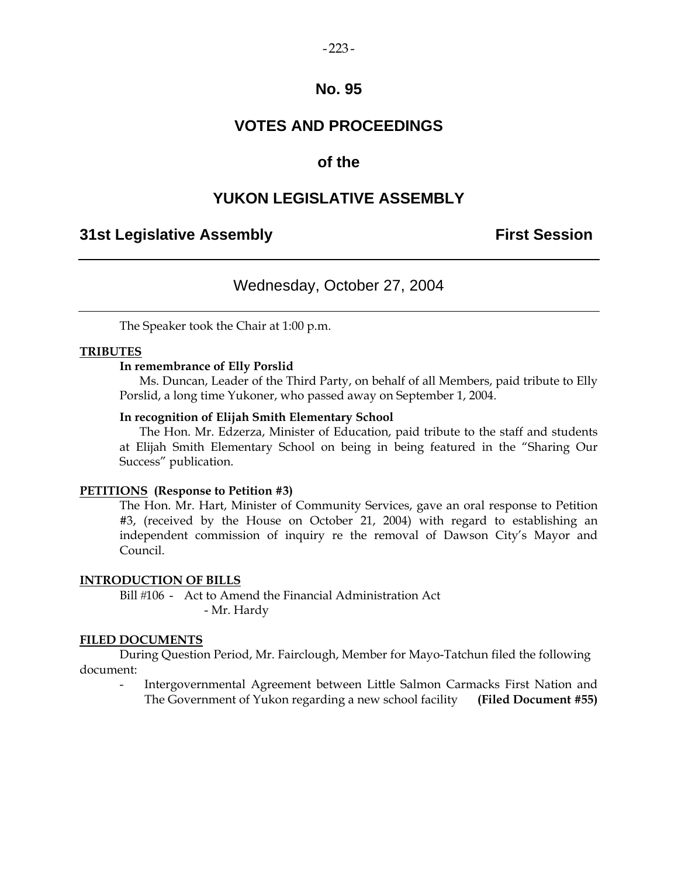# No. 95

# VOTES AND PROCEEDINGS

# of the

# YUKON LEGISLATIVE ASSEMBLY

**31st Legislative Assembly** **First Session**

---

## Wednesday, October 27, 2004

---

The Speaker took the Chair at 1:00 p.m.

**TRIBUTES**

**In remembrance of Elly Porslid**

Ms. Duncan, Leader of the Third Party, on behalf of all Members, paid tribute to Elly Porslid, a long time Yukoner, who passed away on September 1, 2004.

**In recognition of Elijah Smith Elementary School**

The Hon. Mr. Edzerza, Minister of Education, paid tribute to the staff and students at Elijah Smith Elementary School on being in being featured in the "Sharing Our Success" publication.

**PETITIONS (Response to Petition #3)**

The Hon. Mr. Hart, Minister of Community Services, gave an oral response to Petition #3, (received by the House on October 21, 2004) with regard to establishing an independent commission of inquiry re the removal of Dawson City's Mayor and Council.

**INTRODUCTION OF BILLS**

Bill #106 - Act to Amend the Financial Administration Act
- Mr. Hardy

**FILED DOCUMENTS**

During Question Period, Mr. Fairclough, Member for Mayo-Tatchun filed the following document:

- Intergovernmental Agreement between Little Salmon Carmacks First Nation and The Government of Yukon regarding a new school facility **(Filed Document #55)**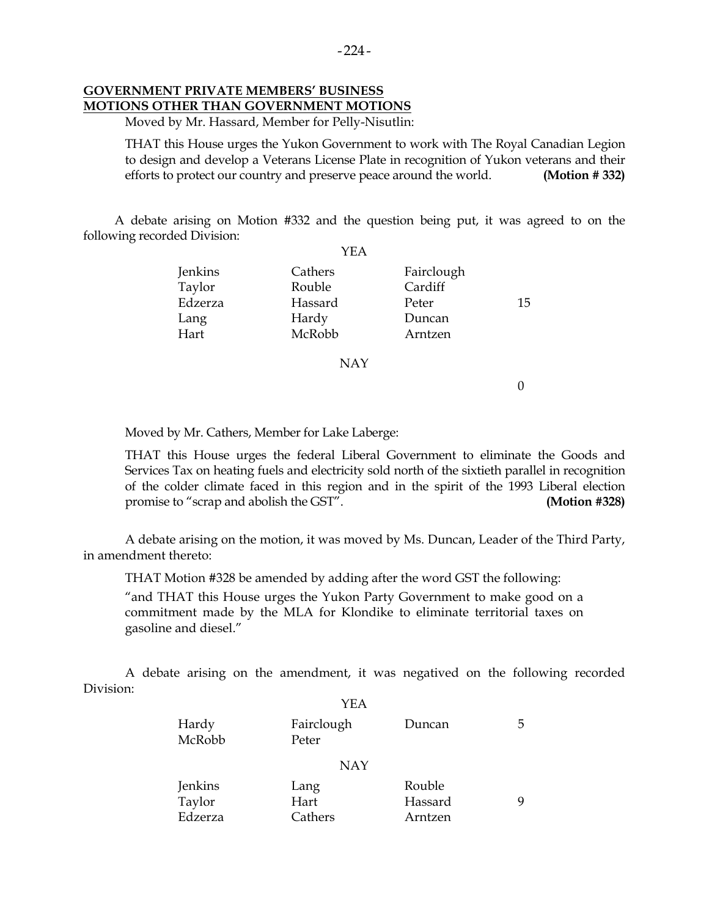**GOVERNMENT PRIVATE MEMBERS' BUSINESS**
**MOTIONS OTHER THAN GOVERNMENT MOTIONS**

Moved by Mr. Hassard, Member for Pelly-Nisutlin:

THAT this House urges the Yukon Government to work with The Royal Canadian Legion to design and develop a Veterans License Plate in recognition of Yukon veterans and their efforts to protect our country and preserve peace around the world. **(Motion # 332)**

A debate arising on Motion #332 and the question being put, it was agreed to on the following recorded Division:

YEA

| | | | |
|---|---|---|---|
| Jenkins | Cathers | Fairclough | |
| Taylor | Rouble | Cardiff | |
| Edzerza | Hassard | Peter | 15 |
| Lang | Hardy | Duncan | |
| Hart | McRobb | Arntzen | |

NAY

0

Moved by Mr. Cathers, Member for Lake Laberge:

THAT this House urges the federal Liberal Government to eliminate the Goods and Services Tax on heating fuels and electricity sold north of the sixtieth parallel in recognition of the colder climate faced in this region and in the spirit of the 1993 Liberal election promise to "scrap and abolish the GST". **(Motion #328)**

A debate arising on the motion, it was moved by Ms. Duncan, Leader of the Third Party, in amendment thereto:

THAT Motion #328 be amended by adding after the word GST the following:

"and THAT this House urges the Yukon Party Government to make good on a commitment made by the MLA for Klondike to eliminate territorial taxes on gasoline and diesel."

A debate arising on the amendment, it was negatived on the following recorded Division:

YEA

| | | | |
|---|---|---|---|
| Hardy | Fairclough | Duncan | 5 |
| McRobb | Peter | | |

NAY

| | | | |
|---|---|---|---|
| Jenkins | Lang | Rouble | |
| Taylor | Hart | Hassard | 9 |
| Edzerza | Cathers | Arntzen | |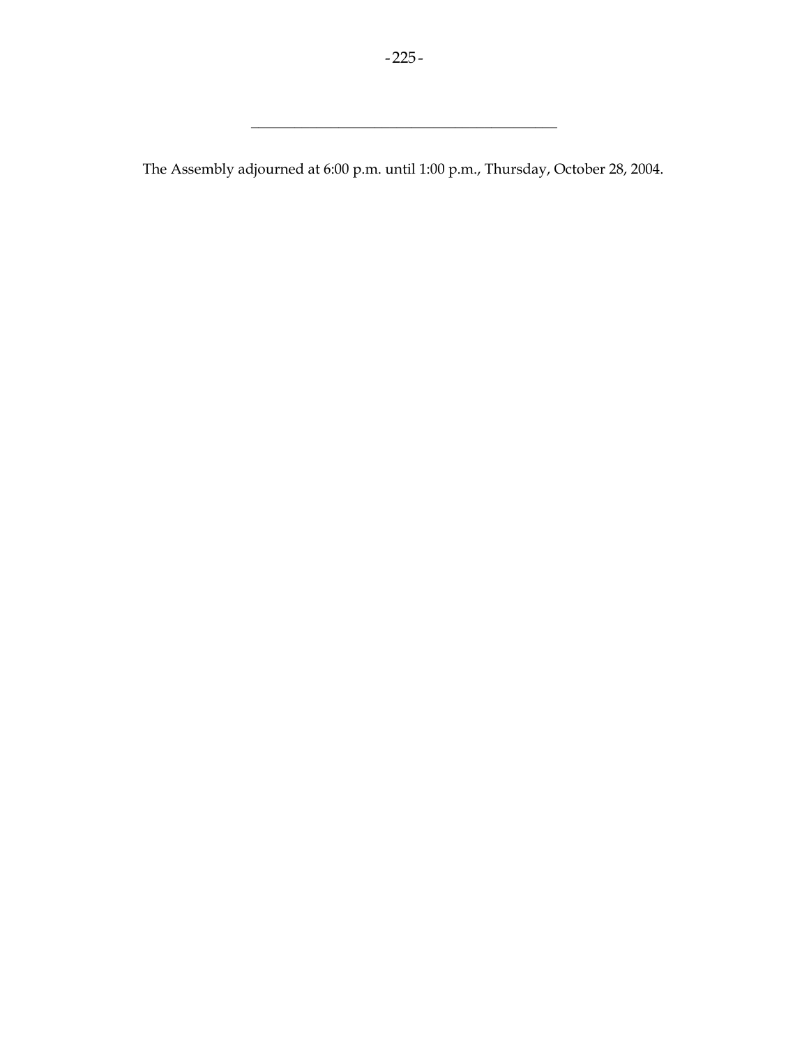---

The Assembly adjourned at 6:00 p.m. until 1:00 p.m., Thursday, October 28, 2004.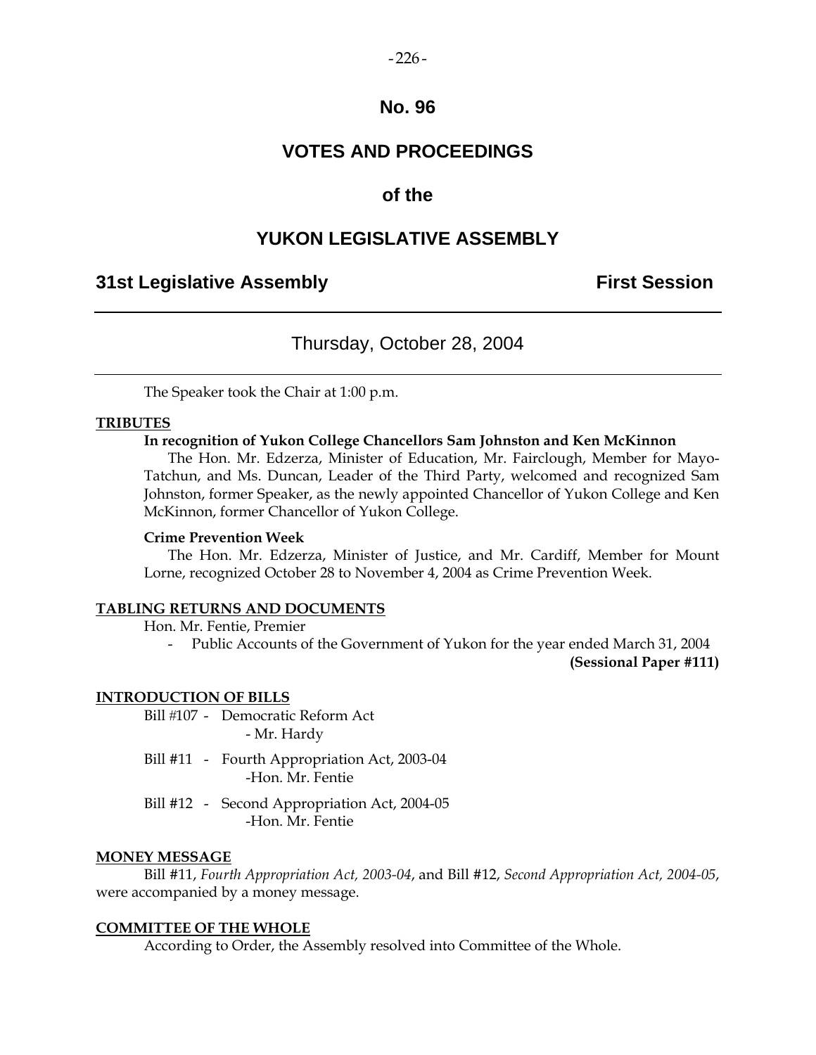# No. 96

# VOTES AND PROCEEDINGS

## of the

# YUKON LEGISLATIVE ASSEMBLY

**31st Legislative Assembly** **First Session**

---

Thursday, October 28, 2004

---

The Speaker took the Chair at 1:00 p.m.

**TRIBUTES**

**In recognition of Yukon College Chancellors Sam Johnston and Ken McKinnon**

The Hon. Mr. Edzerza, Minister of Education, Mr. Fairclough, Member for Mayo-Tatchun, and Ms. Duncan, Leader of the Third Party, welcomed and recognized Sam Johnston, former Speaker, as the newly appointed Chancellor of Yukon College and Ken McKinnon, former Chancellor of Yukon College.

**Crime Prevention Week**

The Hon. Mr. Edzerza, Minister of Justice, and Mr. Cardiff, Member for Mount Lorne, recognized October 28 to November 4, 2004 as Crime Prevention Week.

**TABLING RETURNS AND DOCUMENTS**

Hon. Mr. Fentie, Premier

- Public Accounts of the Government of Yukon for the year ended March 31, 2004 **(Sessional Paper #111)**

**INTRODUCTION OF BILLS**

Bill #107 - Democratic Reform Act
- Mr. Hardy

Bill #11 - Fourth Appropriation Act, 2003-04
-Hon. Mr. Fentie

Bill #12 - Second Appropriation Act, 2004-05
-Hon. Mr. Fentie

**MONEY MESSAGE**

Bill #11, *Fourth Appropriation Act, 2003-04*, and Bill #12, *Second Appropriation Act, 2004-05*, were accompanied by a money message.

**COMMITTEE OF THE WHOLE**

According to Order, the Assembly resolved into Committee of the Whole.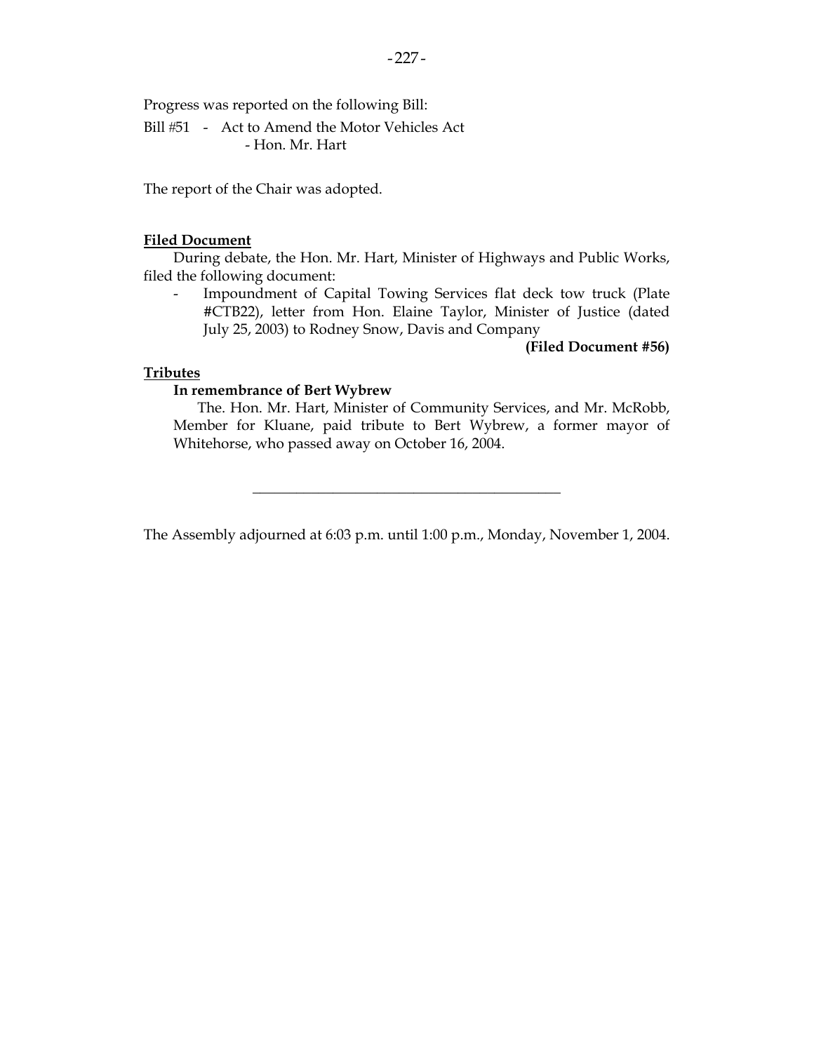Progress was reported on the following Bill:

Bill #51 - Act to Amend the Motor Vehicles Act
- Hon. Mr. Hart

The report of the Chair was adopted.

**Filed Document**

During debate, the Hon. Mr. Hart, Minister of Highways and Public Works, filed the following document:

- Impoundment of Capital Towing Services flat deck tow truck (Plate #CTB22), letter from Hon. Elaine Taylor, Minister of Justice (dated July 25, 2003) to Rodney Snow, Davis and Company

**(Filed Document #56)**

**Tributes**

**In remembrance of Bert Wybrew**

The. Hon. Mr. Hart, Minister of Community Services, and Mr. McRobb, Member for Kluane, paid tribute to Bert Wybrew, a former mayor of Whitehorse, who passed away on October 16, 2004.

---

The Assembly adjourned at 6:03 p.m. until 1:00 p.m., Monday, November 1, 2004.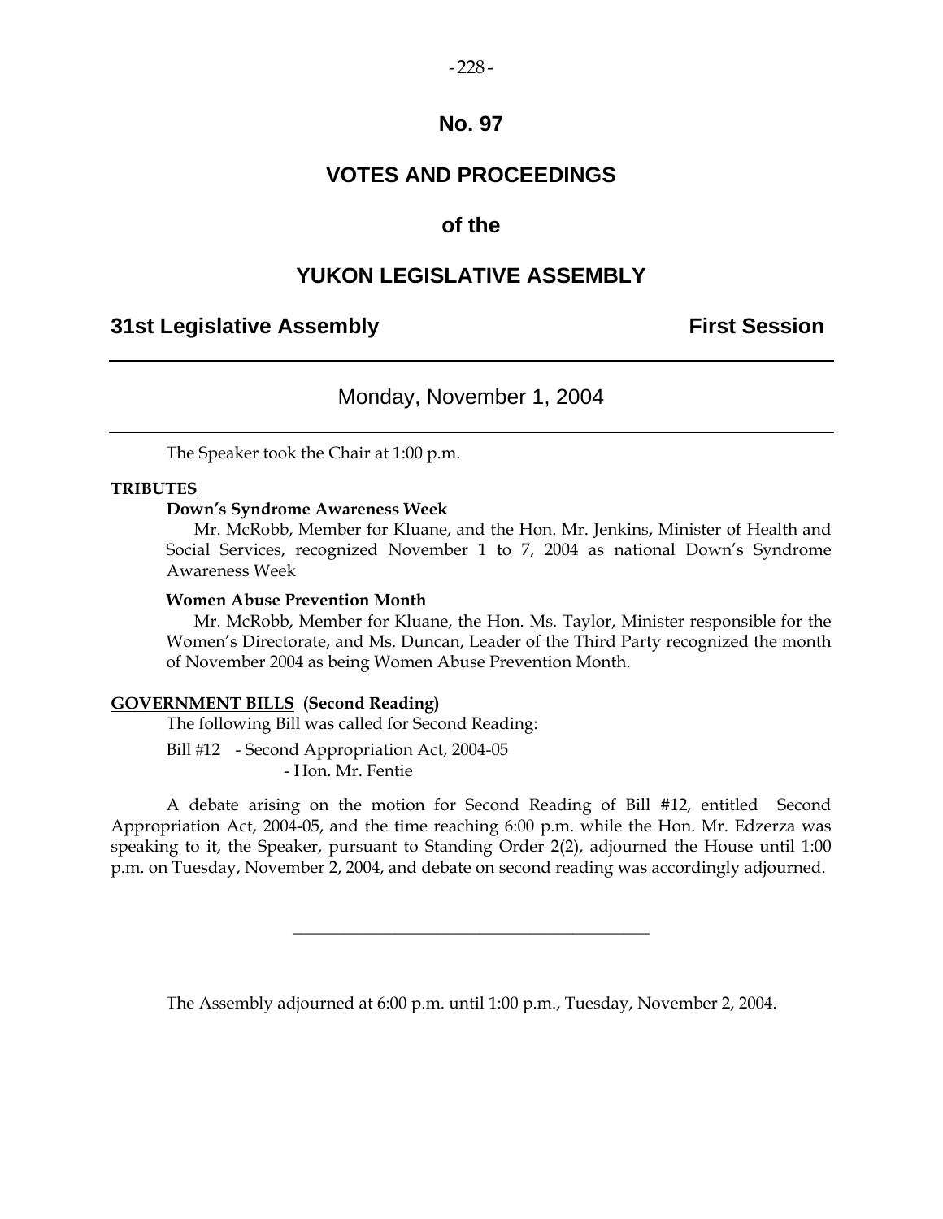# No. 97

# VOTES AND PROCEEDINGS

# of the

# YUKON LEGISLATIVE ASSEMBLY

**31st Legislative Assembly** **First Session**

---

Monday, November 1, 2004

---

The Speaker took the Chair at 1:00 p.m.

**TRIBUTES**

**Down's Syndrome Awareness Week**

Mr. McRobb, Member for Kluane, and the Hon. Mr. Jenkins, Minister of Health and Social Services, recognized November 1 to 7, 2004 as national Down's Syndrome Awareness Week

**Women Abuse Prevention Month**

Mr. McRobb, Member for Kluane, the Hon. Ms. Taylor, Minister responsible for the Women's Directorate, and Ms. Duncan, Leader of the Third Party recognized the month of November 2004 as being Women Abuse Prevention Month.

**GOVERNMENT BILLS (Second Reading)**

The following Bill was called for Second Reading:

Bill #12 - Second Appropriation Act, 2004-05
- Hon. Mr. Fentie

A debate arising on the motion for Second Reading of Bill #12, entitled Second Appropriation Act, 2004-05, and the time reaching 6:00 p.m. while the Hon. Mr. Edzerza was speaking to it, the Speaker, pursuant to Standing Order 2(2), adjourned the House until 1:00 p.m. on Tuesday, November 2, 2004, and debate on second reading was accordingly adjourned.

---

The Assembly adjourned at 6:00 p.m. until 1:00 p.m., Tuesday, November 2, 2004.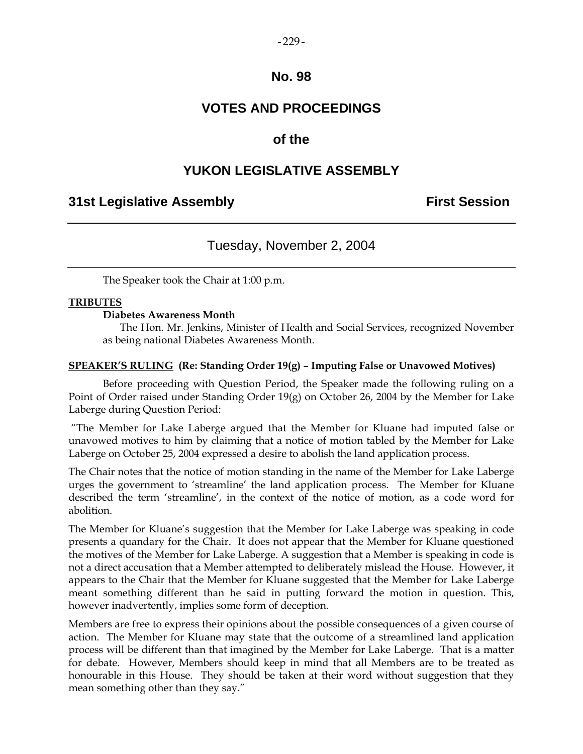# No. 98

# VOTES AND PROCEEDINGS

# of the

# YUKON LEGISLATIVE ASSEMBLY

**31st Legislative Assembly** **First Session**

---

Tuesday, November 2, 2004

---

The Speaker took the Chair at 1:00 p.m.

**TRIBUTES**

**Diabetes Awareness Month**

The Hon. Mr. Jenkins, Minister of Health and Social Services, recognized November as being national Diabetes Awareness Month.

**SPEAKER'S RULING (Re: Standing Order 19(g) – Imputing False or Unavowed Motives)**

Before proceeding with Question Period, the Speaker made the following ruling on a Point of Order raised under Standing Order 19(g) on October 26, 2004 by the Member for Lake Laberge during Question Period:

"The Member for Lake Laberge argued that the Member for Kluane had imputed false or unavowed motives to him by claiming that a notice of motion tabled by the Member for Lake Laberge on October 25, 2004 expressed a desire to abolish the land application process.

The Chair notes that the notice of motion standing in the name of the Member for Lake Laberge urges the government to 'streamline' the land application process. The Member for Kluane described the term 'streamline', in the context of the notice of motion, as a code word for abolition.

The Member for Kluane's suggestion that the Member for Lake Laberge was speaking in code presents a quandary for the Chair. It does not appear that the Member for Kluane questioned the motives of the Member for Lake Laberge. A suggestion that a Member is speaking in code is not a direct accusation that a Member attempted to deliberately mislead the House. However, it appears to the Chair that the Member for Kluane suggested that the Member for Lake Laberge meant something different than he said in putting forward the motion in question. This, however inadvertently, implies some form of deception.

Members are free to express their opinions about the possible consequences of a given course of action. The Member for Kluane may state that the outcome of a streamlined land application process will be different than that imagined by the Member for Lake Laberge. That is a matter for debate. However, Members should keep in mind that all Members are to be treated as honourable in this House. They should be taken at their word without suggestion that they mean something other than they say."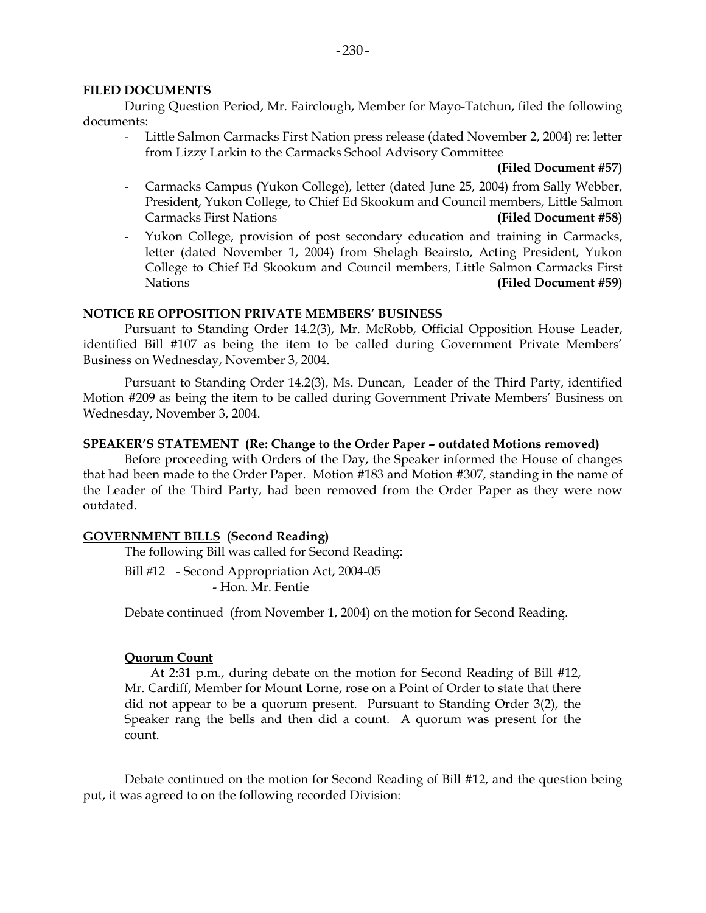**FILED DOCUMENTS**

During Question Period, Mr. Fairclough, Member for Mayo-Tatchun, filed the following documents:

- Little Salmon Carmacks First Nation press release (dated November 2, 2004) re: letter from Lizzy Larkin to the Carmacks School Advisory Committee **(Filed Document #57)**
- Carmacks Campus (Yukon College), letter (dated June 25, 2004) from Sally Webber, President, Yukon College, to Chief Ed Skookum and Council members, Little Salmon Carmacks First Nations **(Filed Document #58)**
- Yukon College, provision of post secondary education and training in Carmacks, letter (dated November 1, 2004) from Shelagh Beairsto, Acting President, Yukon College to Chief Ed Skookum and Council members, Little Salmon Carmacks First Nations **(Filed Document #59)**

**NOTICE RE OPPOSITION PRIVATE MEMBERS' BUSINESS**

Pursuant to Standing Order 14.2(3), Mr. McRobb, Official Opposition House Leader, identified Bill #107 as being the item to be called during Government Private Members' Business on Wednesday, November 3, 2004.

Pursuant to Standing Order 14.2(3), Ms. Duncan, Leader of the Third Party, identified Motion #209 as being the item to be called during Government Private Members' Business on Wednesday, November 3, 2004.

**SPEAKER'S STATEMENT (Re: Change to the Order Paper – outdated Motions removed)**

Before proceeding with Orders of the Day, the Speaker informed the House of changes that had been made to the Order Paper. Motion #183 and Motion #307, standing in the name of the Leader of the Third Party, had been removed from the Order Paper as they were now outdated.

**GOVERNMENT BILLS (Second Reading)**

The following Bill was called for Second Reading:

Bill #12 - Second Appropriation Act, 2004-05
- Hon. Mr. Fentie

Debate continued (from November 1, 2004) on the motion for Second Reading.

**Quorum Count**

At 2:31 p.m., during debate on the motion for Second Reading of Bill #12, Mr. Cardiff, Member for Mount Lorne, rose on a Point of Order to state that there did not appear to be a quorum present. Pursuant to Standing Order 3(2), the Speaker rang the bells and then did a count. A quorum was present for the count.

Debate continued on the motion for Second Reading of Bill #12, and the question being put, it was agreed to on the following recorded Division: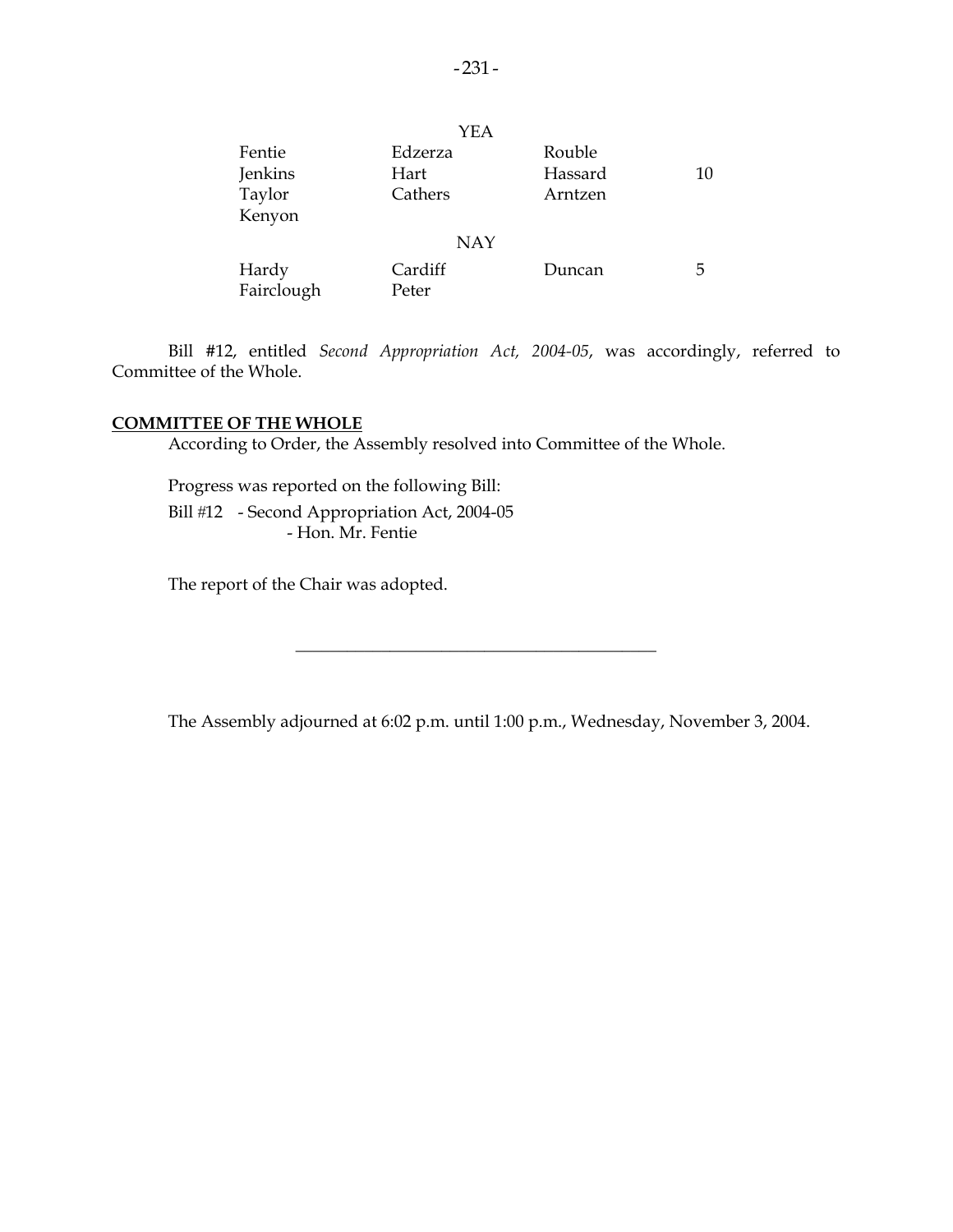YEA

| | | | |
|---|---|---|---|
| Fentie | Edzerza | Rouble | |
| Jenkins | Hart | Hassard | 10 |
| Taylor | Cathers | Arntzen | |
| Kenyon | | | |

NAY

| | | | |
|---|---|---|---|
| Hardy | Cardiff | Duncan | 5 |
| Fairclough | Peter | | |

Bill #12, entitled *Second Appropriation Act, 2004-05*, was accordingly, referred to Committee of the Whole.

**COMMITTEE OF THE WHOLE**

According to Order, the Assembly resolved into Committee of the Whole.

Progress was reported on the following Bill:

Bill #12 - Second Appropriation Act, 2004-05
- Hon. Mr. Fentie

The report of the Chair was adopted.

---

The Assembly adjourned at 6:02 p.m. until 1:00 p.m., Wednesday, November 3, 2004.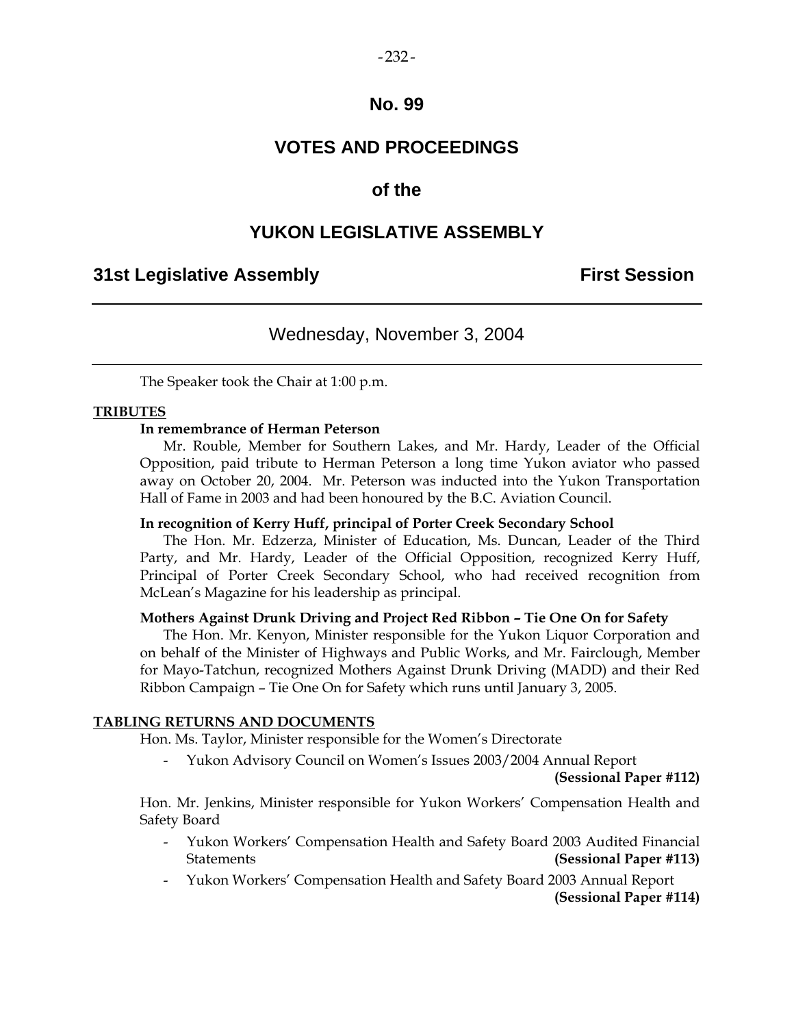# No. 99

# VOTES AND PROCEEDINGS

# of the

# YUKON LEGISLATIVE ASSEMBLY

**31st Legislative Assembly** **First Session**

---

Wednesday, November 3, 2004

---

The Speaker took the Chair at 1:00 p.m.

**TRIBUTES**

**In remembrance of Herman Peterson**

Mr. Rouble, Member for Southern Lakes, and Mr. Hardy, Leader of the Official Opposition, paid tribute to Herman Peterson a long time Yukon aviator who passed away on October 20, 2004. Mr. Peterson was inducted into the Yukon Transportation Hall of Fame in 2003 and had been honoured by the B.C. Aviation Council.

**In recognition of Kerry Huff, principal of Porter Creek Secondary School**

The Hon. Mr. Edzerza, Minister of Education, Ms. Duncan, Leader of the Third Party, and Mr. Hardy, Leader of the Official Opposition, recognized Kerry Huff, Principal of Porter Creek Secondary School, who had received recognition from McLean's Magazine for his leadership as principal.

**Mothers Against Drunk Driving and Project Red Ribbon – Tie One On for Safety**

The Hon. Mr. Kenyon, Minister responsible for the Yukon Liquor Corporation and on behalf of the Minister of Highways and Public Works, and Mr. Fairclough, Member for Mayo-Tatchun, recognized Mothers Against Drunk Driving (MADD) and their Red Ribbon Campaign – Tie One On for Safety which runs until January 3, 2005.

**TABLING RETURNS AND DOCUMENTS**

Hon. Ms. Taylor, Minister responsible for the Women's Directorate

- Yukon Advisory Council on Women's Issues 2003/2004 Annual Report **(Sessional Paper #112)**

Hon. Mr. Jenkins, Minister responsible for Yukon Workers' Compensation Health and Safety Board

- Yukon Workers' Compensation Health and Safety Board 2003 Audited Financial Statements **(Sessional Paper #113)**
- Yukon Workers' Compensation Health and Safety Board 2003 Annual Report **(Sessional Paper #114)**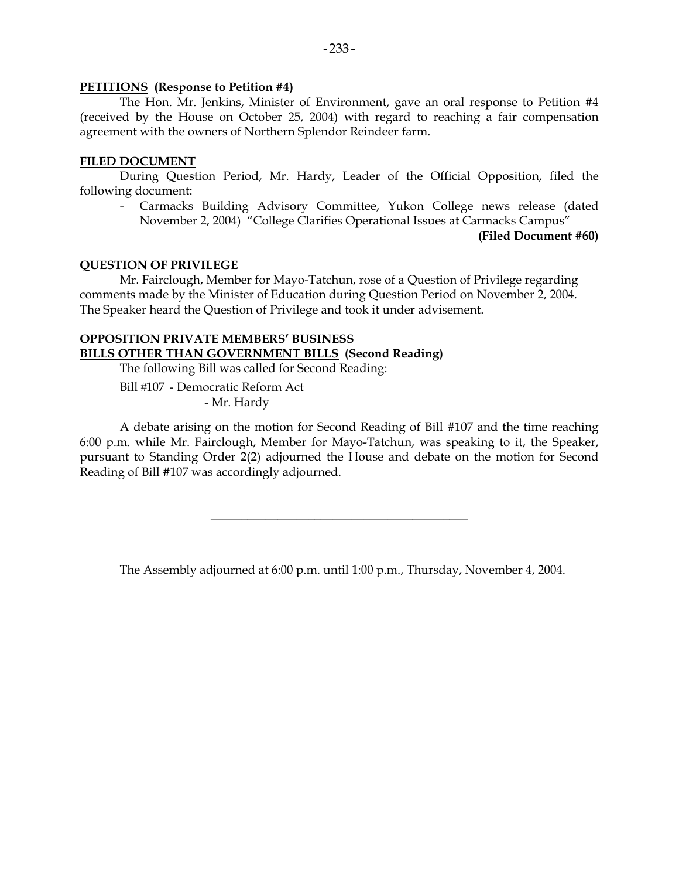**PETITIONS (Response to Petition #4)**

The Hon. Mr. Jenkins, Minister of Environment, gave an oral response to Petition #4 (received by the House on October 25, 2004) with regard to reaching a fair compensation agreement with the owners of Northern Splendor Reindeer farm.

**FILED DOCUMENT**

During Question Period, Mr. Hardy, Leader of the Official Opposition, filed the following document:

- Carmacks Building Advisory Committee, Yukon College news release (dated November 2, 2004) "College Clarifies Operational Issues at Carmacks Campus"

**(Filed Document #60)**

**QUESTION OF PRIVILEGE**

Mr. Fairclough, Member for Mayo-Tatchun, rose of a Question of Privilege regarding comments made by the Minister of Education during Question Period on November 2, 2004. The Speaker heard the Question of Privilege and took it under advisement.

**OPPOSITION PRIVATE MEMBERS' BUSINESS**
**BILLS OTHER THAN GOVERNMENT BILLS (Second Reading)**

The following Bill was called for Second Reading:

Bill #107 - Democratic Reform Act
- Mr. Hardy

A debate arising on the motion for Second Reading of Bill #107 and the time reaching 6:00 p.m. while Mr. Fairclough, Member for Mayo-Tatchun, was speaking to it, the Speaker, pursuant to Standing Order 2(2) adjourned the House and debate on the motion for Second Reading of Bill #107 was accordingly adjourned.

---

The Assembly adjourned at 6:00 p.m. until 1:00 p.m., Thursday, November 4, 2004.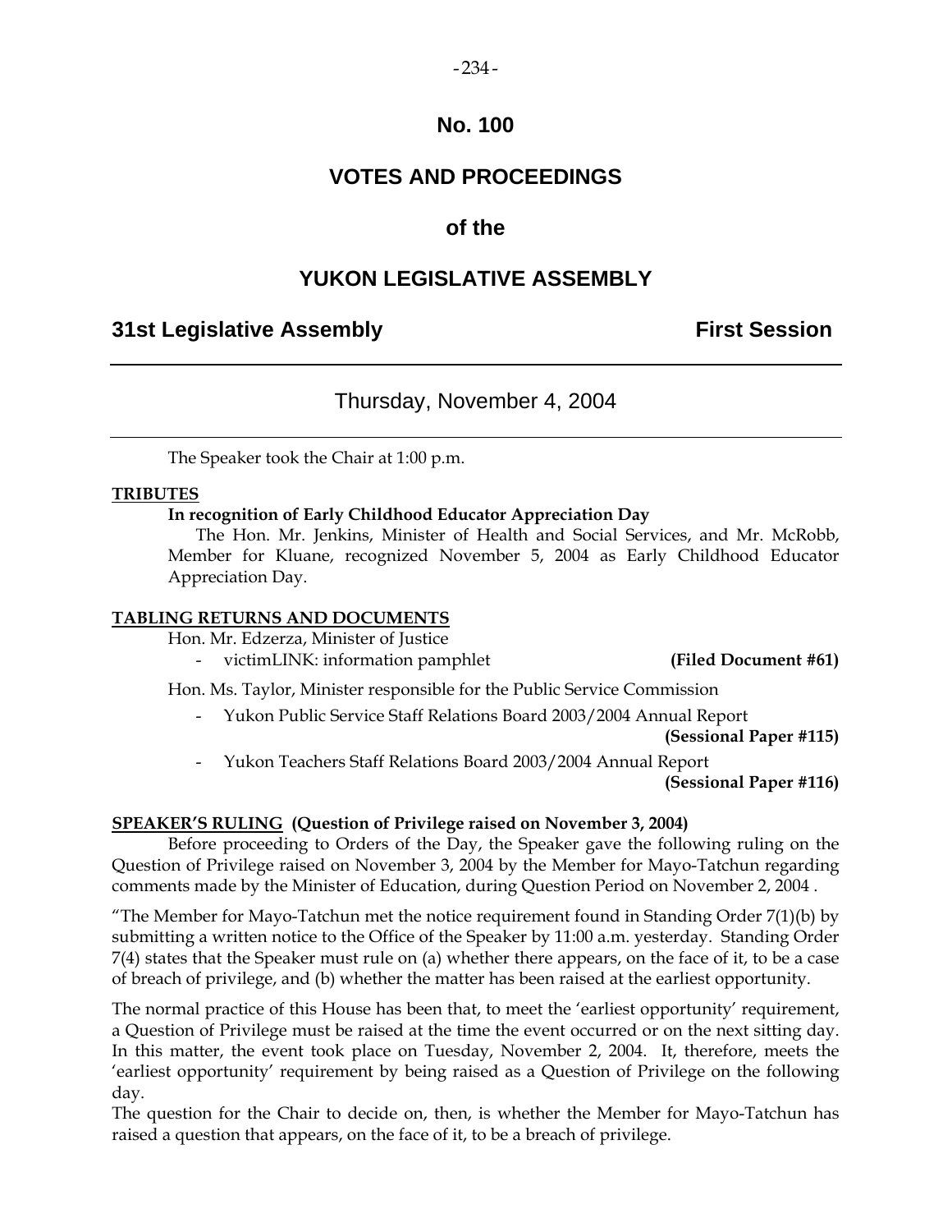# No. 100

# VOTES AND PROCEEDINGS

# of the

# YUKON LEGISLATIVE ASSEMBLY

## 31st Legislative Assembly — First Session

---

### Thursday, November 4, 2004

---

The Speaker took the Chair at 1:00 p.m.

**TRIBUTES**

**In recognition of Early Childhood Educator Appreciation Day**

The Hon. Mr. Jenkins, Minister of Health and Social Services, and Mr. McRobb, Member for Kluane, recognized November 5, 2004 as Early Childhood Educator Appreciation Day.

**TABLING RETURNS AND DOCUMENTS**

Hon. Mr. Edzerza, Minister of Justice

- victimLINK: information pamphlet **(Filed Document #61)**

Hon. Ms. Taylor, Minister responsible for the Public Service Commission

- Yukon Public Service Staff Relations Board 2003/2004 Annual Report **(Sessional Paper #115)**
- Yukon Teachers Staff Relations Board 2003/2004 Annual Report **(Sessional Paper #116)**

**SPEAKER'S RULING (Question of Privilege raised on November 3, 2004)**

Before proceeding to Orders of the Day, the Speaker gave the following ruling on the Question of Privilege raised on November 3, 2004 by the Member for Mayo-Tatchun regarding comments made by the Minister of Education, during Question Period on November 2, 2004 .

"The Member for Mayo-Tatchun met the notice requirement found in Standing Order 7(1)(b) by submitting a written notice to the Office of the Speaker by 11:00 a.m. yesterday. Standing Order 7(4) states that the Speaker must rule on (a) whether there appears, on the face of it, to be a case of breach of privilege, and (b) whether the matter has been raised at the earliest opportunity.

The normal practice of this House has been that, to meet the 'earliest opportunity' requirement, a Question of Privilege must be raised at the time the event occurred or on the next sitting day. In this matter, the event took place on Tuesday, November 2, 2004. It, therefore, meets the 'earliest opportunity' requirement by being raised as a Question of Privilege on the following day.

The question for the Chair to decide on, then, is whether the Member for Mayo-Tatchun has raised a question that appears, on the face of it, to be a breach of privilege.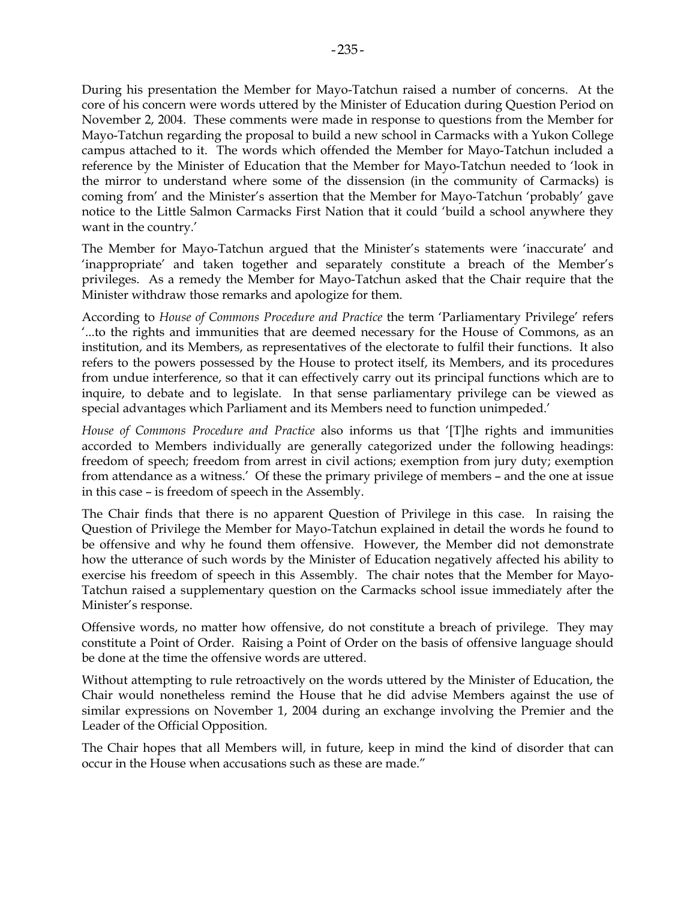During his presentation the Member for Mayo-Tatchun raised a number of concerns. At the core of his concern were words uttered by the Minister of Education during Question Period on November 2, 2004. These comments were made in response to questions from the Member for Mayo-Tatchun regarding the proposal to build a new school in Carmacks with a Yukon College campus attached to it. The words which offended the Member for Mayo-Tatchun included a reference by the Minister of Education that the Member for Mayo-Tatchun needed to 'look in the mirror to understand where some of the dissension (in the community of Carmacks) is coming from' and the Minister's assertion that the Member for Mayo-Tatchun 'probably' gave notice to the Little Salmon Carmacks First Nation that it could 'build a school anywhere they want in the country.'

The Member for Mayo-Tatchun argued that the Minister's statements were 'inaccurate' and 'inappropriate' and taken together and separately constitute a breach of the Member's privileges. As a remedy the Member for Mayo-Tatchun asked that the Chair require that the Minister withdraw those remarks and apologize for them.

According to *House of Commons Procedure and Practice* the term 'Parliamentary Privilege' refers '...to the rights and immunities that are deemed necessary for the House of Commons, as an institution, and its Members, as representatives of the electorate to fulfil their functions. It also refers to the powers possessed by the House to protect itself, its Members, and its procedures from undue interference, so that it can effectively carry out its principal functions which are to inquire, to debate and to legislate. In that sense parliamentary privilege can be viewed as special advantages which Parliament and its Members need to function unimpeded.'

*House of Commons Procedure and Practice* also informs us that '[T]he rights and immunities accorded to Members individually are generally categorized under the following headings: freedom of speech; freedom from arrest in civil actions; exemption from jury duty; exemption from attendance as a witness.' Of these the primary privilege of members – and the one at issue in this case – is freedom of speech in the Assembly.

The Chair finds that there is no apparent Question of Privilege in this case. In raising the Question of Privilege the Member for Mayo-Tatchun explained in detail the words he found to be offensive and why he found them offensive. However, the Member did not demonstrate how the utterance of such words by the Minister of Education negatively affected his ability to exercise his freedom of speech in this Assembly. The chair notes that the Member for Mayo-Tatchun raised a supplementary question on the Carmacks school issue immediately after the Minister's response.

Offensive words, no matter how offensive, do not constitute a breach of privilege. They may constitute a Point of Order. Raising a Point of Order on the basis of offensive language should be done at the time the offensive words are uttered.

Without attempting to rule retroactively on the words uttered by the Minister of Education, the Chair would nonetheless remind the House that he did advise Members against the use of similar expressions on November 1, 2004 during an exchange involving the Premier and the Leader of the Official Opposition.

The Chair hopes that all Members will, in future, keep in mind the kind of disorder that can occur in the House when accusations such as these are made."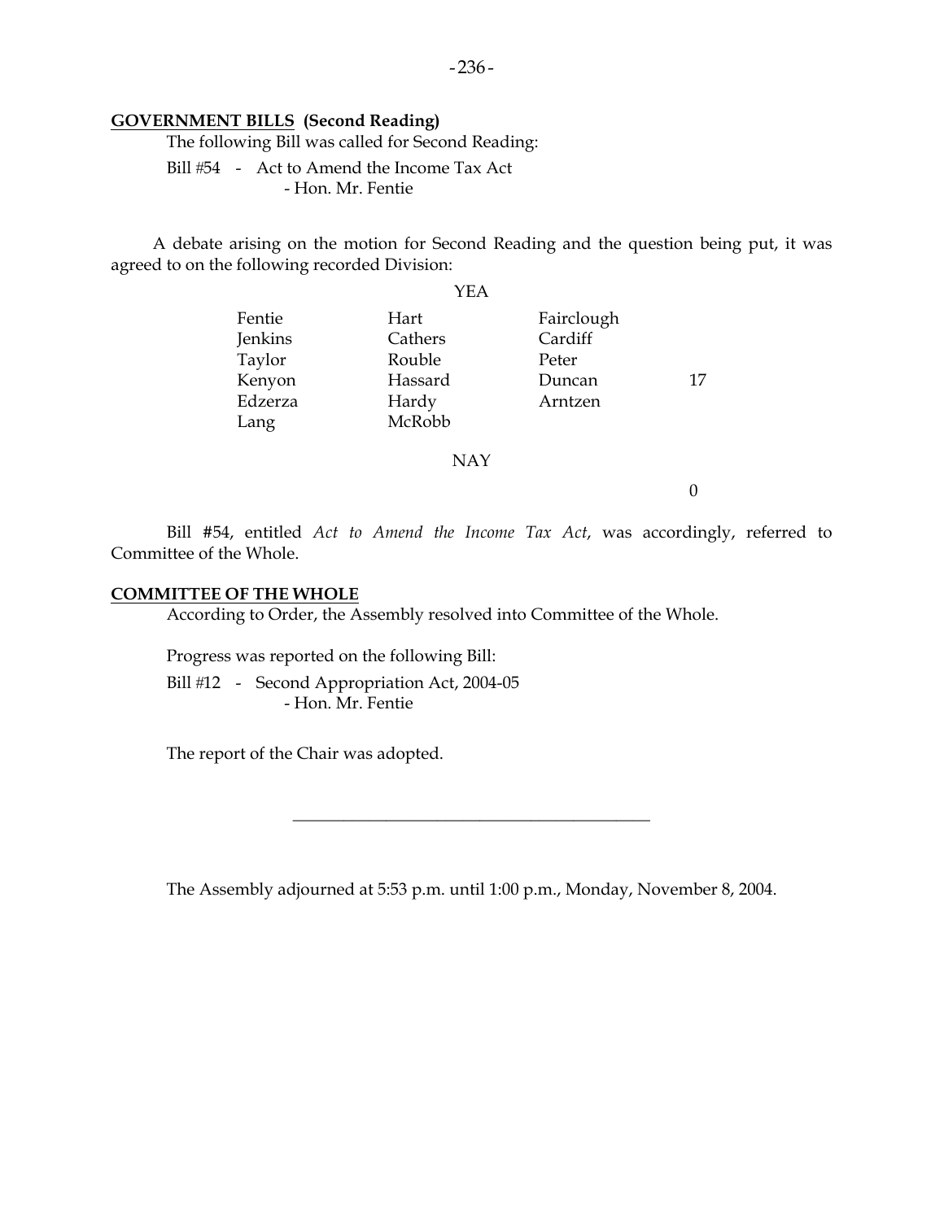**GOVERNMENT BILLS (Second Reading)**

The following Bill was called for Second Reading:

Bill #54 - Act to Amend the Income Tax Act
- Hon. Mr. Fentie

A debate arising on the motion for Second Reading and the question being put, it was agreed to on the following recorded Division:

YEA

| | | | |
|---|---|---|---|
| Fentie | Hart | Fairclough | |
| Jenkins | Cathers | Cardiff | |
| Taylor | Rouble | Peter | |
| Kenyon | Hassard | Duncan | 17 |
| Edzerza | Hardy | Arntzen | |
| Lang | McRobb | | |

NAY

0

Bill #54, entitled *Act to Amend the Income Tax Act*, was accordingly, referred to Committee of the Whole.

**COMMITTEE OF THE WHOLE**

According to Order, the Assembly resolved into Committee of the Whole.

Progress was reported on the following Bill:

Bill #12 - Second Appropriation Act, 2004-05
- Hon. Mr. Fentie

The report of the Chair was adopted.

---

The Assembly adjourned at 5:53 p.m. until 1:00 p.m., Monday, November 8, 2004.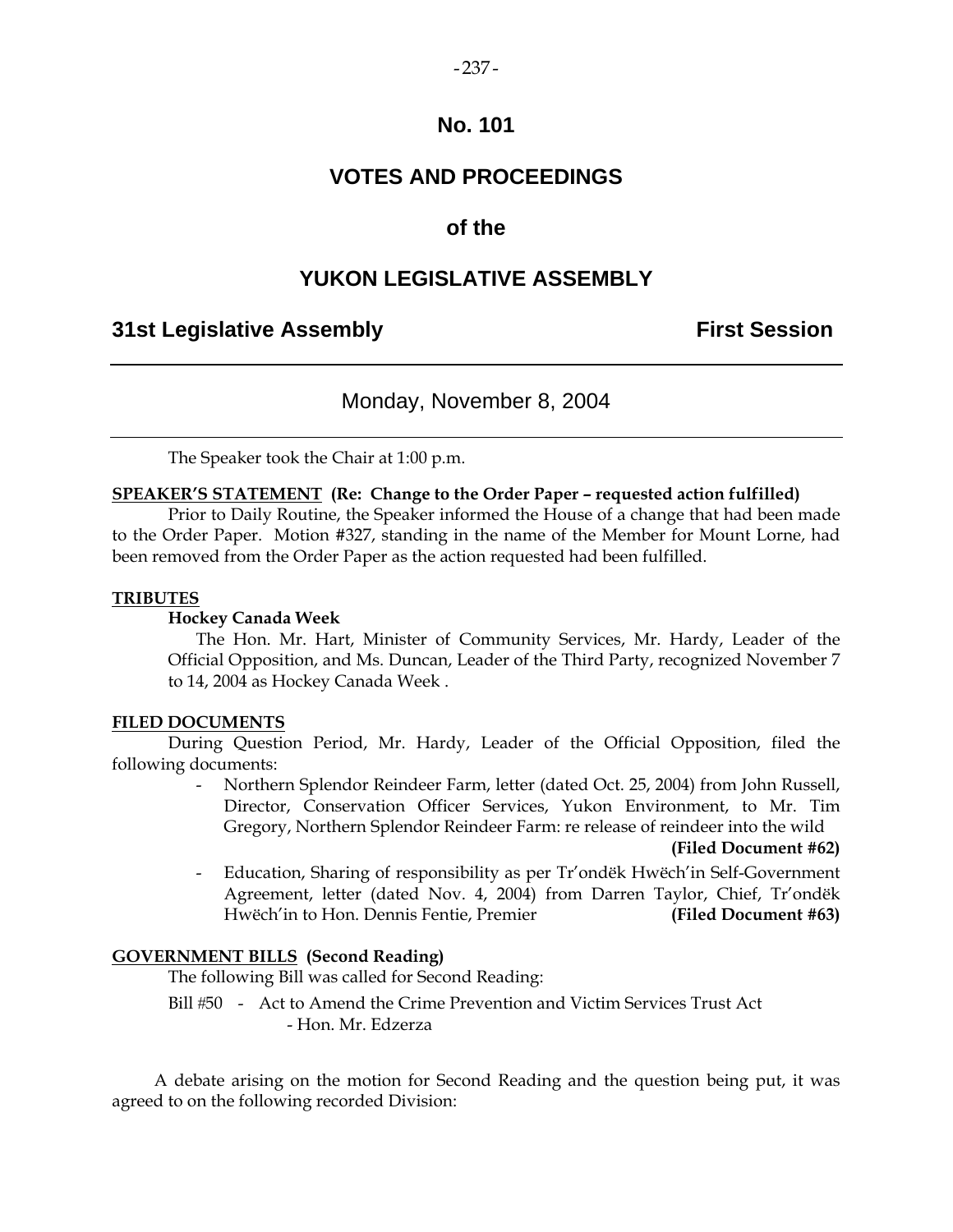# No. 101

# VOTES AND PROCEEDINGS

# of the

# YUKON LEGISLATIVE ASSEMBLY

## 31st Legislative Assembly — First Session

### Monday, November 8, 2004

The Speaker took the Chair at 1:00 p.m.

**SPEAKER'S STATEMENT (Re: Change to the Order Paper – requested action fulfilled)**

Prior to Daily Routine, the Speaker informed the House of a change that had been made to the Order Paper. Motion #327, standing in the name of the Member for Mount Lorne, had been removed from the Order Paper as the action requested had been fulfilled.

**TRIBUTES**

**Hockey Canada Week**

The Hon. Mr. Hart, Minister of Community Services, Mr. Hardy, Leader of the Official Opposition, and Ms. Duncan, Leader of the Third Party, recognized November 7 to 14, 2004 as Hockey Canada Week .

**FILED DOCUMENTS**

During Question Period, Mr. Hardy, Leader of the Official Opposition, filed the following documents:

- Northern Splendor Reindeer Farm, letter (dated Oct. 25, 2004) from John Russell, Director, Conservation Officer Services, Yukon Environment, to Mr. Tim Gregory, Northern Splendor Reindeer Farm: re release of reindeer into the wild **(Filed Document #62)**
- Education, Sharing of responsibility as per Tr'ondëk Hwëch'in Self-Government Agreement, letter (dated Nov. 4, 2004) from Darren Taylor, Chief, Tr'ondëk Hwëch'in to Hon. Dennis Fentie, Premier **(Filed Document #63)**

**GOVERNMENT BILLS (Second Reading)**

The following Bill was called for Second Reading:

Bill #50 - Act to Amend the Crime Prevention and Victim Services Trust Act - Hon. Mr. Edzerza

A debate arising on the motion for Second Reading and the question being put, it was agreed to on the following recorded Division: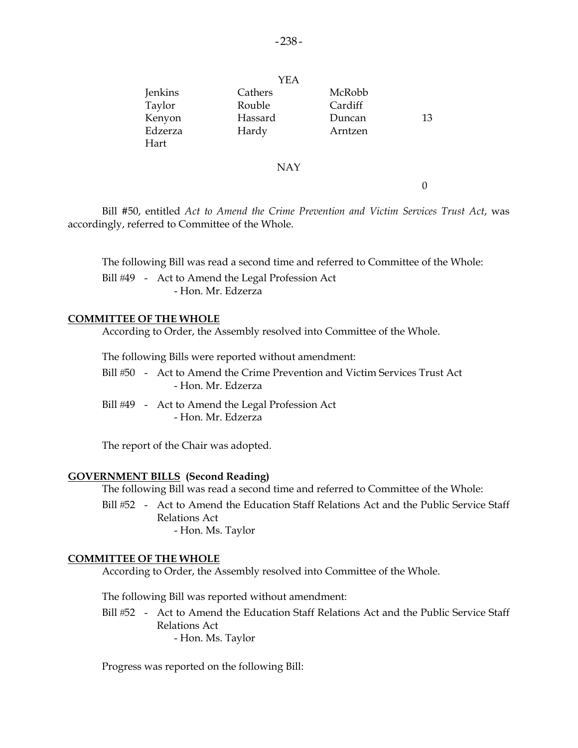YEA

| | | | |
|---|---|---|---|
| Jenkins | Cathers | McRobb | |
| Taylor | Rouble | Cardiff | |
| Kenyon | Hassard | Duncan | 13 |
| Edzerza | Hardy | Arntzen | |
| Hart | | | |

NAY

0

Bill #50, entitled *Act to Amend the Crime Prevention and Victim Services Trust Act*, was accordingly, referred to Committee of the Whole.

The following Bill was read a second time and referred to Committee of the Whole:

Bill #49 - Act to Amend the Legal Profession Act
- Hon. Mr. Edzerza

**COMMITTEE OF THE WHOLE**

According to Order, the Assembly resolved into Committee of the Whole.

The following Bills were reported without amendment:

Bill #50 - Act to Amend the Crime Prevention and Victim Services Trust Act
- Hon. Mr. Edzerza

Bill #49 - Act to Amend the Legal Profession Act
- Hon. Mr. Edzerza

The report of the Chair was adopted.

**GOVERNMENT BILLS (Second Reading)**

The following Bill was read a second time and referred to Committee of the Whole:

Bill #52 - Act to Amend the Education Staff Relations Act and the Public Service Staff Relations Act
- Hon. Ms. Taylor

**COMMITTEE OF THE WHOLE**

According to Order, the Assembly resolved into Committee of the Whole.

The following Bill was reported without amendment:

Bill #52 - Act to Amend the Education Staff Relations Act and the Public Service Staff Relations Act
- Hon. Ms. Taylor

Progress was reported on the following Bill: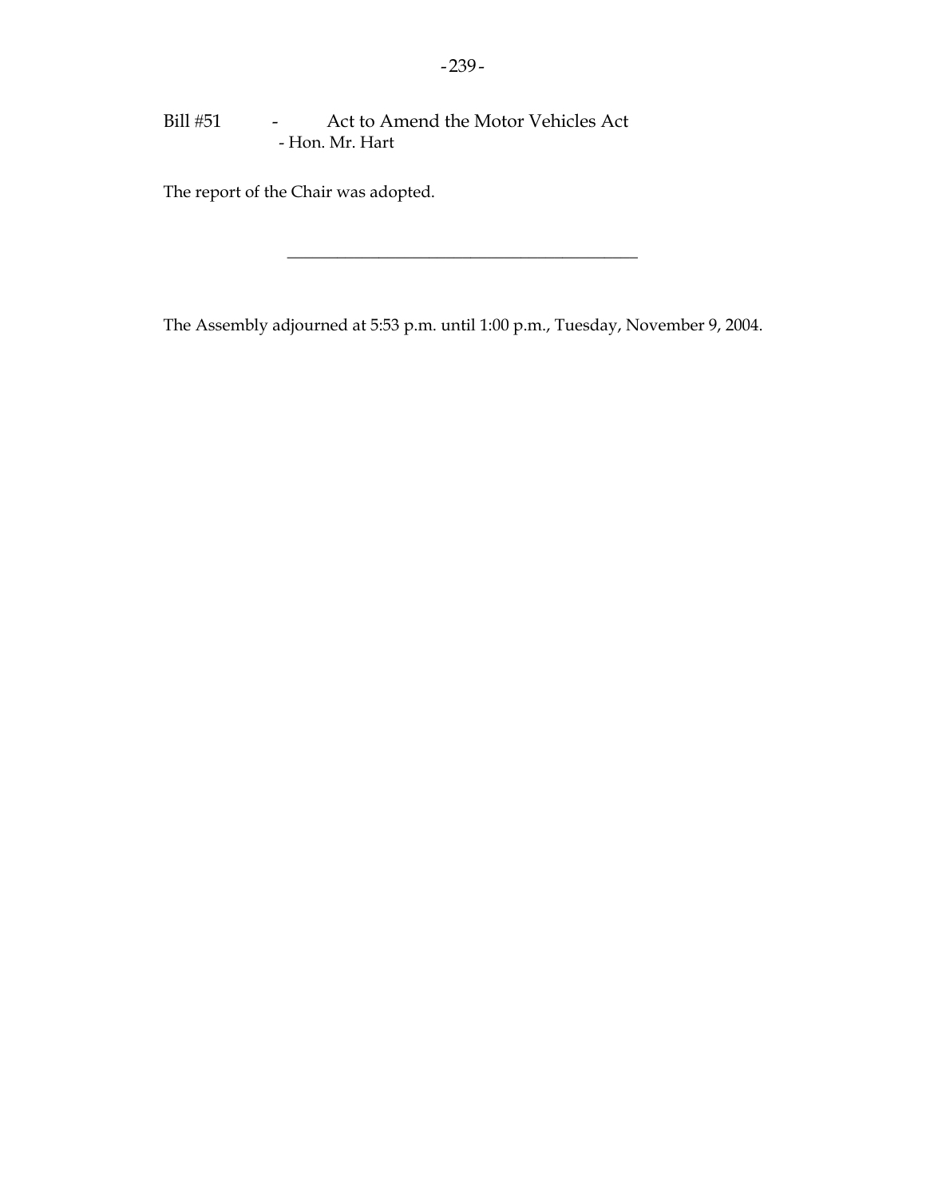Bill #51 - Act to Amend the Motor Vehicles Act
- Hon. Mr. Hart

The report of the Chair was adopted.

---

The Assembly adjourned at 5:53 p.m. until 1:00 p.m., Tuesday, November 9, 2004.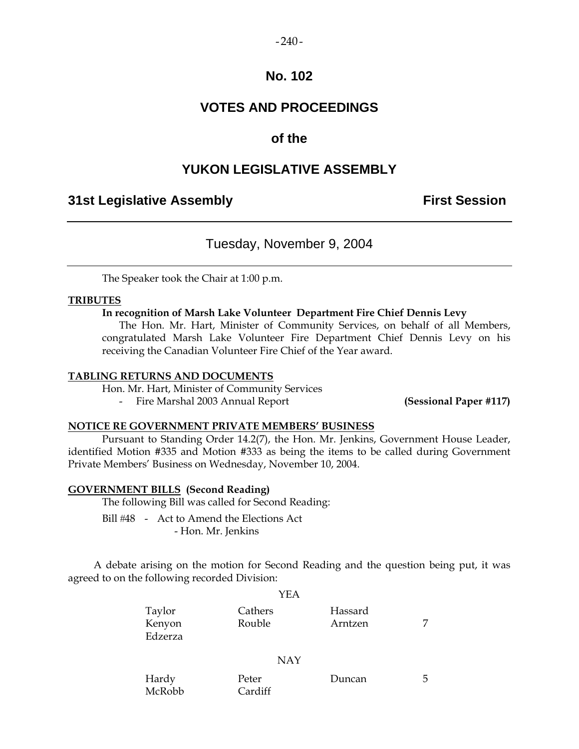# No. 102

# VOTES AND PROCEEDINGS

## of the

# YUKON LEGISLATIVE ASSEMBLY

**31st Legislative Assembly** **First Session**

---

Tuesday, November 9, 2004

---

The Speaker took the Chair at 1:00 p.m.

**TRIBUTES**

**In recognition of Marsh Lake Volunteer Department Fire Chief Dennis Levy**

The Hon. Mr. Hart, Minister of Community Services, on behalf of all Members, congratulated Marsh Lake Volunteer Fire Department Chief Dennis Levy on his receiving the Canadian Volunteer Fire Chief of the Year award.

**TABLING RETURNS AND DOCUMENTS**

Hon. Mr. Hart, Minister of Community Services

- Fire Marshal 2003 Annual Report **(Sessional Paper #117)**

**NOTICE RE GOVERNMENT PRIVATE MEMBERS' BUSINESS**

Pursuant to Standing Order 14.2(7), the Hon. Mr. Jenkins, Government House Leader, identified Motion #335 and Motion #333 as being the items to be called during Government Private Members' Business on Wednesday, November 10, 2004.

**GOVERNMENT BILLS (Second Reading)**

The following Bill was called for Second Reading:

Bill #48 - Act to Amend the Elections Act
- Hon. Mr. Jenkins

A debate arising on the motion for Second Reading and the question being put, it was agreed to on the following recorded Division:

YEA

| | | | |
|---|---|---|---|
| Taylor | Cathers | Hassard | |
| Kenyon | Rouble | Arntzen | 7 |
| Edzerza | | | |

NAY

| | | | |
|---|---|---|---|
| Hardy | Peter | Duncan | 5 |
| McRobb | Cardiff | | |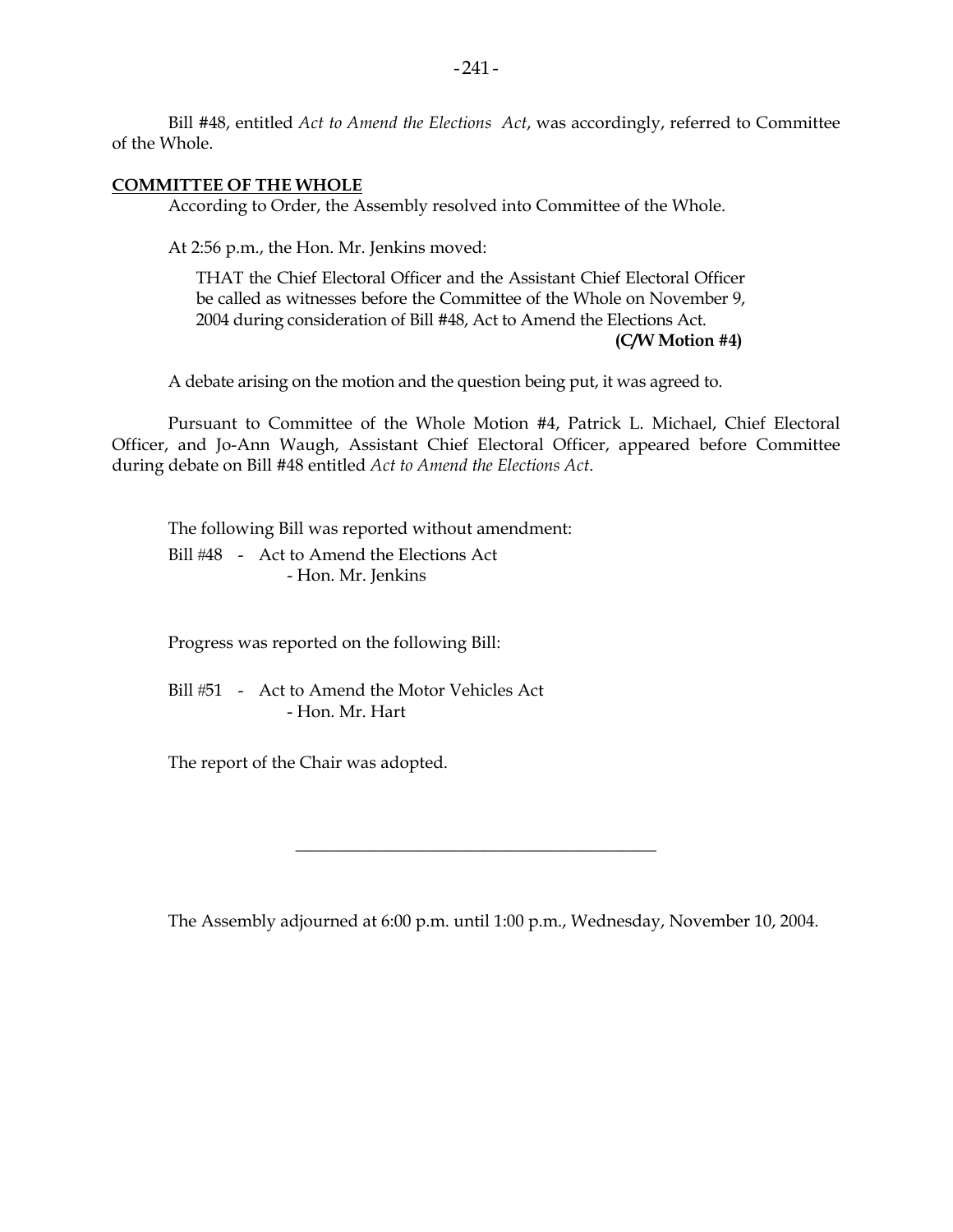Bill #48, entitled *Act to Amend the Elections Act*, was accordingly, referred to Committee of the Whole.

**COMMITTEE OF THE WHOLE**

According to Order, the Assembly resolved into Committee of the Whole.

At 2:56 p.m., the Hon. Mr. Jenkins moved:

> THAT the Chief Electoral Officer and the Assistant Chief Electoral Officer be called as witnesses before the Committee of the Whole on November 9, 2004 during consideration of Bill #48, Act to Amend the Elections Act.
>
> **(C/W Motion #4)**

A debate arising on the motion and the question being put, it was agreed to.

Pursuant to Committee of the Whole Motion #4, Patrick L. Michael, Chief Electoral Officer, and Jo-Ann Waugh, Assistant Chief Electoral Officer, appeared before Committee during debate on Bill #48 entitled *Act to Amend the Elections Act*.

The following Bill was reported without amendment:

Bill #48 - Act to Amend the Elections Act
- Hon. Mr. Jenkins

Progress was reported on the following Bill:

Bill #51 - Act to Amend the Motor Vehicles Act
- Hon. Mr. Hart

The report of the Chair was adopted.

---

The Assembly adjourned at 6:00 p.m. until 1:00 p.m., Wednesday, November 10, 2004.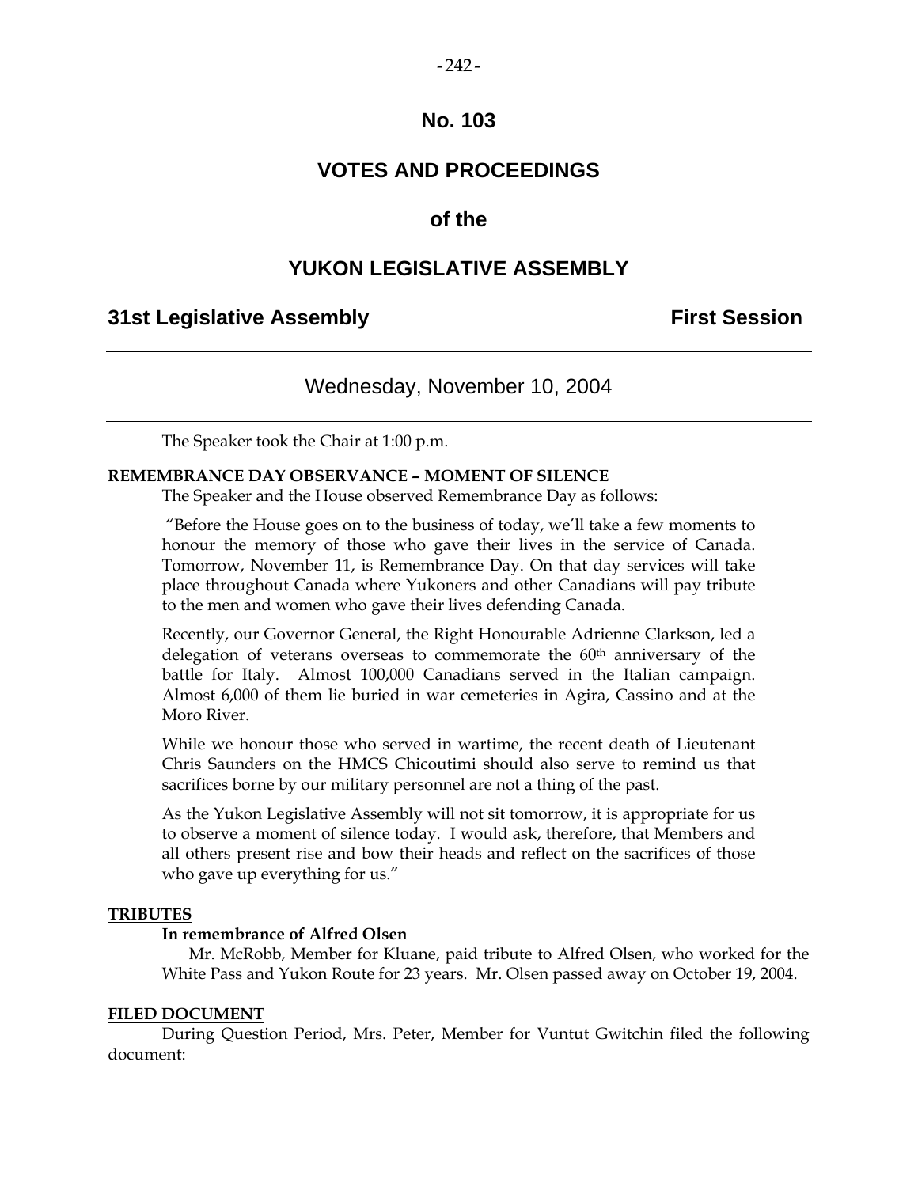# No. 103

# VOTES AND PROCEEDINGS

## of the

# YUKON LEGISLATIVE ASSEMBLY

**31st Legislative Assembly** **First Session**

---

Wednesday, November 10, 2004

---

The Speaker took the Chair at 1:00 p.m.

**REMEMBRANCE DAY OBSERVANCE – MOMENT OF SILENCE**

The Speaker and the House observed Remembrance Day as follows:

"Before the House goes on to the business of today, we'll take a few moments to honour the memory of those who gave their lives in the service of Canada. Tomorrow, November 11, is Remembrance Day. On that day services will take place throughout Canada where Yukoners and other Canadians will pay tribute to the men and women who gave their lives defending Canada.

Recently, our Governor General, the Right Honourable Adrienne Clarkson, led a delegation of veterans overseas to commemorate the 60th anniversary of the battle for Italy. Almost 100,000 Canadians served in the Italian campaign. Almost 6,000 of them lie buried in war cemeteries in Agira, Cassino and at the Moro River.

While we honour those who served in wartime, the recent death of Lieutenant Chris Saunders on the HMCS Chicoutimi should also serve to remind us that sacrifices borne by our military personnel are not a thing of the past.

As the Yukon Legislative Assembly will not sit tomorrow, it is appropriate for us to observe a moment of silence today. I would ask, therefore, that Members and all others present rise and bow their heads and reflect on the sacrifices of those who gave up everything for us."

**TRIBUTES**

**In remembrance of Alfred Olsen**

Mr. McRobb, Member for Kluane, paid tribute to Alfred Olsen, who worked for the White Pass and Yukon Route for 23 years. Mr. Olsen passed away on October 19, 2004.

**FILED DOCUMENT**

During Question Period, Mrs. Peter, Member for Vuntut Gwitchin filed the following document: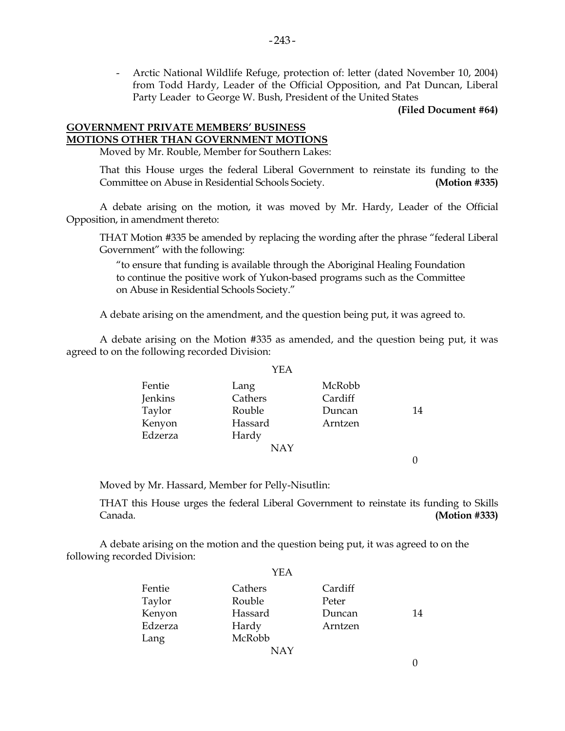- Arctic National Wildlife Refuge, protection of: letter (dated November 10, 2004) from Todd Hardy, Leader of the Official Opposition, and Pat Duncan, Liberal Party Leader to George W. Bush, President of the United States

**(Filed Document #64)**

**GOVERNMENT PRIVATE MEMBERS' BUSINESS**
**MOTIONS OTHER THAN GOVERNMENT MOTIONS**

Moved by Mr. Rouble, Member for Southern Lakes:

That this House urges the federal Liberal Government to reinstate its funding to the Committee on Abuse in Residential Schools Society. **(Motion #335)**

A debate arising on the motion, it was moved by Mr. Hardy, Leader of the Official Opposition, in amendment thereto:

THAT Motion #335 be amended by replacing the wording after the phrase "federal Liberal Government" with the following:

"to ensure that funding is available through the Aboriginal Healing Foundation to continue the positive work of Yukon-based programs such as the Committee on Abuse in Residential Schools Society."

A debate arising on the amendment, and the question being put, it was agreed to.

A debate arising on the Motion #335 as amended, and the question being put, it was agreed to on the following recorded Division:

YEA

| | | | |
|---|---|---|---|
| Fentie | Lang | McRobb | |
| Jenkins | Cathers | Cardiff | |
| Taylor | Rouble | Duncan | 14 |
| Kenyon | Hassard | Arntzen | |
| Edzerza | Hardy | | |

NAY

0

Moved by Mr. Hassard, Member for Pelly-Nisutlin:

THAT this House urges the federal Liberal Government to reinstate its funding to Skills Canada. **(Motion #333)**

A debate arising on the motion and the question being put, it was agreed to on the following recorded Division:

YEA

| | | | |
|---|---|---|---|
| Fentie | Cathers | Cardiff | |
| Taylor | Rouble | Peter | |
| Kenyon | Hassard | Duncan | 14 |
| Edzerza | Hardy | Arntzen | |
| Lang | McRobb | | |

NAY

0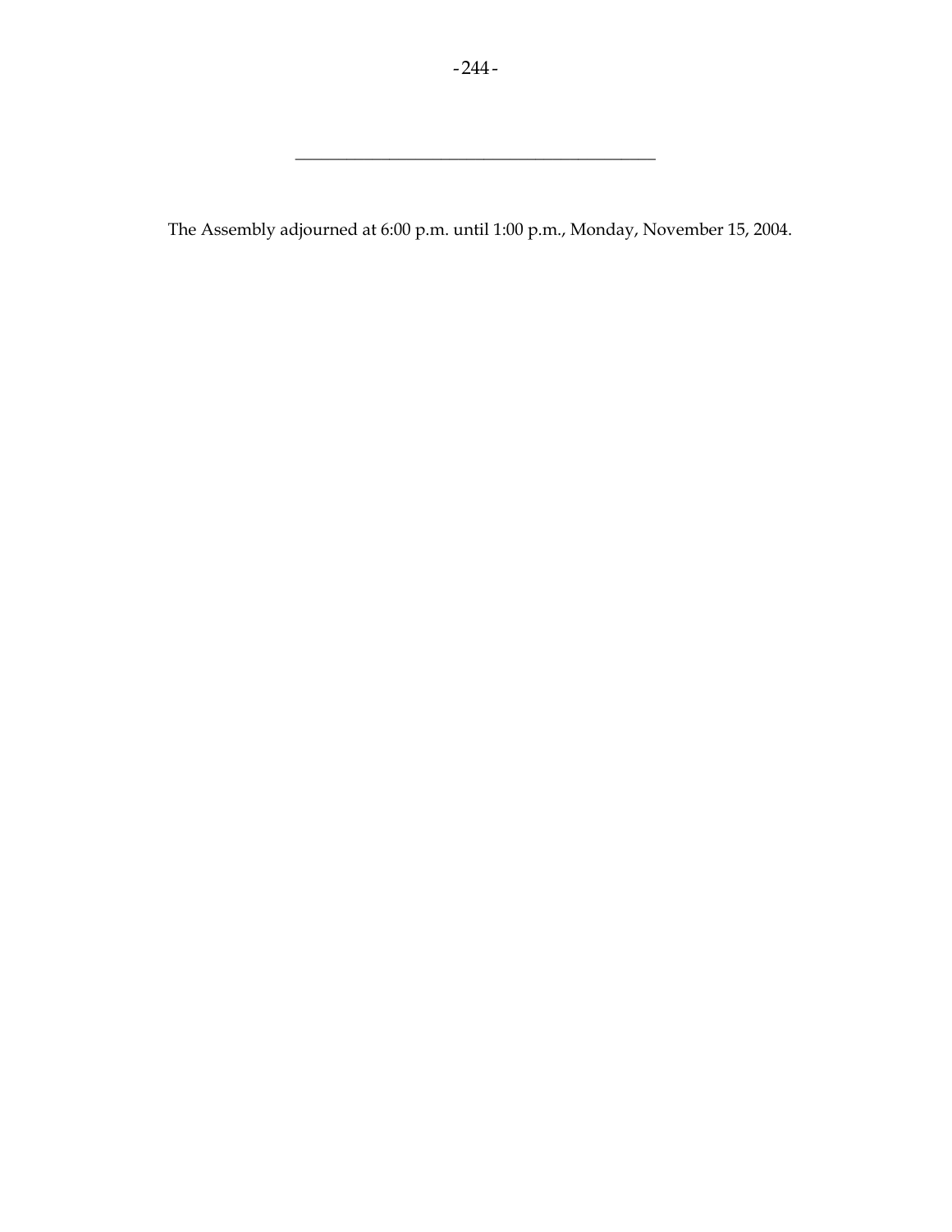---

The Assembly adjourned at 6:00 p.m. until 1:00 p.m., Monday, November 15, 2004.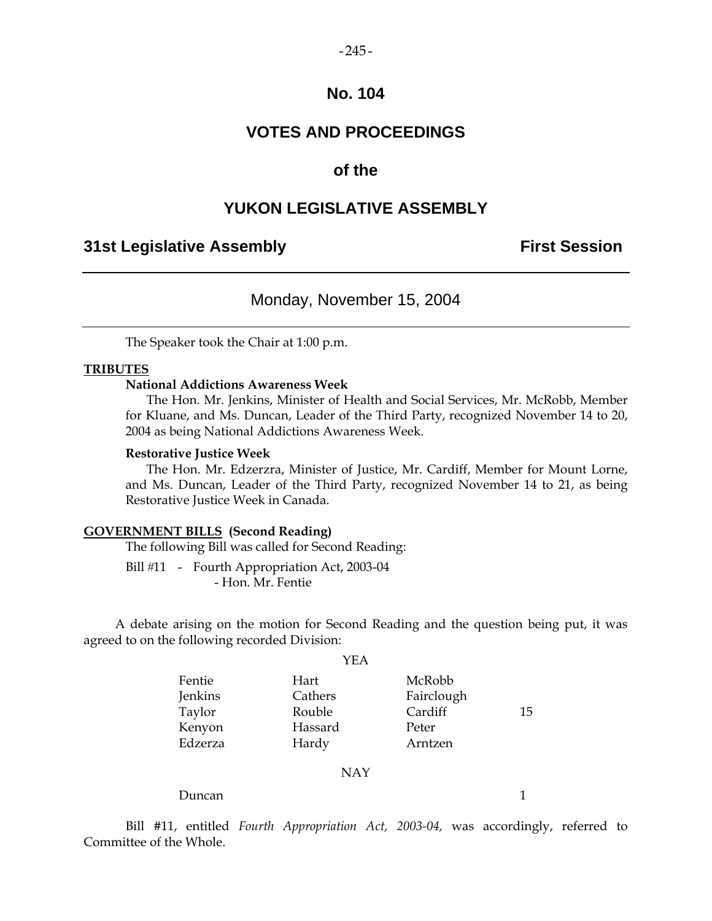# No. 104

# VOTES AND PROCEEDINGS

# of the

# YUKON LEGISLATIVE ASSEMBLY

## 31st Legislative Assembly First Session

### Monday, November 15, 2004

The Speaker took the Chair at 1:00 p.m.

**TRIBUTES**

**National Addictions Awareness Week**

The Hon. Mr. Jenkins, Minister of Health and Social Services, Mr. McRobb, Member for Kluane, and Ms. Duncan, Leader of the Third Party, recognized November 14 to 20, 2004 as being National Addictions Awareness Week.

**Restorative Justice Week**

The Hon. Mr. Edzerzra, Minister of Justice, Mr. Cardiff, Member for Mount Lorne, and Ms. Duncan, Leader of the Third Party, recognized November 14 to 21, as being Restorative Justice Week in Canada.

**GOVERNMENT BILLS (Second Reading)**

The following Bill was called for Second Reading:

Bill #11 - Fourth Appropriation Act, 2003-04
- Hon. Mr. Fentie

A debate arising on the motion for Second Reading and the question being put, it was agreed to on the following recorded Division:

YEA

| | | | |
|---|---|---|---|
| Fentie | Hart | McRobb | |
| Jenkins | Cathers | Fairclough | |
| Taylor | Rouble | Cardiff | 15 |
| Kenyon | Hassard | Peter | |
| Edzerza | Hardy | Arntzen | |

NAY

| | |
|---|---|
| Duncan | 1 |

Bill #11, entitled *Fourth Appropriation Act, 2003-04,* was accordingly, referred to Committee of the Whole.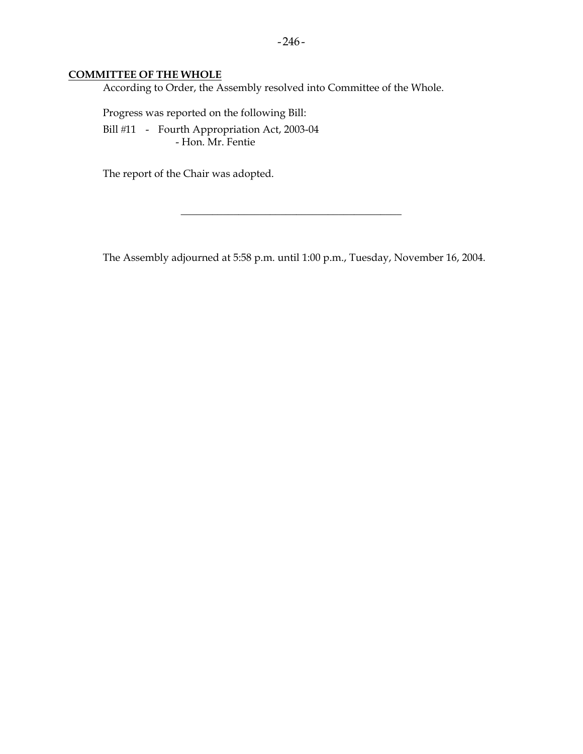**COMMITTEE OF THE WHOLE**

According to Order, the Assembly resolved into Committee of the Whole.

Progress was reported on the following Bill:

Bill #11 - Fourth Appropriation Act, 2003-04
- Hon. Mr. Fentie

The report of the Chair was adopted.

---

The Assembly adjourned at 5:58 p.m. until 1:00 p.m., Tuesday, November 16, 2004.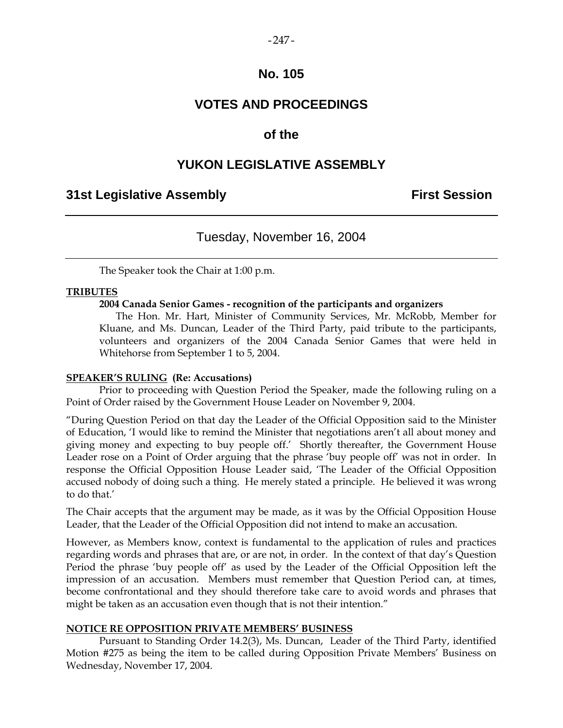# No. 105

# VOTES AND PROCEEDINGS

# of the

# YUKON LEGISLATIVE ASSEMBLY

## 31st Legislative Assembly — First Session

### Tuesday, November 16, 2004

The Speaker took the Chair at 1:00 p.m.

**TRIBUTES**

**2004 Canada Senior Games - recognition of the participants and organizers**

The Hon. Mr. Hart, Minister of Community Services, Mr. McRobb, Member for Kluane, and Ms. Duncan, Leader of the Third Party, paid tribute to the participants, volunteers and organizers of the 2004 Canada Senior Games that were held in Whitehorse from September 1 to 5, 2004.

**SPEAKER'S RULING (Re: Accusations)**

Prior to proceeding with Question Period the Speaker, made the following ruling on a Point of Order raised by the Government House Leader on November 9, 2004.

"During Question Period on that day the Leader of the Official Opposition said to the Minister of Education, 'I would like to remind the Minister that negotiations aren't all about money and giving money and expecting to buy people off.' Shortly thereafter, the Government House Leader rose on a Point of Order arguing that the phrase 'buy people off' was not in order. In response the Official Opposition House Leader said, 'The Leader of the Official Opposition accused nobody of doing such a thing. He merely stated a principle. He believed it was wrong to do that.'

The Chair accepts that the argument may be made, as it was by the Official Opposition House Leader, that the Leader of the Official Opposition did not intend to make an accusation.

However, as Members know, context is fundamental to the application of rules and practices regarding words and phrases that are, or are not, in order. In the context of that day's Question Period the phrase 'buy people off' as used by the Leader of the Official Opposition left the impression of an accusation. Members must remember that Question Period can, at times, become confrontational and they should therefore take care to avoid words and phrases that might be taken as an accusation even though that is not their intention."

**NOTICE RE OPPOSITION PRIVATE MEMBERS' BUSINESS**

Pursuant to Standing Order 14.2(3), Ms. Duncan, Leader of the Third Party, identified Motion #275 as being the item to be called during Opposition Private Members' Business on Wednesday, November 17, 2004.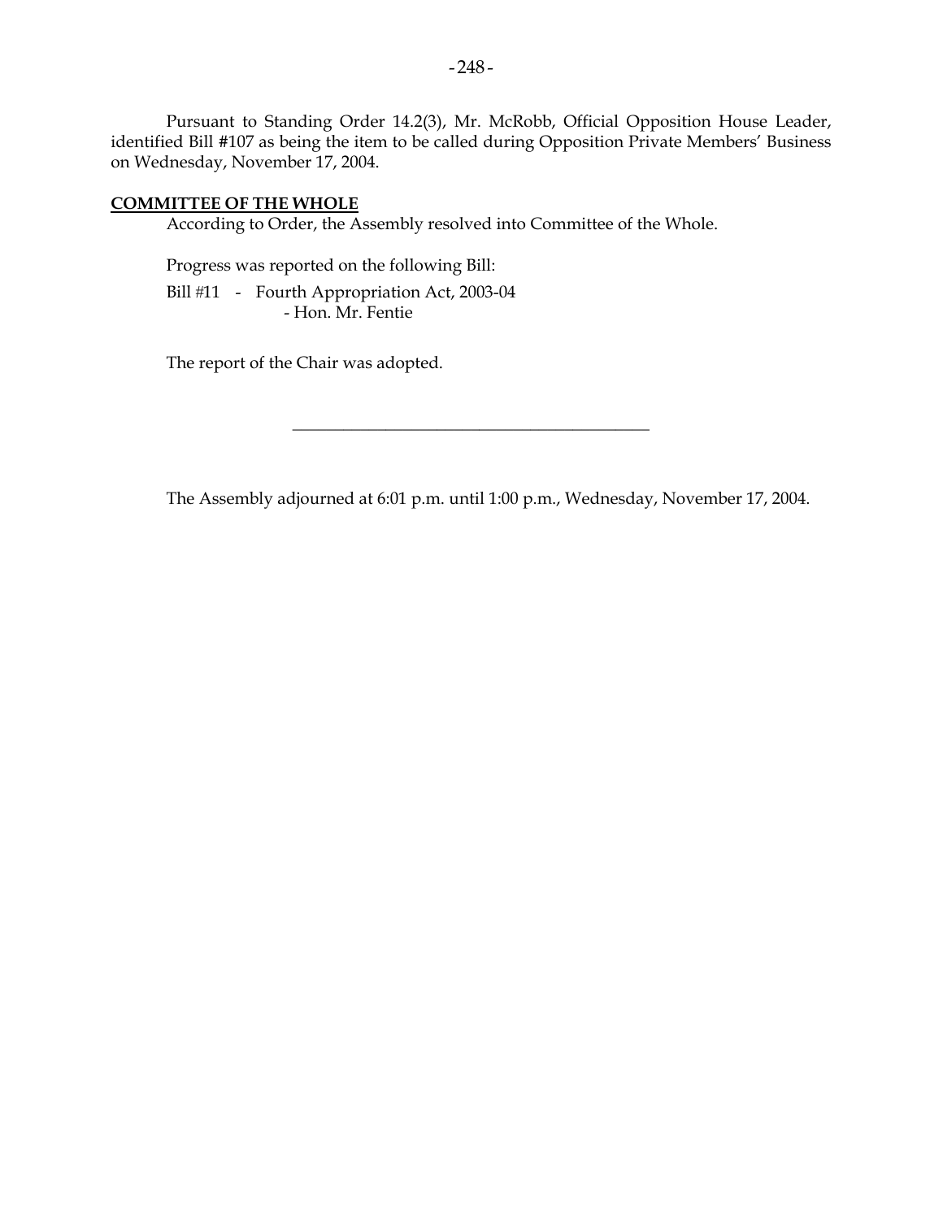Pursuant to Standing Order 14.2(3), Mr. McRobb, Official Opposition House Leader, identified Bill #107 as being the item to be called during Opposition Private Members' Business on Wednesday, November 17, 2004.

## COMMITTEE OF THE WHOLE

According to Order, the Assembly resolved into Committee of the Whole.

Progress was reported on the following Bill:

Bill #11 - Fourth Appropriation Act, 2003-04
- Hon. Mr. Fentie

The report of the Chair was adopted.

---

The Assembly adjourned at 6:01 p.m. until 1:00 p.m., Wednesday, November 17, 2004.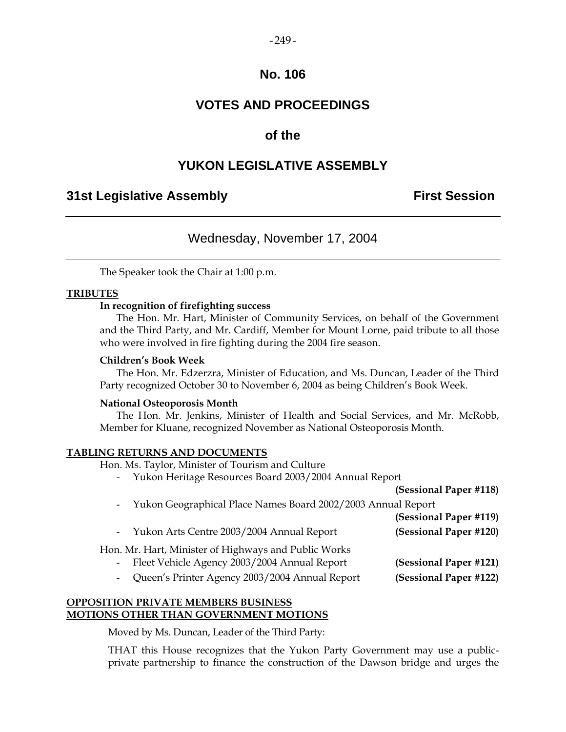# No. 106

# VOTES AND PROCEEDINGS

## of the

# YUKON LEGISLATIVE ASSEMBLY

**31st Legislative Assembly** **First Session**

---

Wednesday, November 17, 2004

---

The Speaker took the Chair at 1:00 p.m.

**TRIBUTES**

**In recognition of firefighting success**

The Hon. Mr. Hart, Minister of Community Services, on behalf of the Government and the Third Party, and Mr. Cardiff, Member for Mount Lorne, paid tribute to all those who were involved in fire fighting during the 2004 fire season.

**Children's Book Week**

The Hon. Mr. Edzerzra, Minister of Education, and Ms. Duncan, Leader of the Third Party recognized October 30 to November 6, 2004 as being Children's Book Week.

**National Osteoporosis Month**

The Hon. Mr. Jenkins, Minister of Health and Social Services, and Mr. McRobb, Member for Kluane, recognized November as National Osteoporosis Month.

**TABLING RETURNS AND DOCUMENTS**

Hon. Ms. Taylor, Minister of Tourism and Culture

- Yukon Heritage Resources Board 2003/2004 Annual Report **(Sessional Paper #118)**
- Yukon Geographical Place Names Board 2002/2003 Annual Report **(Sessional Paper #119)**
- Yukon Arts Centre 2003/2004 Annual Report **(Sessional Paper #120)**

Hon. Mr. Hart, Minister of Highways and Public Works

- Fleet Vehicle Agency 2003/2004 Annual Report **(Sessional Paper #121)**
- Queen's Printer Agency 2003/2004 Annual Report **(Sessional Paper #122)**

**OPPOSITION PRIVATE MEMBERS BUSINESS**
**MOTIONS OTHER THAN GOVERNMENT MOTIONS**

Moved by Ms. Duncan, Leader of the Third Party:

THAT this House recognizes that the Yukon Party Government may use a public-private partnership to finance the construction of the Dawson bridge and urges the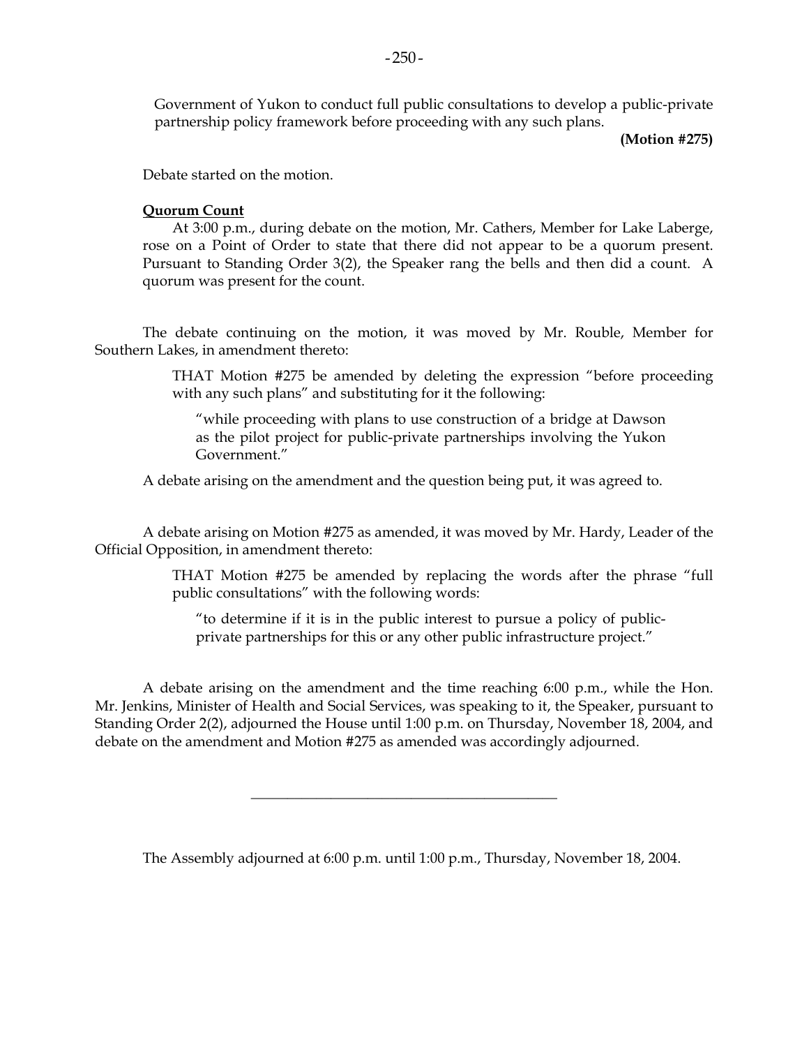Government of Yukon to conduct full public consultations to develop a public-private partnership policy framework before proceeding with any such plans.

**(Motion #275)**

Debate started on the motion.

**Quorum Count**

At 3:00 p.m., during debate on the motion, Mr. Cathers, Member for Lake Laberge, rose on a Point of Order to state that there did not appear to be a quorum present. Pursuant to Standing Order 3(2), the Speaker rang the bells and then did a count. A quorum was present for the count.

The debate continuing on the motion, it was moved by Mr. Rouble, Member for Southern Lakes, in amendment thereto:

> THAT Motion #275 be amended by deleting the expression "before proceeding with any such plans" and substituting for it the following:
>
> "while proceeding with plans to use construction of a bridge at Dawson as the pilot project for public-private partnerships involving the Yukon Government."

A debate arising on the amendment and the question being put, it was agreed to.

A debate arising on Motion #275 as amended, it was moved by Mr. Hardy, Leader of the Official Opposition, in amendment thereto:

> THAT Motion #275 be amended by replacing the words after the phrase "full public consultations" with the following words:
>
> "to determine if it is in the public interest to pursue a policy of public-private partnerships for this or any other public infrastructure project."

A debate arising on the amendment and the time reaching 6:00 p.m., while the Hon. Mr. Jenkins, Minister of Health and Social Services, was speaking to it, the Speaker, pursuant to Standing Order 2(2), adjourned the House until 1:00 p.m. on Thursday, November 18, 2004, and debate on the amendment and Motion #275 as amended was accordingly adjourned.

---

The Assembly adjourned at 6:00 p.m. until 1:00 p.m., Thursday, November 18, 2004.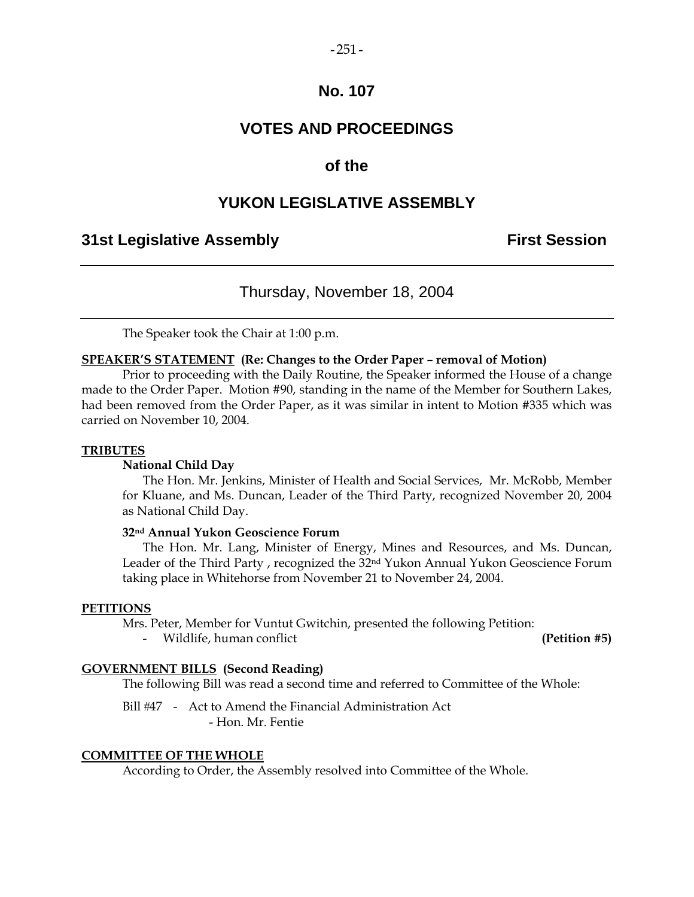# No. 107

# VOTES AND PROCEEDINGS

## of the

# YUKON LEGISLATIVE ASSEMBLY

**31st Legislative Assembly** **First Session**

---

Thursday, November 18, 2004

---

The Speaker took the Chair at 1:00 p.m.

**SPEAKER'S STATEMENT (Re: Changes to the Order Paper – removal of Motion)**

Prior to proceeding with the Daily Routine, the Speaker informed the House of a change made to the Order Paper. Motion #90, standing in the name of the Member for Southern Lakes, had been removed from the Order Paper, as it was similar in intent to Motion #335 which was carried on November 10, 2004.

**TRIBUTES**

**National Child Day**

The Hon. Mr. Jenkins, Minister of Health and Social Services, Mr. McRobb, Member for Kluane, and Ms. Duncan, Leader of the Third Party, recognized November 20, 2004 as National Child Day.

**32nd Annual Yukon Geoscience Forum**

The Hon. Mr. Lang, Minister of Energy, Mines and Resources, and Ms. Duncan, Leader of the Third Party , recognized the 32nd Yukon Annual Yukon Geoscience Forum taking place in Whitehorse from November 21 to November 24, 2004.

**PETITIONS**

Mrs. Peter, Member for Vuntut Gwitchin, presented the following Petition:

- Wildlife, human conflict **(Petition #5)**

**GOVERNMENT BILLS (Second Reading)**

The following Bill was read a second time and referred to Committee of the Whole:

Bill #47 - Act to Amend the Financial Administration Act
- Hon. Mr. Fentie

**COMMITTEE OF THE WHOLE**

According to Order, the Assembly resolved into Committee of the Whole.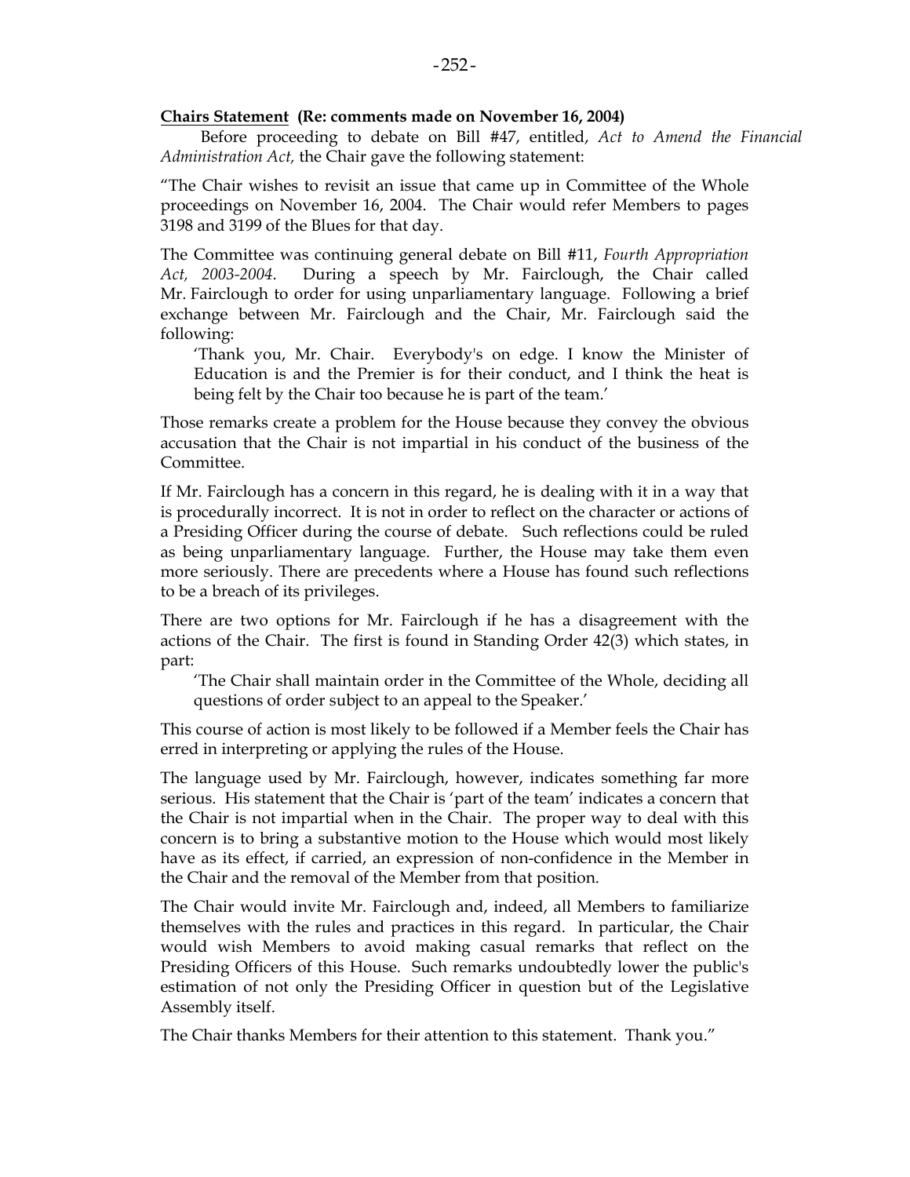**Chairs Statement** **(Re: comments made on November 16, 2004)**

Before proceeding to debate on Bill #47, entitled, *Act to Amend the Financial Administration Act,* the Chair gave the following statement:

"The Chair wishes to revisit an issue that came up in Committee of the Whole proceedings on November 16, 2004. The Chair would refer Members to pages 3198 and 3199 of the Blues for that day.

The Committee was continuing general debate on Bill #11, *Fourth Appropriation Act, 2003-2004*. During a speech by Mr. Fairclough, the Chair called Mr. Fairclough to order for using unparliamentary language. Following a brief exchange between Mr. Fairclough and the Chair, Mr. Fairclough said the following:

> 'Thank you, Mr. Chair. Everybody's on edge. I know the Minister of Education is and the Premier is for their conduct, and I think the heat is being felt by the Chair too because he is part of the team.'

Those remarks create a problem for the House because they convey the obvious accusation that the Chair is not impartial in his conduct of the business of the Committee.

If Mr. Fairclough has a concern in this regard, he is dealing with it in a way that is procedurally incorrect. It is not in order to reflect on the character or actions of a Presiding Officer during the course of debate. Such reflections could be ruled as being unparliamentary language. Further, the House may take them even more seriously. There are precedents where a House has found such reflections to be a breach of its privileges.

There are two options for Mr. Fairclough if he has a disagreement with the actions of the Chair. The first is found in Standing Order 42(3) which states, in part:

> 'The Chair shall maintain order in the Committee of the Whole, deciding all questions of order subject to an appeal to the Speaker.'

This course of action is most likely to be followed if a Member feels the Chair has erred in interpreting or applying the rules of the House.

The language used by Mr. Fairclough, however, indicates something far more serious. His statement that the Chair is 'part of the team' indicates a concern that the Chair is not impartial when in the Chair. The proper way to deal with this concern is to bring a substantive motion to the House which would most likely have as its effect, if carried, an expression of non-confidence in the Member in the Chair and the removal of the Member from that position.

The Chair would invite Mr. Fairclough and, indeed, all Members to familiarize themselves with the rules and practices in this regard. In particular, the Chair would wish Members to avoid making casual remarks that reflect on the Presiding Officers of this House. Such remarks undoubtedly lower the public's estimation of not only the Presiding Officer in question but of the Legislative Assembly itself.

The Chair thanks Members for their attention to this statement. Thank you."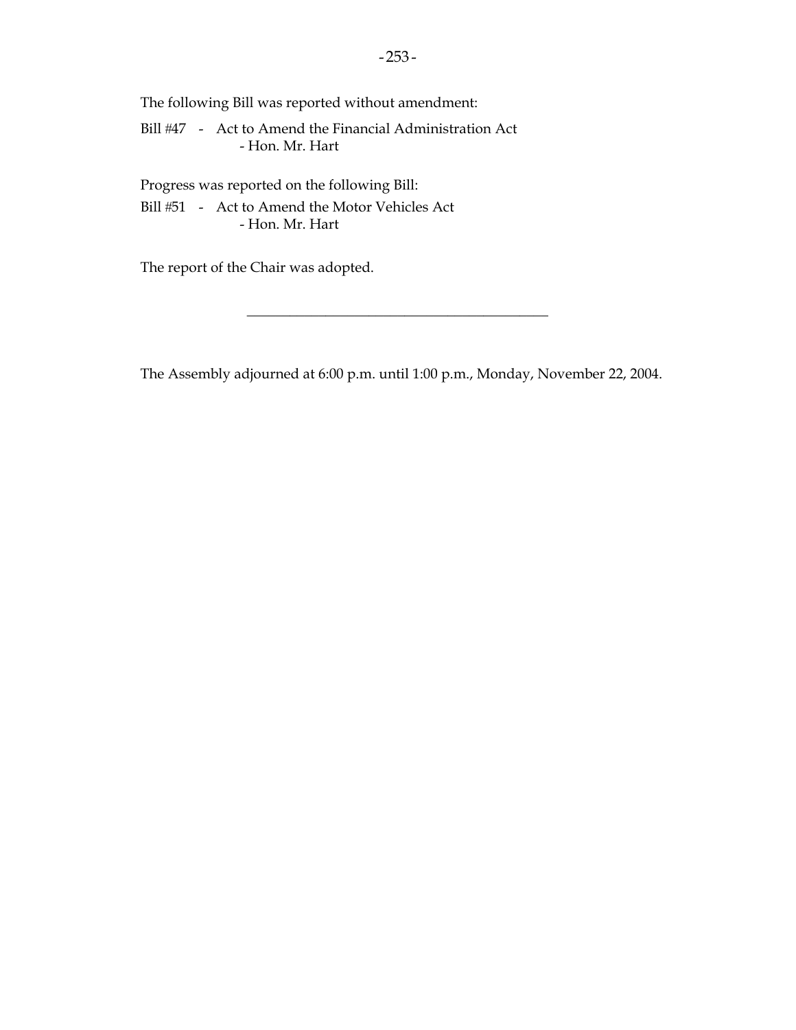The following Bill was reported without amendment:

Bill #47 - Act to Amend the Financial Administration Act
- Hon. Mr. Hart

Progress was reported on the following Bill:

Bill #51 - Act to Amend the Motor Vehicles Act
- Hon. Mr. Hart

The report of the Chair was adopted.

---

The Assembly adjourned at 6:00 p.m. until 1:00 p.m., Monday, November 22, 2004.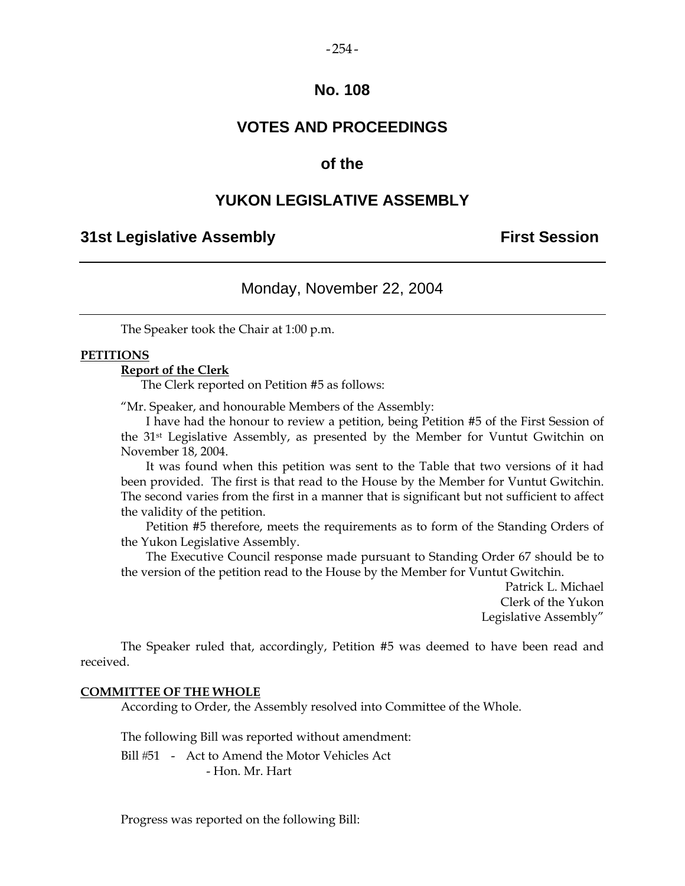# No. 108

## VOTES AND PROCEEDINGS

## of the

## YUKON LEGISLATIVE ASSEMBLY

**31st Legislative Assembly** **First Session**

---

Monday, November 22, 2004

---

The Speaker took the Chair at 1:00 p.m.

**PETITIONS**

**Report of the Clerk**

The Clerk reported on Petition #5 as follows:

"Mr. Speaker, and honourable Members of the Assembly:

I have had the honour to review a petition, being Petition #5 of the First Session of the 31st Legislative Assembly, as presented by the Member for Vuntut Gwitchin on November 18, 2004.

It was found when this petition was sent to the Table that two versions of it had been provided. The first is that read to the House by the Member for Vuntut Gwitchin. The second varies from the first in a manner that is significant but not sufficient to affect the validity of the petition.

Petition #5 therefore, meets the requirements as to form of the Standing Orders of the Yukon Legislative Assembly.

The Executive Council response made pursuant to Standing Order 67 should be to the version of the petition read to the House by the Member for Vuntut Gwitchin.

Patrick L. Michael
Clerk of the Yukon
Legislative Assembly"

The Speaker ruled that, accordingly, Petition #5 was deemed to have been read and received.

**COMMITTEE OF THE WHOLE**

According to Order, the Assembly resolved into Committee of the Whole.

The following Bill was reported without amendment:

Bill #51 - Act to Amend the Motor Vehicles Act
- Hon. Mr. Hart

Progress was reported on the following Bill: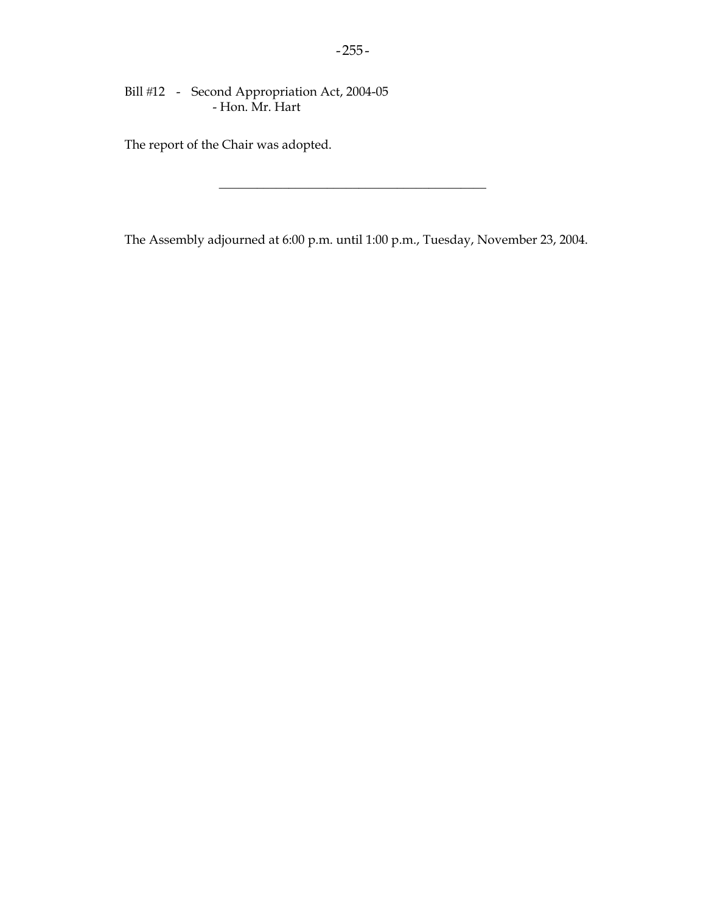Bill #12 - Second Appropriation Act, 2004-05
- Hon. Mr. Hart

The report of the Chair was adopted.

---

The Assembly adjourned at 6:00 p.m. until 1:00 p.m., Tuesday, November 23, 2004.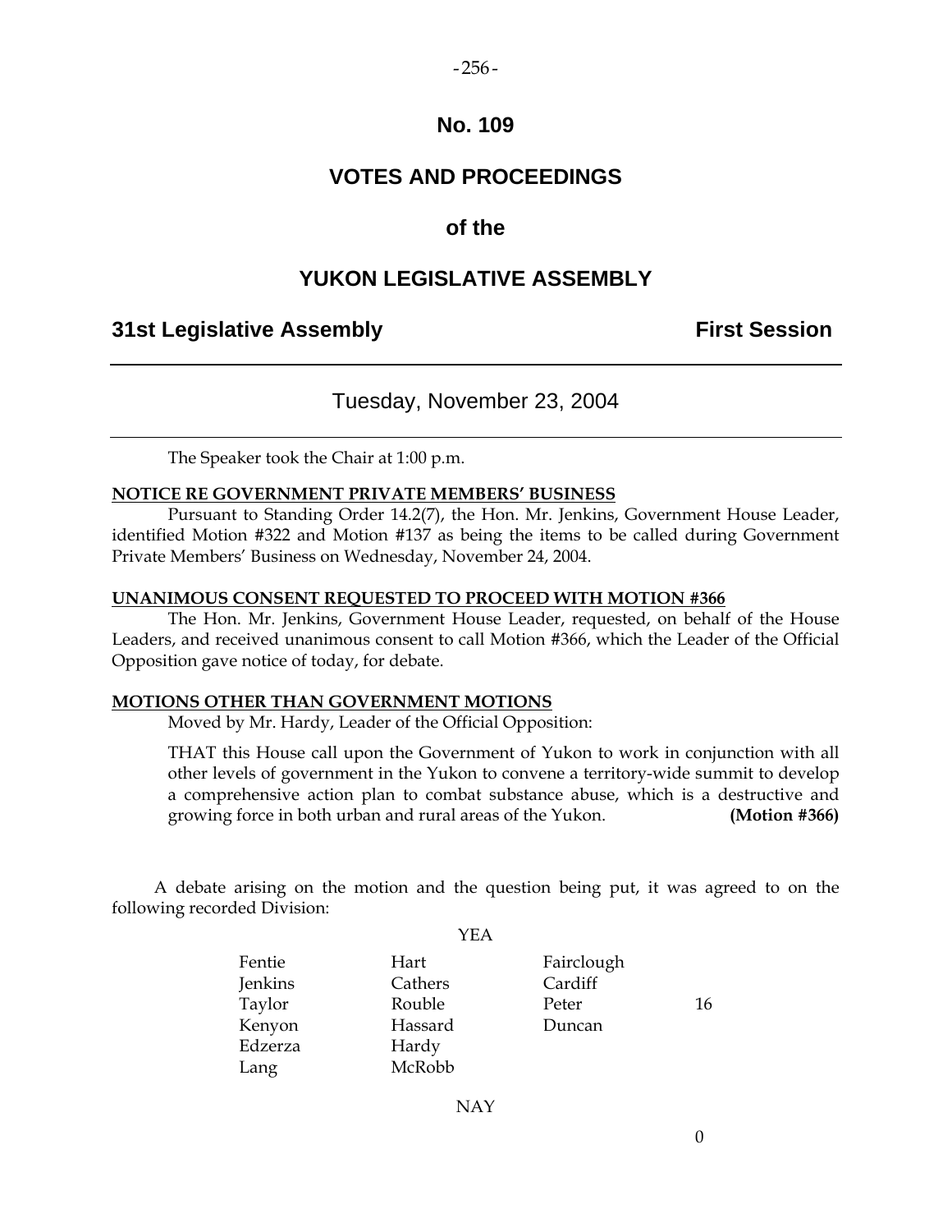# No. 109

# VOTES AND PROCEEDINGS

## of the

# YUKON LEGISLATIVE ASSEMBLY

**31st Legislative Assembly** **First Session**

---

Tuesday, November 23, 2004

---

The Speaker took the Chair at 1:00 p.m.

**NOTICE RE GOVERNMENT PRIVATE MEMBERS' BUSINESS**

Pursuant to Standing Order 14.2(7), the Hon. Mr. Jenkins, Government House Leader, identified Motion #322 and Motion #137 as being the items to be called during Government Private Members' Business on Wednesday, November 24, 2004.

**UNANIMOUS CONSENT REQUESTED TO PROCEED WITH MOTION #366**

The Hon. Mr. Jenkins, Government House Leader, requested, on behalf of the House Leaders, and received unanimous consent to call Motion #366, which the Leader of the Official Opposition gave notice of today, for debate.

**MOTIONS OTHER THAN GOVERNMENT MOTIONS**

Moved by Mr. Hardy, Leader of the Official Opposition:

THAT this House call upon the Government of Yukon to work in conjunction with all other levels of government in the Yukon to convene a territory-wide summit to develop a comprehensive action plan to combat substance abuse, which is a destructive and growing force in both urban and rural areas of the Yukon. **(Motion #366)**

A debate arising on the motion and the question being put, it was agreed to on the following recorded Division:

YEA

| | | | |
|---|---|---|---|
| Fentie | Hart | Fairclough | |
| Jenkins | Cathers | Cardiff | |
| Taylor | Rouble | Peter | 16 |
| Kenyon | Hassard | Duncan | |
| Edzerza | Hardy | | |
| Lang | McRobb | | |

NAY

0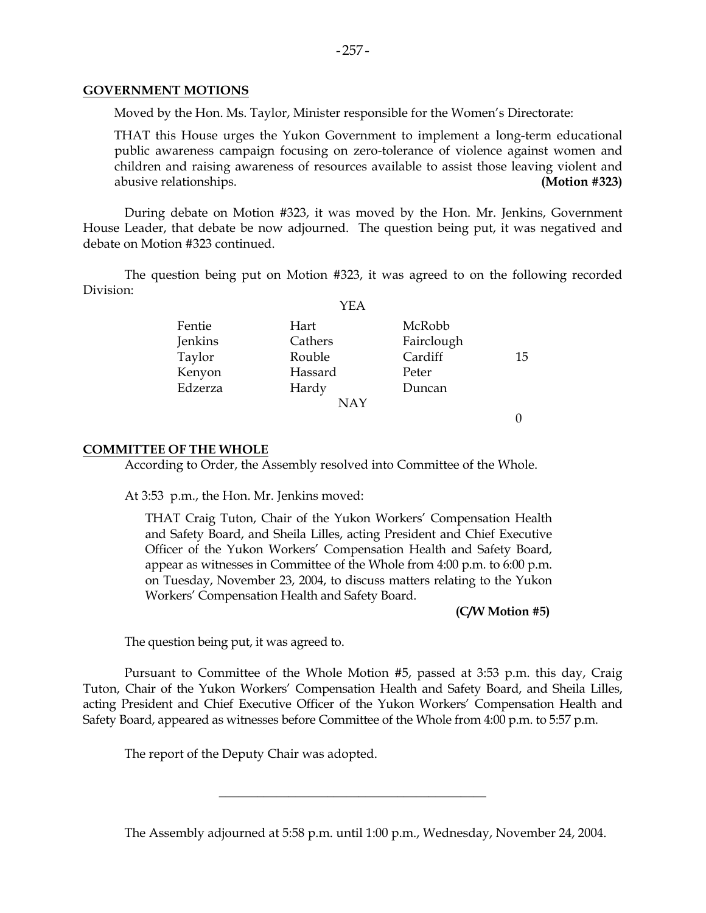**GOVERNMENT MOTIONS**

Moved by the Hon. Ms. Taylor, Minister responsible for the Women's Directorate:

THAT this House urges the Yukon Government to implement a long-term educational public awareness campaign focusing on zero-tolerance of violence against women and children and raising awareness of resources available to assist those leaving violent and abusive relationships. **(Motion #323)**

During debate on Motion #323, it was moved by the Hon. Mr. Jenkins, Government House Leader, that debate be now adjourned. The question being put, it was negatived and debate on Motion #323 continued.

The question being put on Motion #323, it was agreed to on the following recorded Division:

YEA

| | | | |
|---|---|---|---|
| Fentie | Hart | McRobb | |
| Jenkins | Cathers | Fairclough | |
| Taylor | Rouble | Cardiff | 15 |
| Kenyon | Hassard | Peter | |
| Edzerza | Hardy | Duncan | |

NAY

0

**COMMITTEE OF THE WHOLE**

According to Order, the Assembly resolved into Committee of the Whole.

At 3:53 p.m., the Hon. Mr. Jenkins moved:

THAT Craig Tuton, Chair of the Yukon Workers' Compensation Health and Safety Board, and Sheila Lilles, acting President and Chief Executive Officer of the Yukon Workers' Compensation Health and Safety Board, appear as witnesses in Committee of the Whole from 4:00 p.m. to 6:00 p.m. on Tuesday, November 23, 2004, to discuss matters relating to the Yukon Workers' Compensation Health and Safety Board.

**(C/W Motion #5)**

The question being put, it was agreed to.

Pursuant to Committee of the Whole Motion #5, passed at 3:53 p.m. this day, Craig Tuton, Chair of the Yukon Workers' Compensation Health and Safety Board, and Sheila Lilles, acting President and Chief Executive Officer of the Yukon Workers' Compensation Health and Safety Board, appeared as witnesses before Committee of the Whole from 4:00 p.m. to 5:57 p.m.

The report of the Deputy Chair was adopted.

---

The Assembly adjourned at 5:58 p.m. until 1:00 p.m., Wednesday, November 24, 2004.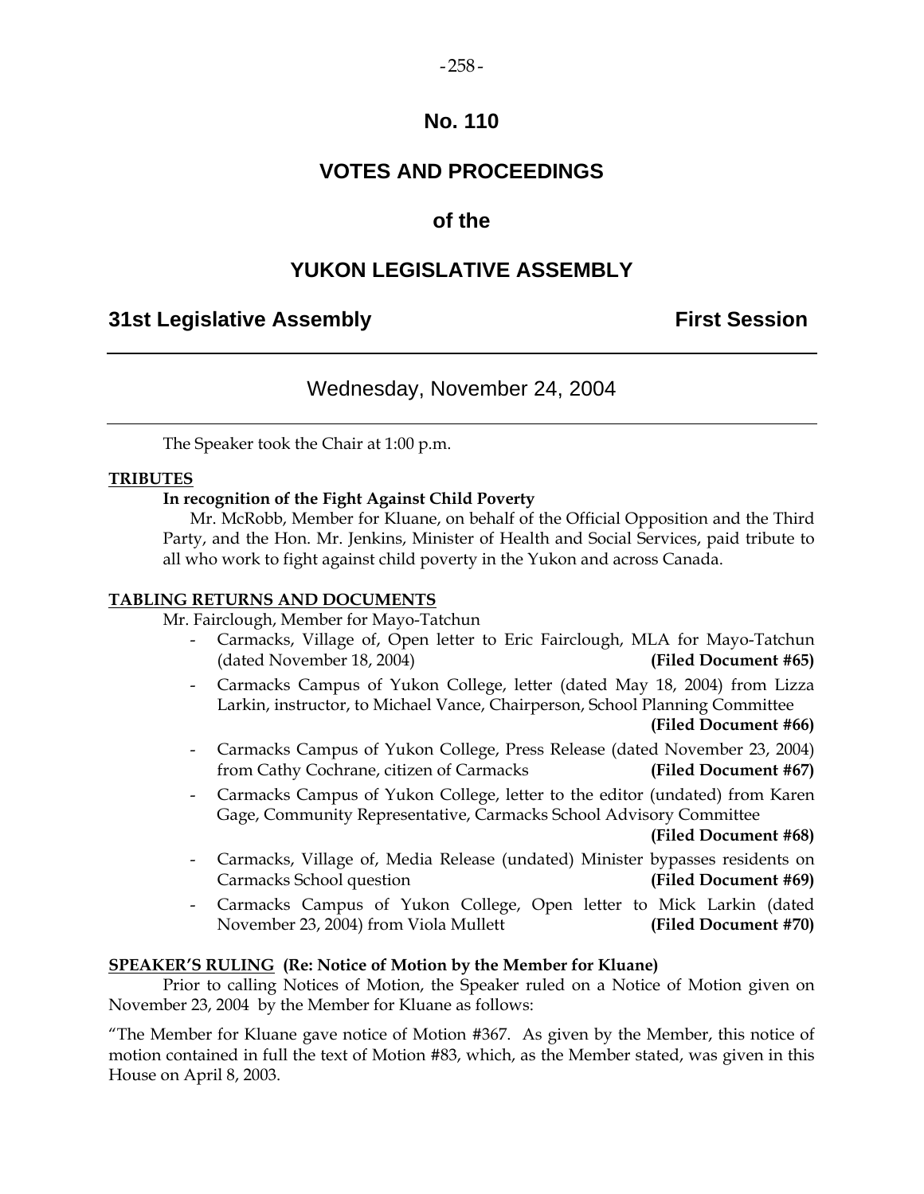# No. 110

## VOTES AND PROCEEDINGS

## of the

## YUKON LEGISLATIVE ASSEMBLY

**31st Legislative Assembly** **First Session**

---

Wednesday, November 24, 2004

---

The Speaker took the Chair at 1:00 p.m.

**TRIBUTES**

**In recognition of the Fight Against Child Poverty**

Mr. McRobb, Member for Kluane, on behalf of the Official Opposition and the Third Party, and the Hon. Mr. Jenkins, Minister of Health and Social Services, paid tribute to all who work to fight against child poverty in the Yukon and across Canada.

**TABLING RETURNS AND DOCUMENTS**

Mr. Fairclough, Member for Mayo-Tatchun

- Carmacks, Village of, Open letter to Eric Fairclough, MLA for Mayo-Tatchun (dated November 18, 2004) **(Filed Document #65)**
- Carmacks Campus of Yukon College, letter (dated May 18, 2004) from Lizza Larkin, instructor, to Michael Vance, Chairperson, School Planning Committee **(Filed Document #66)**
- Carmacks Campus of Yukon College, Press Release (dated November 23, 2004) from Cathy Cochrane, citizen of Carmacks **(Filed Document #67)**
- Carmacks Campus of Yukon College, letter to the editor (undated) from Karen Gage, Community Representative, Carmacks School Advisory Committee **(Filed Document #68)**
- Carmacks, Village of, Media Release (undated) Minister bypasses residents on Carmacks School question **(Filed Document #69)**
- Carmacks Campus of Yukon College, Open letter to Mick Larkin (dated November 23, 2004) from Viola Mullett **(Filed Document #70)**

**SPEAKER'S RULING (Re: Notice of Motion by the Member for Kluane)**

Prior to calling Notices of Motion, the Speaker ruled on a Notice of Motion given on November 23, 2004 by the Member for Kluane as follows:

"The Member for Kluane gave notice of Motion #367. As given by the Member, this notice of motion contained in full the text of Motion #83, which, as the Member stated, was given in this House on April 8, 2003.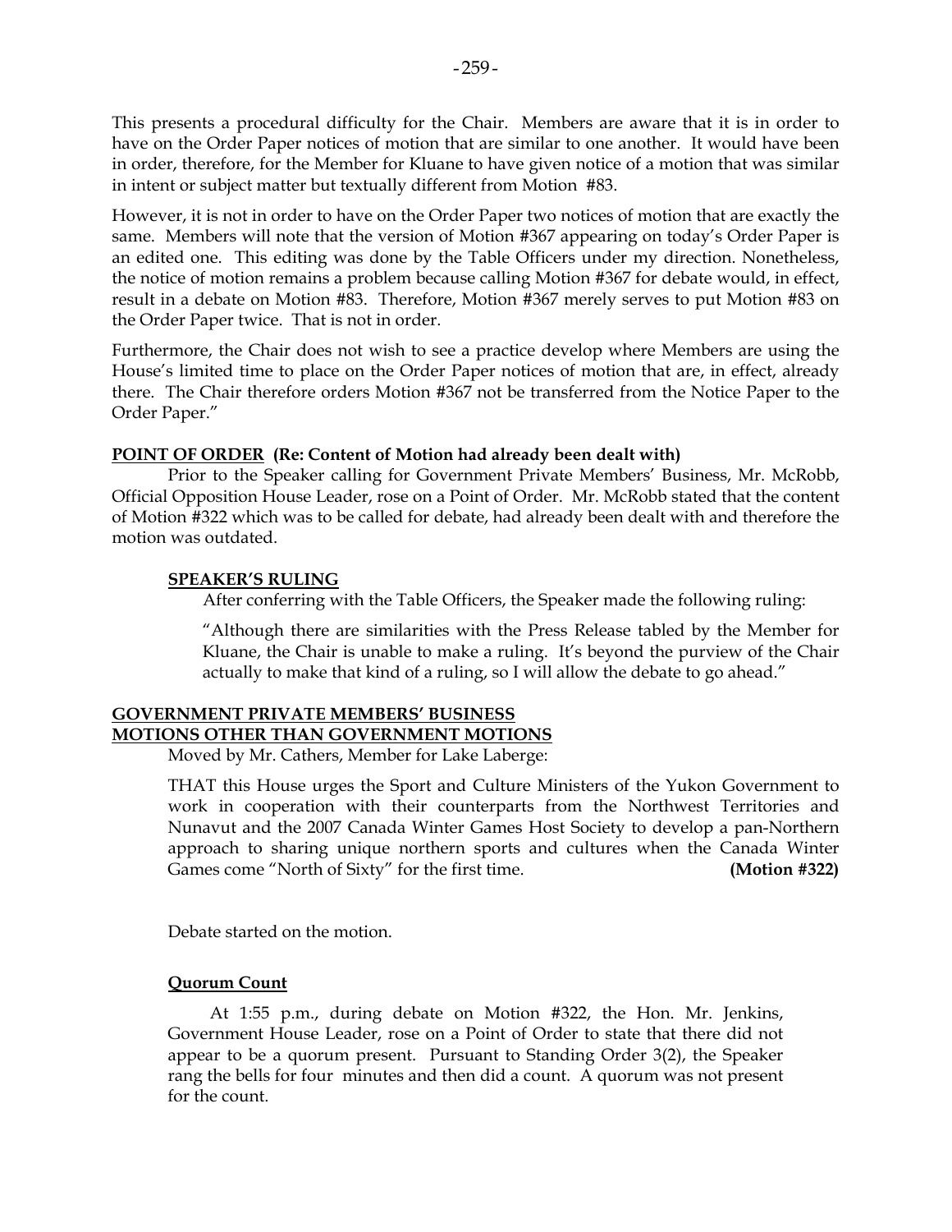This presents a procedural difficulty for the Chair. Members are aware that it is in order to have on the Order Paper notices of motion that are similar to one another. It would have been in order, therefore, for the Member for Kluane to have given notice of a motion that was similar in intent or subject matter but textually different from Motion #83.

However, it is not in order to have on the Order Paper two notices of motion that are exactly the same. Members will note that the version of Motion #367 appearing on today's Order Paper is an edited one. This editing was done by the Table Officers under my direction. Nonetheless, the notice of motion remains a problem because calling Motion #367 for debate would, in effect, result in a debate on Motion #83. Therefore, Motion #367 merely serves to put Motion #83 on the Order Paper twice. That is not in order.

Furthermore, the Chair does not wish to see a practice develop where Members are using the House's limited time to place on the Order Paper notices of motion that are, in effect, already there. The Chair therefore orders Motion #367 not be transferred from the Notice Paper to the Order Paper."

**POINT OF ORDER (Re: Content of Motion had already been dealt with)**

Prior to the Speaker calling for Government Private Members' Business, Mr. McRobb, Official Opposition House Leader, rose on a Point of Order. Mr. McRobb stated that the content of Motion #322 which was to be called for debate, had already been dealt with and therefore the motion was outdated.

**SPEAKER'S RULING**

After conferring with the Table Officers, the Speaker made the following ruling:

"Although there are similarities with the Press Release tabled by the Member for Kluane, the Chair is unable to make a ruling. It's beyond the purview of the Chair actually to make that kind of a ruling, so I will allow the debate to go ahead."

**GOVERNMENT PRIVATE MEMBERS' BUSINESS**
**MOTIONS OTHER THAN GOVERNMENT MOTIONS**

Moved by Mr. Cathers, Member for Lake Laberge:

THAT this House urges the Sport and Culture Ministers of the Yukon Government to work in cooperation with their counterparts from the Northwest Territories and Nunavut and the 2007 Canada Winter Games Host Society to develop a pan-Northern approach to sharing unique northern sports and cultures when the Canada Winter Games come "North of Sixty" for the first time. **(Motion #322)**

Debate started on the motion.

**Quorum Count**

At 1:55 p.m., during debate on Motion #322, the Hon. Mr. Jenkins, Government House Leader, rose on a Point of Order to state that there did not appear to be a quorum present. Pursuant to Standing Order 3(2), the Speaker rang the bells for four minutes and then did a count. A quorum was not present for the count.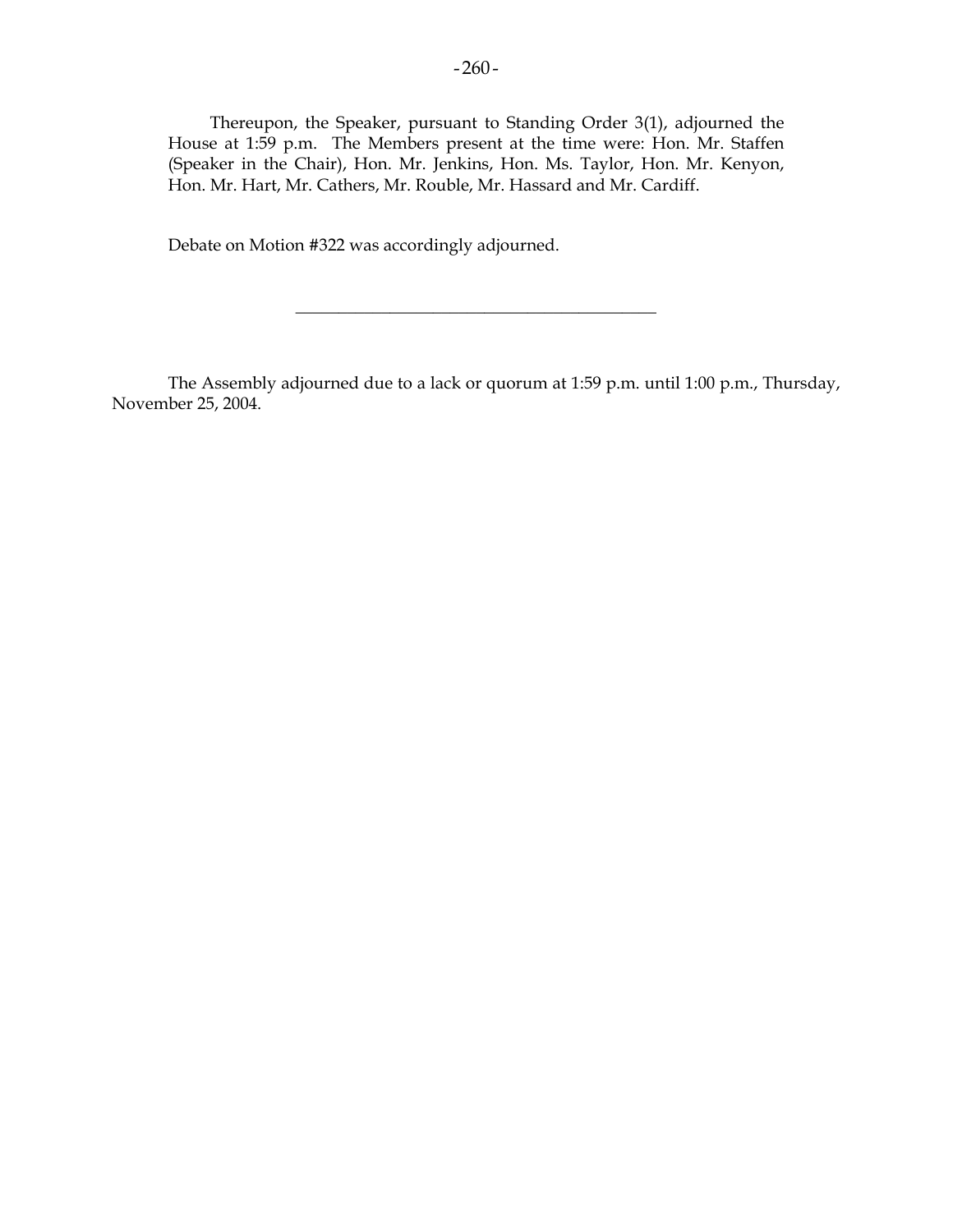Thereupon, the Speaker, pursuant to Standing Order 3(1), adjourned the House at 1:59 p.m. The Members present at the time were: Hon. Mr. Staffen (Speaker in the Chair), Hon. Mr. Jenkins, Hon. Ms. Taylor, Hon. Mr. Kenyon, Hon. Mr. Hart, Mr. Cathers, Mr. Rouble, Mr. Hassard and Mr. Cardiff.

Debate on Motion #322 was accordingly adjourned.

---

The Assembly adjourned due to a lack or quorum at 1:59 p.m. until 1:00 p.m., Thursday, November 25, 2004.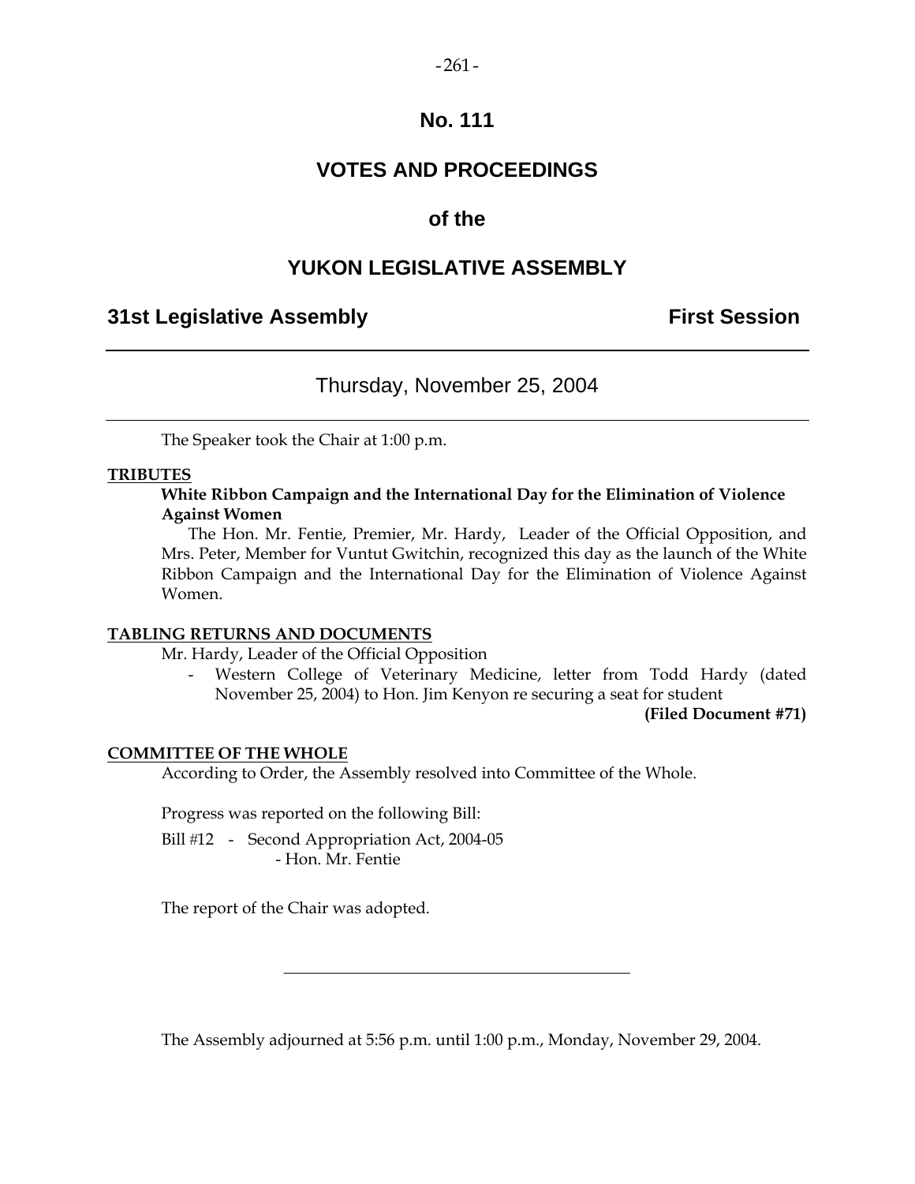# No. 111

# VOTES AND PROCEEDINGS

## of the

# YUKON LEGISLATIVE ASSEMBLY

**31st Legislative Assembly** **First Session**

---

Thursday, November 25, 2004

---

The Speaker took the Chair at 1:00 p.m.

**TRIBUTES**

**White Ribbon Campaign and the International Day for the Elimination of Violence Against Women**

The Hon. Mr. Fentie, Premier, Mr. Hardy, Leader of the Official Opposition, and Mrs. Peter, Member for Vuntut Gwitchin, recognized this day as the launch of the White Ribbon Campaign and the International Day for the Elimination of Violence Against Women.

**TABLING RETURNS AND DOCUMENTS**

Mr. Hardy, Leader of the Official Opposition

- Western College of Veterinary Medicine, letter from Todd Hardy (dated November 25, 2004) to Hon. Jim Kenyon re securing a seat for student

**(Filed Document #71)**

**COMMITTEE OF THE WHOLE**

According to Order, the Assembly resolved into Committee of the Whole.

Progress was reported on the following Bill:

Bill #12 - Second Appropriation Act, 2004-05
- Hon. Mr. Fentie

The report of the Chair was adopted.

---

The Assembly adjourned at 5:56 p.m. until 1:00 p.m., Monday, November 29, 2004.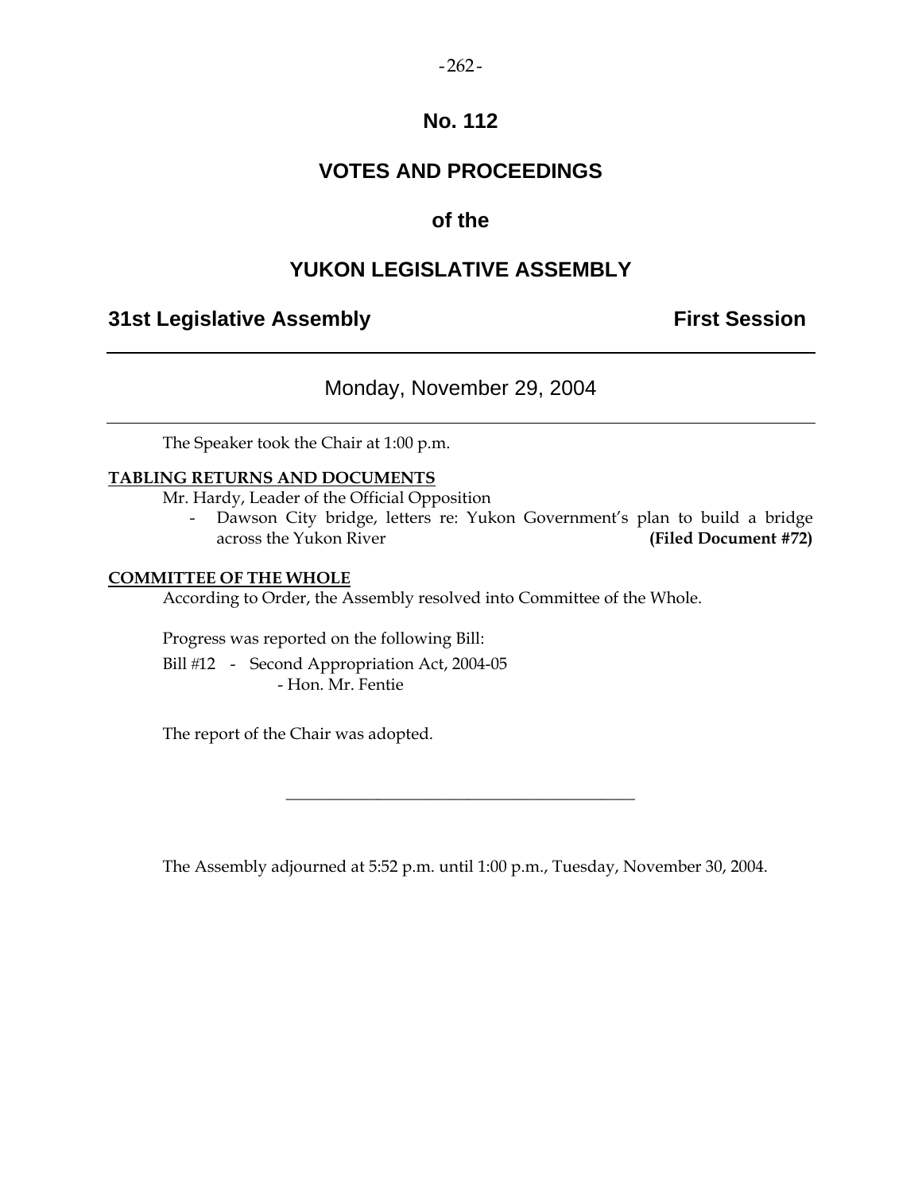# No. 112

## VOTES AND PROCEEDINGS

## of the

## YUKON LEGISLATIVE ASSEMBLY

**31st Legislative Assembly** **First Session**

---

Monday, November 29, 2004

---

The Speaker took the Chair at 1:00 p.m.

**TABLING RETURNS AND DOCUMENTS**

Mr. Hardy, Leader of the Official Opposition

- Dawson City bridge, letters re: Yukon Government's plan to build a bridge across the Yukon River **(Filed Document #72)**

**COMMITTEE OF THE WHOLE**

According to Order, the Assembly resolved into Committee of the Whole.

Progress was reported on the following Bill:

Bill #12 - Second Appropriation Act, 2004-05
- Hon. Mr. Fentie

The report of the Chair was adopted.

---

The Assembly adjourned at 5:52 p.m. until 1:00 p.m., Tuesday, November 30, 2004.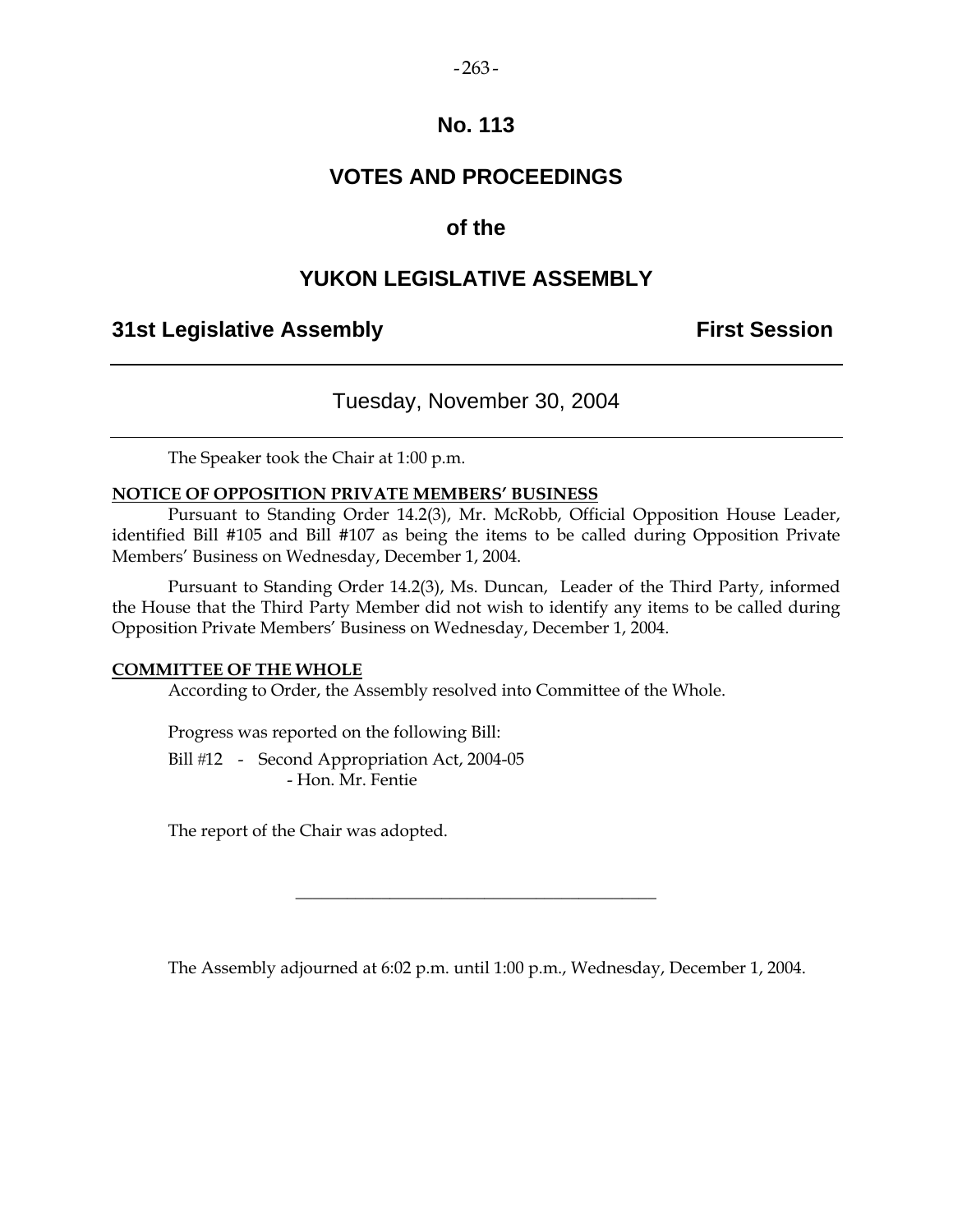# No. 113

# VOTES AND PROCEEDINGS

## of the

# YUKON LEGISLATIVE ASSEMBLY

**31st Legislative Assembly** **First Session**

---

Tuesday, November 30, 2004

---

The Speaker took the Chair at 1:00 p.m.

**NOTICE OF OPPOSITION PRIVATE MEMBERS' BUSINESS**

Pursuant to Standing Order 14.2(3), Mr. McRobb, Official Opposition House Leader, identified Bill #105 and Bill #107 as being the items to be called during Opposition Private Members' Business on Wednesday, December 1, 2004.

Pursuant to Standing Order 14.2(3), Ms. Duncan, Leader of the Third Party, informed the House that the Third Party Member did not wish to identify any items to be called during Opposition Private Members' Business on Wednesday, December 1, 2004.

**COMMITTEE OF THE WHOLE**

According to Order, the Assembly resolved into Committee of the Whole.

Progress was reported on the following Bill:

Bill #12 - Second Appropriation Act, 2004-05
- Hon. Mr. Fentie

The report of the Chair was adopted.

---

The Assembly adjourned at 6:02 p.m. until 1:00 p.m., Wednesday, December 1, 2004.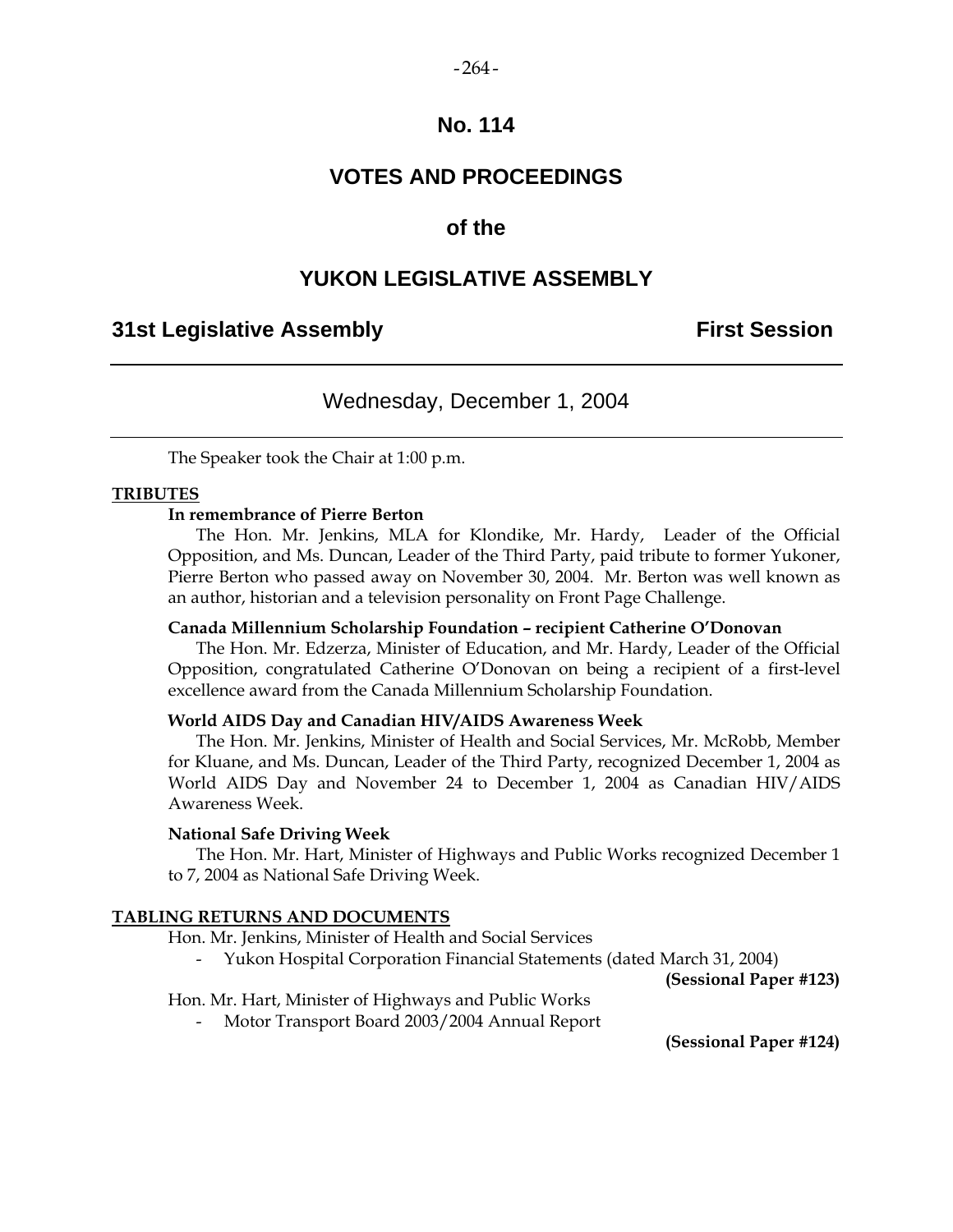# No. 114

## VOTES AND PROCEEDINGS

## of the

## YUKON LEGISLATIVE ASSEMBLY

**31st Legislative Assembly** **First Session**

---

Wednesday, December 1, 2004

---

The Speaker took the Chair at 1:00 p.m.

**TRIBUTES**

**In remembrance of Pierre Berton**

The Hon. Mr. Jenkins, MLA for Klondike, Mr. Hardy, Leader of the Official Opposition, and Ms. Duncan, Leader of the Third Party, paid tribute to former Yukoner, Pierre Berton who passed away on November 30, 2004. Mr. Berton was well known as an author, historian and a television personality on Front Page Challenge.

**Canada Millennium Scholarship Foundation – recipient Catherine O'Donovan**

The Hon. Mr. Edzerza, Minister of Education, and Mr. Hardy, Leader of the Official Opposition, congratulated Catherine O'Donovan on being a recipient of a first-level excellence award from the Canada Millennium Scholarship Foundation.

**World AIDS Day and Canadian HIV/AIDS Awareness Week**

The Hon. Mr. Jenkins, Minister of Health and Social Services, Mr. McRobb, Member for Kluane, and Ms. Duncan, Leader of the Third Party, recognized December 1, 2004 as World AIDS Day and November 24 to December 1, 2004 as Canadian HIV/AIDS Awareness Week.

**National Safe Driving Week**

The Hon. Mr. Hart, Minister of Highways and Public Works recognized December 1 to 7, 2004 as National Safe Driving Week.

**TABLING RETURNS AND DOCUMENTS**

Hon. Mr. Jenkins, Minister of Health and Social Services

- Yukon Hospital Corporation Financial Statements (dated March 31, 2004)

**(Sessional Paper #123)**

Hon. Mr. Hart, Minister of Highways and Public Works

- Motor Transport Board 2003/2004 Annual Report

**(Sessional Paper #124)**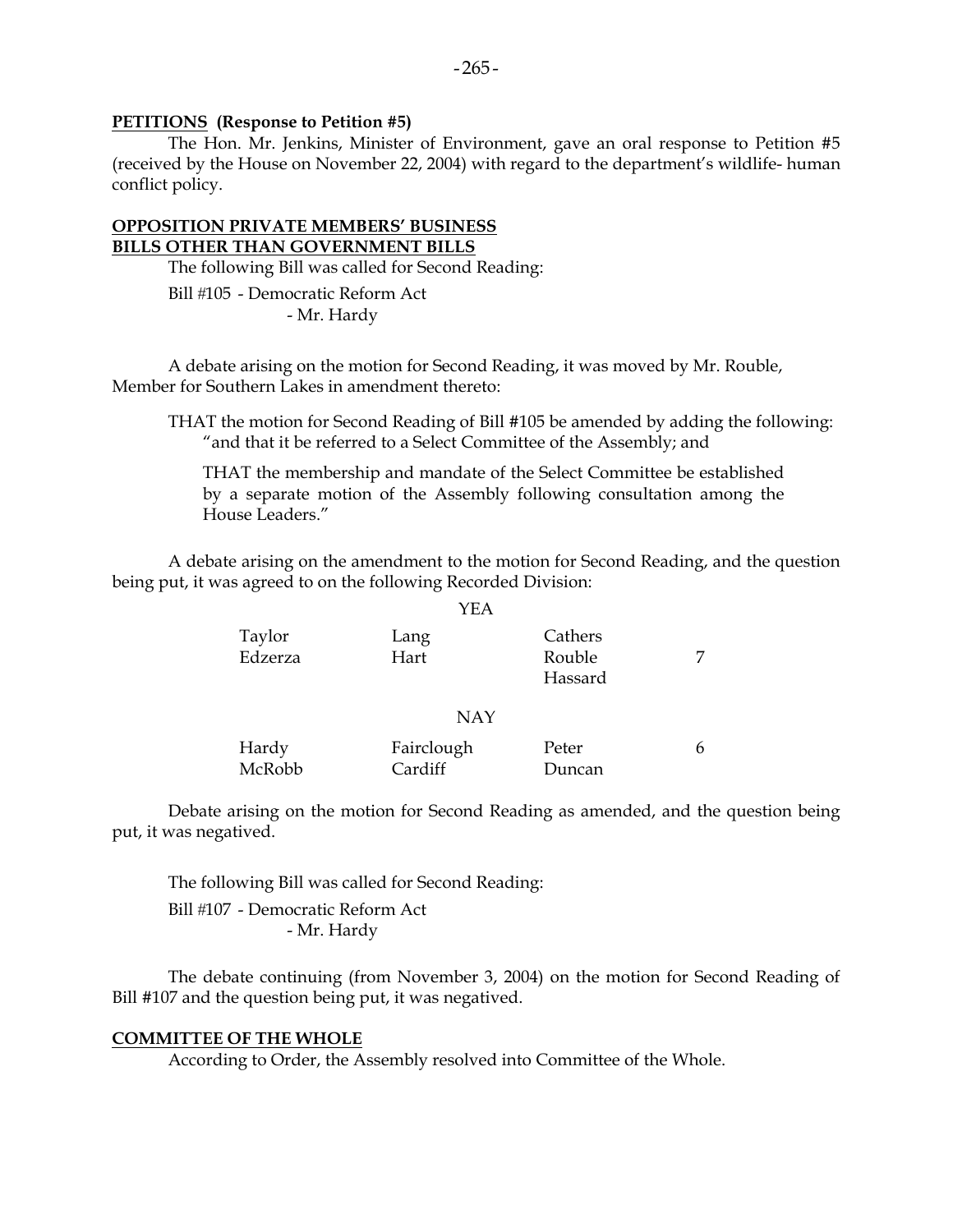**PETITIONS (Response to Petition #5)**

The Hon. Mr. Jenkins, Minister of Environment, gave an oral response to Petition #5 (received by the House on November 22, 2004) with regard to the department's wildlife- human conflict policy.

**OPPOSITION PRIVATE MEMBERS' BUSINESS**
**BILLS OTHER THAN GOVERNMENT BILLS**

The following Bill was called for Second Reading:

Bill #105 - Democratic Reform Act
- Mr. Hardy

A debate arising on the motion for Second Reading, it was moved by Mr. Rouble, Member for Southern Lakes in amendment thereto:

THAT the motion for Second Reading of Bill #105 be amended by adding the following: "and that it be referred to a Select Committee of the Assembly; and

THAT the membership and mandate of the Select Committee be established by a separate motion of the Assembly following consultation among the House Leaders."

A debate arising on the amendment to the motion for Second Reading, and the question being put, it was agreed to on the following Recorded Division:

YEA

| | | | |
|---|---|---|---|
| Taylor | Lang | Cathers | |
| Edzerza | Hart | Rouble | 7 |
| | | Hassard | |

NAY

| | | | |
|---|---|---|---|
| Hardy | Fairclough | Peter | 6 |
| McRobb | Cardiff | Duncan | |

Debate arising on the motion for Second Reading as amended, and the question being put, it was negatived.

The following Bill was called for Second Reading:

Bill #107 - Democratic Reform Act
- Mr. Hardy

The debate continuing (from November 3, 2004) on the motion for Second Reading of Bill #107 and the question being put, it was negatived.

**COMMITTEE OF THE WHOLE**

According to Order, the Assembly resolved into Committee of the Whole.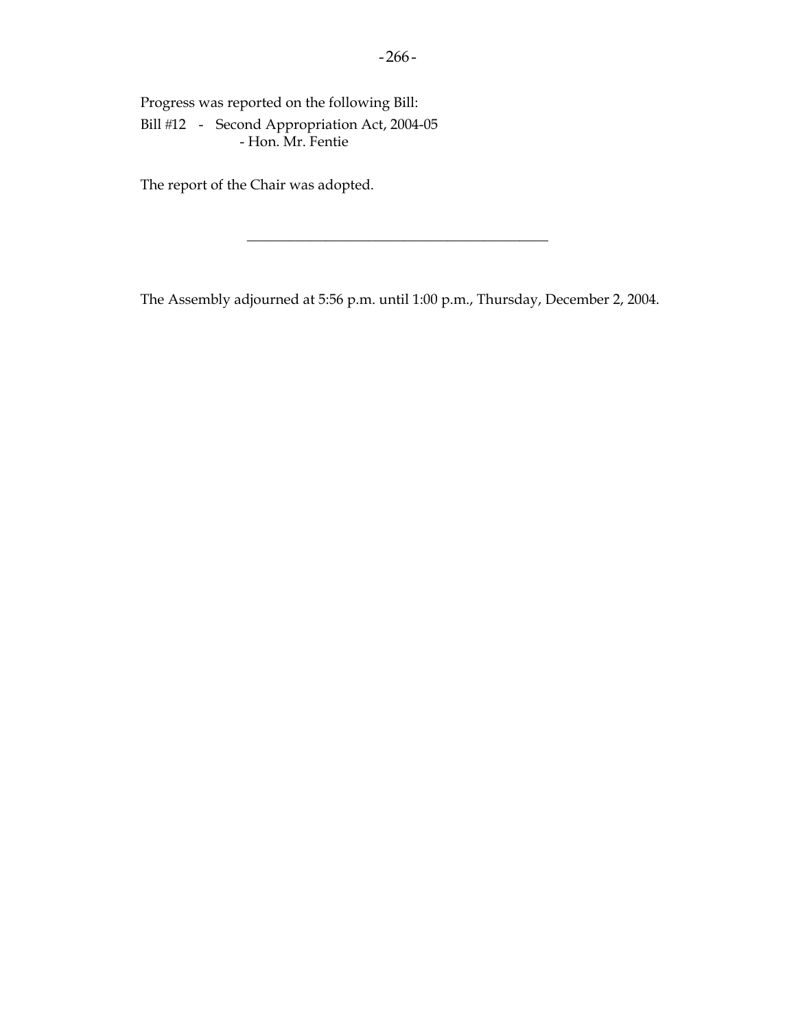Progress was reported on the following Bill:

Bill #12 - Second Appropriation Act, 2004-05
- Hon. Mr. Fentie

The report of the Chair was adopted.

---

The Assembly adjourned at 5:56 p.m. until 1:00 p.m., Thursday, December 2, 2004.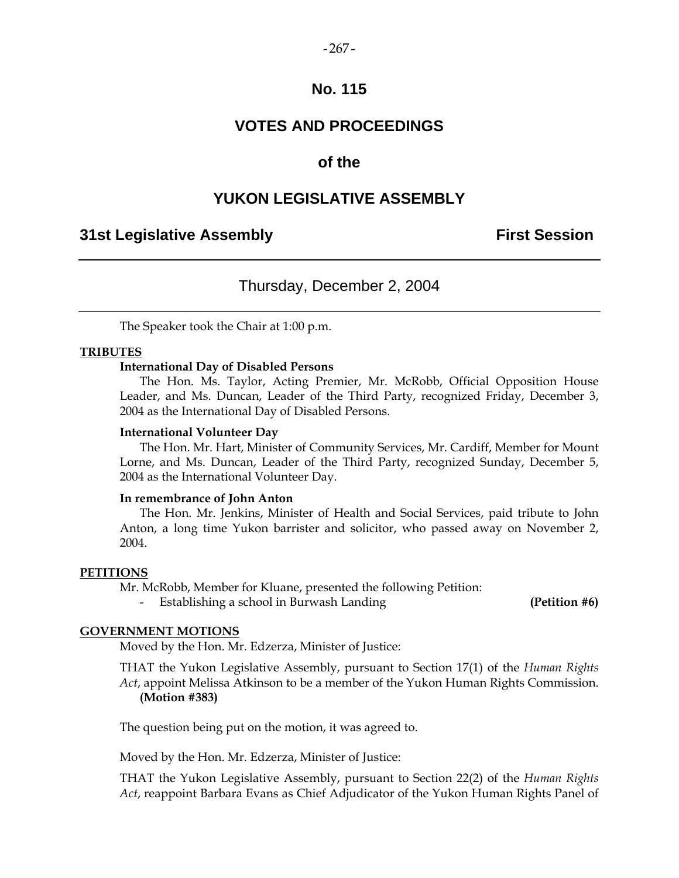# No. 115

# VOTES AND PROCEEDINGS

## of the

# YUKON LEGISLATIVE ASSEMBLY

**31st Legislative Assembly** **First Session**

---

Thursday, December 2, 2004

---

The Speaker took the Chair at 1:00 p.m.

**TRIBUTES**

**International Day of Disabled Persons**

The Hon. Ms. Taylor, Acting Premier, Mr. McRobb, Official Opposition House Leader, and Ms. Duncan, Leader of the Third Party, recognized Friday, December 3, 2004 as the International Day of Disabled Persons.

**International Volunteer Day**

The Hon. Mr. Hart, Minister of Community Services, Mr. Cardiff, Member for Mount Lorne, and Ms. Duncan, Leader of the Third Party, recognized Sunday, December 5, 2004 as the International Volunteer Day.

**In remembrance of John Anton**

The Hon. Mr. Jenkins, Minister of Health and Social Services, paid tribute to John Anton, a long time Yukon barrister and solicitor, who passed away on November 2, 2004.

**PETITIONS**

Mr. McRobb, Member for Kluane, presented the following Petition:

- Establishing a school in Burwash Landing **(Petition #6)**

**GOVERNMENT MOTIONS**

Moved by the Hon. Mr. Edzerza, Minister of Justice:

THAT the Yukon Legislative Assembly, pursuant to Section 17(1) of the *Human Rights Act*, appoint Melissa Atkinson to be a member of the Yukon Human Rights Commission. **(Motion #383)**

The question being put on the motion, it was agreed to.

Moved by the Hon. Mr. Edzerza, Minister of Justice:

THAT the Yukon Legislative Assembly, pursuant to Section 22(2) of the *Human Rights Act*, reappoint Barbara Evans as Chief Adjudicator of the Yukon Human Rights Panel of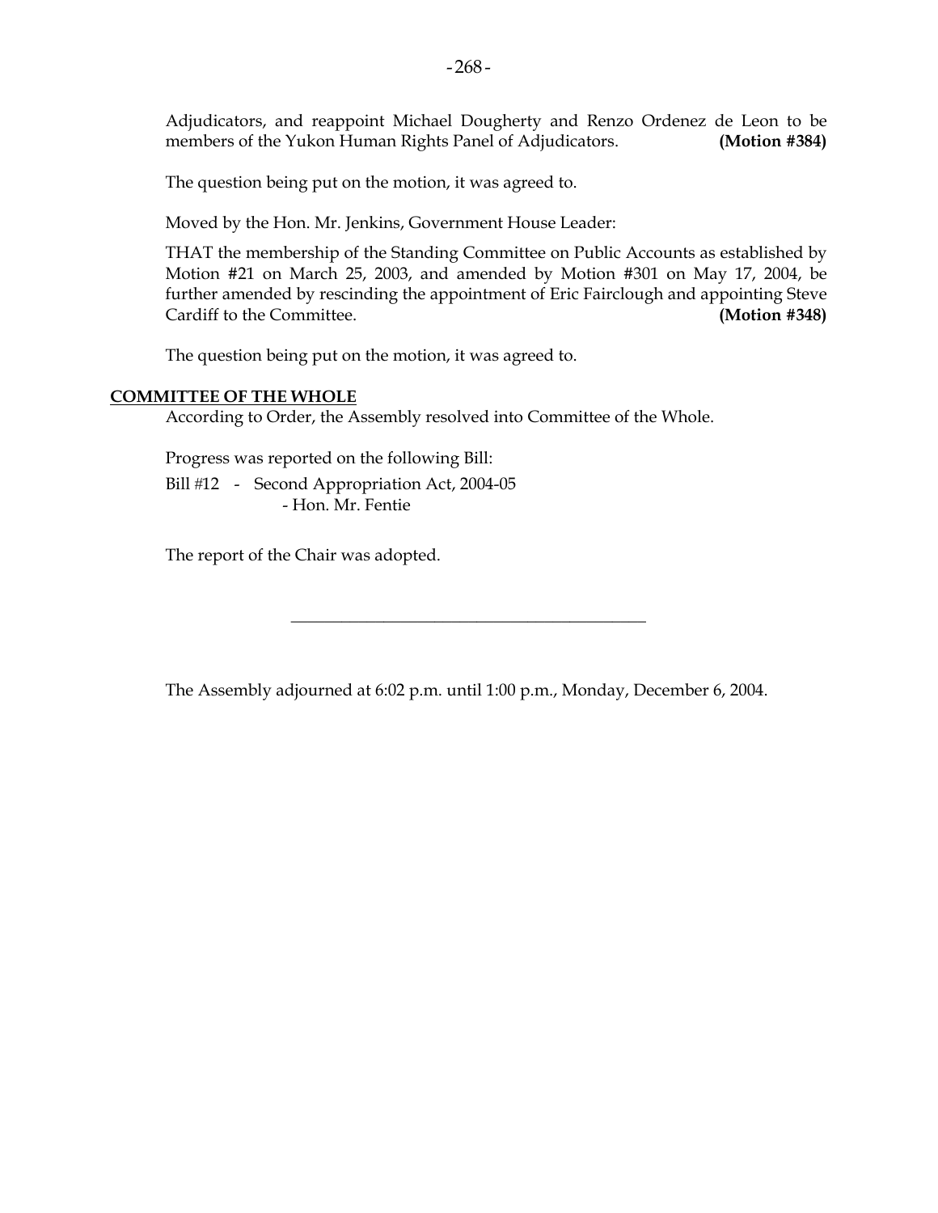Adjudicators, and reappoint Michael Dougherty and Renzo Ordenez de Leon to be members of the Yukon Human Rights Panel of Adjudicators. **(Motion #384)**

The question being put on the motion, it was agreed to.

Moved by the Hon. Mr. Jenkins, Government House Leader:

THAT the membership of the Standing Committee on Public Accounts as established by Motion #21 on March 25, 2003, and amended by Motion #301 on May 17, 2004, be further amended by rescinding the appointment of Eric Fairclough and appointing Steve Cardiff to the Committee. **(Motion #348)**

The question being put on the motion, it was agreed to.

## COMMITTEE OF THE WHOLE

According to Order, the Assembly resolved into Committee of the Whole.

Progress was reported on the following Bill:

Bill #12 - Second Appropriation Act, 2004-05
- Hon. Mr. Fentie

The report of the Chair was adopted.

---

The Assembly adjourned at 6:02 p.m. until 1:00 p.m., Monday, December 6, 2004.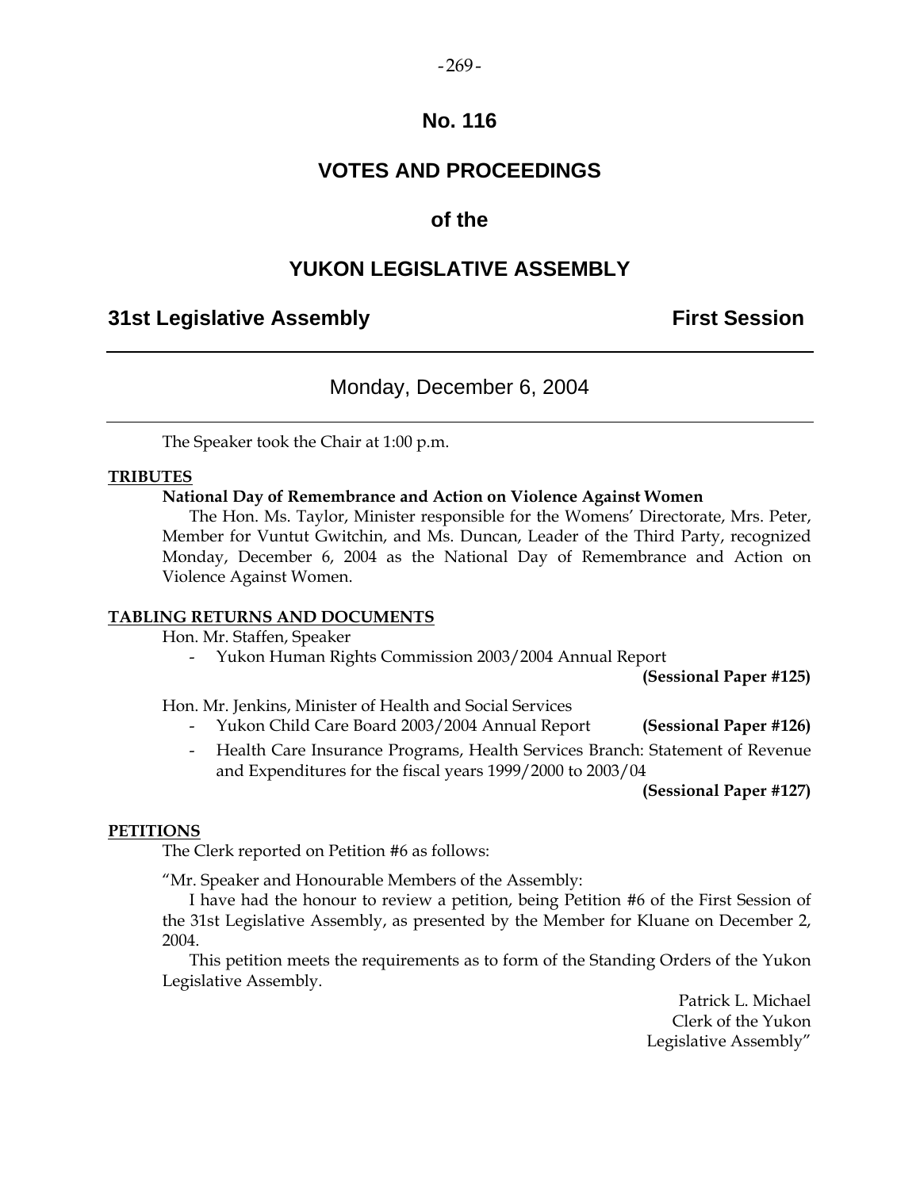# No. 116

# VOTES AND PROCEEDINGS

## of the

# YUKON LEGISLATIVE ASSEMBLY

**31st Legislative Assembly** **First Session**

---

Monday, December 6, 2004

---

The Speaker took the Chair at 1:00 p.m.

**TRIBUTES**

**National Day of Remembrance and Action on Violence Against Women**

The Hon. Ms. Taylor, Minister responsible for the Womens' Directorate, Mrs. Peter, Member for Vuntut Gwitchin, and Ms. Duncan, Leader of the Third Party, recognized Monday, December 6, 2004 as the National Day of Remembrance and Action on Violence Against Women.

**TABLING RETURNS AND DOCUMENTS**

Hon. Mr. Staffen, Speaker

- Yukon Human Rights Commission 2003/2004 Annual Report **(Sessional Paper #125)**

Hon. Mr. Jenkins, Minister of Health and Social Services

- Yukon Child Care Board 2003/2004 Annual Report **(Sessional Paper #126)**
- Health Care Insurance Programs, Health Services Branch: Statement of Revenue and Expenditures for the fiscal years 1999/2000 to 2003/04 **(Sessional Paper #127)**

**PETITIONS**

The Clerk reported on Petition #6 as follows:

"Mr. Speaker and Honourable Members of the Assembly:

I have had the honour to review a petition, being Petition #6 of the First Session of the 31st Legislative Assembly, as presented by the Member for Kluane on December 2, 2004.

This petition meets the requirements as to form of the Standing Orders of the Yukon Legislative Assembly.

Patrick L. Michael
Clerk of the Yukon
Legislative Assembly"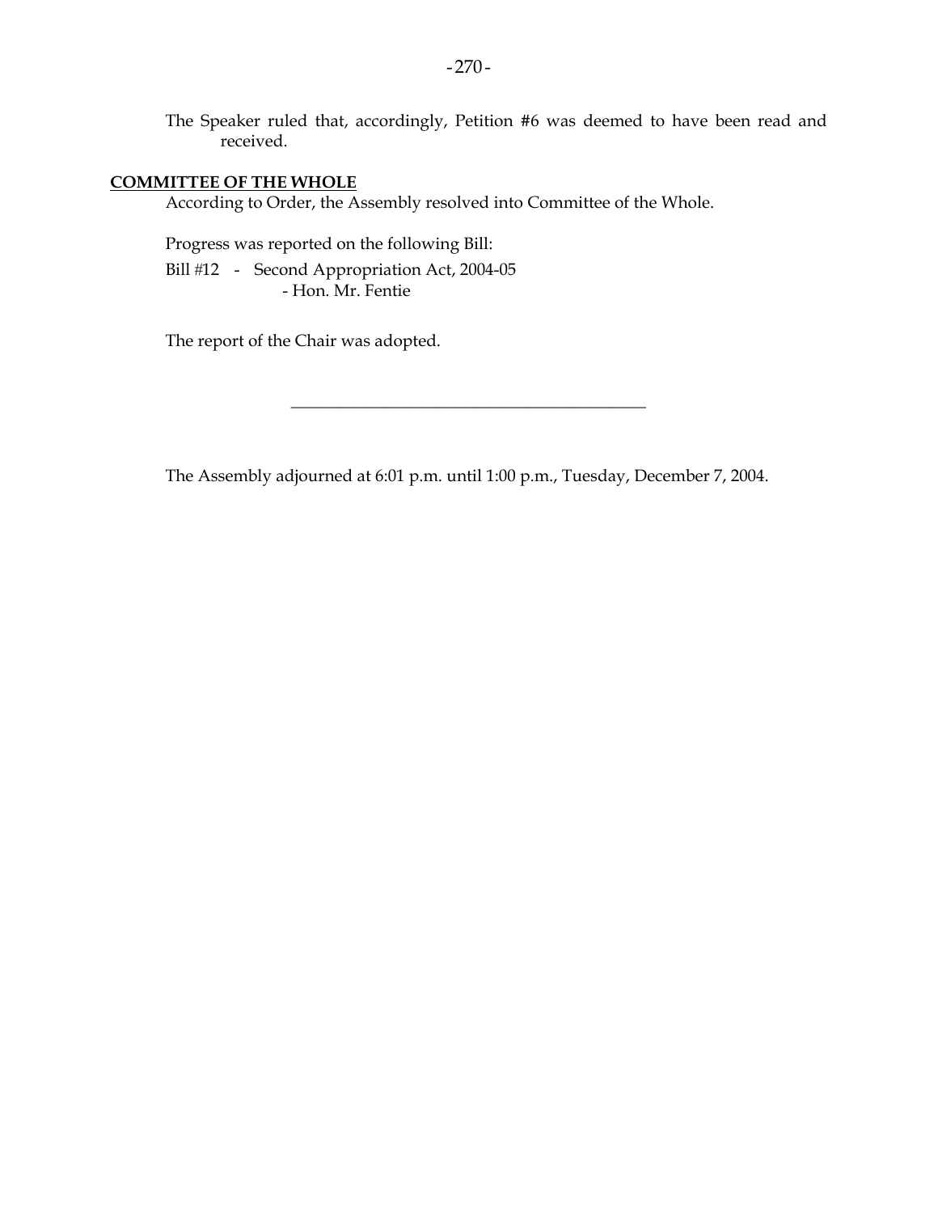The Speaker ruled that, accordingly, Petition #6 was deemed to have been read and received.

**COMMITTEE OF THE WHOLE**

According to Order, the Assembly resolved into Committee of the Whole.

Progress was reported on the following Bill:

Bill #12 - Second Appropriation Act, 2004-05
- Hon. Mr. Fentie

The report of the Chair was adopted.

---

The Assembly adjourned at 6:01 p.m. until 1:00 p.m., Tuesday, December 7, 2004.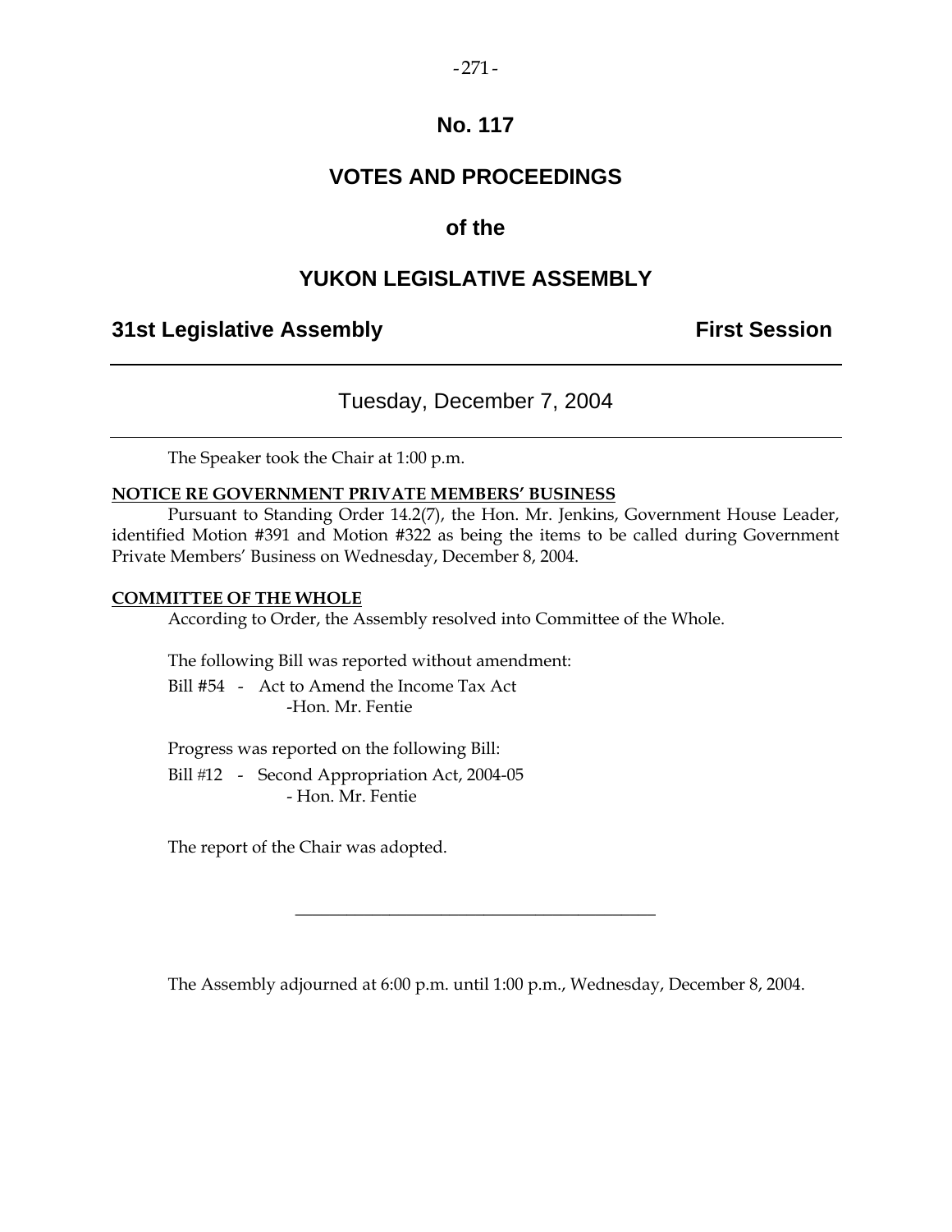# No. 117

# VOTES AND PROCEEDINGS

## of the

# YUKON LEGISLATIVE ASSEMBLY

**31st Legislative Assembly** **First Session**

---

Tuesday, December 7, 2004

---

The Speaker took the Chair at 1:00 p.m.

**NOTICE RE GOVERNMENT PRIVATE MEMBERS' BUSINESS**

Pursuant to Standing Order 14.2(7), the Hon. Mr. Jenkins, Government House Leader, identified Motion #391 and Motion #322 as being the items to be called during Government Private Members' Business on Wednesday, December 8, 2004.

**COMMITTEE OF THE WHOLE**

According to Order, the Assembly resolved into Committee of the Whole.

The following Bill was reported without amendment:

Bill #54 - Act to Amend the Income Tax Act
-Hon. Mr. Fentie

Progress was reported on the following Bill:

Bill #12 - Second Appropriation Act, 2004-05
- Hon. Mr. Fentie

The report of the Chair was adopted.

---

The Assembly adjourned at 6:00 p.m. until 1:00 p.m., Wednesday, December 8, 2004.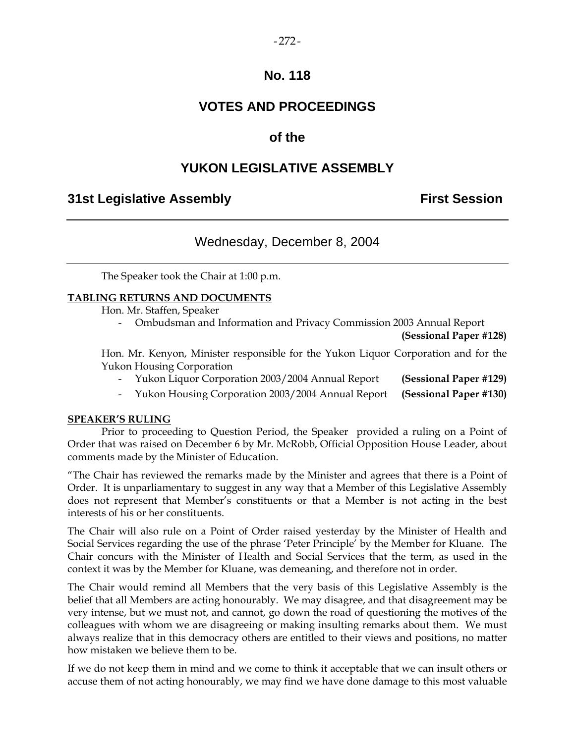# No. 118

## VOTES AND PROCEEDINGS

## of the

## YUKON LEGISLATIVE ASSEMBLY

**31st Legislative Assembly** **First Session**

---

Wednesday, December 8, 2004

---

The Speaker took the Chair at 1:00 p.m.

**TABLING RETURNS AND DOCUMENTS**

Hon. Mr. Staffen, Speaker

- Ombudsman and Information and Privacy Commission 2003 Annual Report **(Sessional Paper #128)**

Hon. Mr. Kenyon, Minister responsible for the Yukon Liquor Corporation and for the Yukon Housing Corporation

- Yukon Liquor Corporation 2003/2004 Annual Report **(Sessional Paper #129)**
- Yukon Housing Corporation 2003/2004 Annual Report **(Sessional Paper #130)**

**SPEAKER'S RULING**

Prior to proceeding to Question Period, the Speaker provided a ruling on a Point of Order that was raised on December 6 by Mr. McRobb, Official Opposition House Leader, about comments made by the Minister of Education.

"The Chair has reviewed the remarks made by the Minister and agrees that there is a Point of Order. It is unparliamentary to suggest in any way that a Member of this Legislative Assembly does not represent that Member's constituents or that a Member is not acting in the best interests of his or her constituents.

The Chair will also rule on a Point of Order raised yesterday by the Minister of Health and Social Services regarding the use of the phrase 'Peter Principle' by the Member for Kluane. The Chair concurs with the Minister of Health and Social Services that the term, as used in the context it was by the Member for Kluane, was demeaning, and therefore not in order.

The Chair would remind all Members that the very basis of this Legislative Assembly is the belief that all Members are acting honourably. We may disagree, and that disagreement may be very intense, but we must not, and cannot, go down the road of questioning the motives of the colleagues with whom we are disagreeing or making insulting remarks about them. We must always realize that in this democracy others are entitled to their views and positions, no matter how mistaken we believe them to be.

If we do not keep them in mind and we come to think it acceptable that we can insult others or accuse them of not acting honourably, we may find we have done damage to this most valuable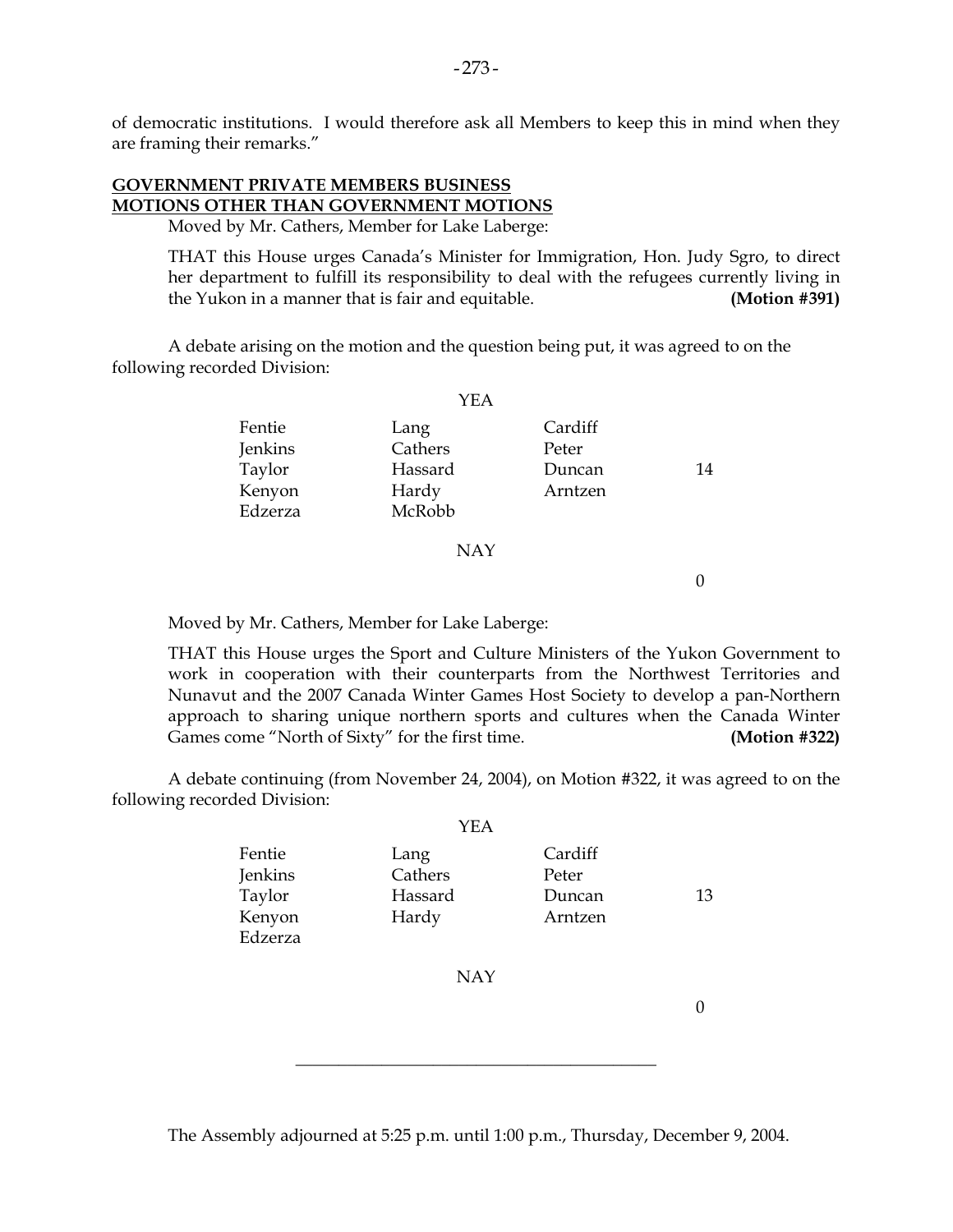of democratic institutions. I would therefore ask all Members to keep this in mind when they are framing their remarks."

## GOVERNMENT PRIVATE MEMBERS BUSINESS
## MOTIONS OTHER THAN GOVERNMENT MOTIONS

Moved by Mr. Cathers, Member for Lake Laberge:

THAT this House urges Canada's Minister for Immigration, Hon. Judy Sgro, to direct her department to fulfill its responsibility to deal with the refugees currently living in the Yukon in a manner that is fair and equitable. **(Motion #391)**

A debate arising on the motion and the question being put, it was agreed to on the following recorded Division:

YEA

| | | | |
|---|---|---|---|
| Fentie | Lang | Cardiff | |
| Jenkins | Cathers | Peter | |
| Taylor | Hassard | Duncan | 14 |
| Kenyon | Hardy | Arntzen | |
| Edzerza | McRobb | | |

NAY

0

Moved by Mr. Cathers, Member for Lake Laberge:

THAT this House urges the Sport and Culture Ministers of the Yukon Government to work in cooperation with their counterparts from the Northwest Territories and Nunavut and the 2007 Canada Winter Games Host Society to develop a pan-Northern approach to sharing unique northern sports and cultures when the Canada Winter Games come "North of Sixty" for the first time. **(Motion #322)**

A debate continuing (from November 24, 2004), on Motion #322, it was agreed to on the following recorded Division:

YEA

| | | | |
|---|---|---|---|
| Fentie | Lang | Cardiff | |
| Jenkins | Cathers | Peter | |
| Taylor | Hassard | Duncan | 13 |
| Kenyon | Hardy | Arntzen | |
| Edzerza | | | |

NAY

0

---

The Assembly adjourned at 5:25 p.m. until 1:00 p.m., Thursday, December 9, 2004.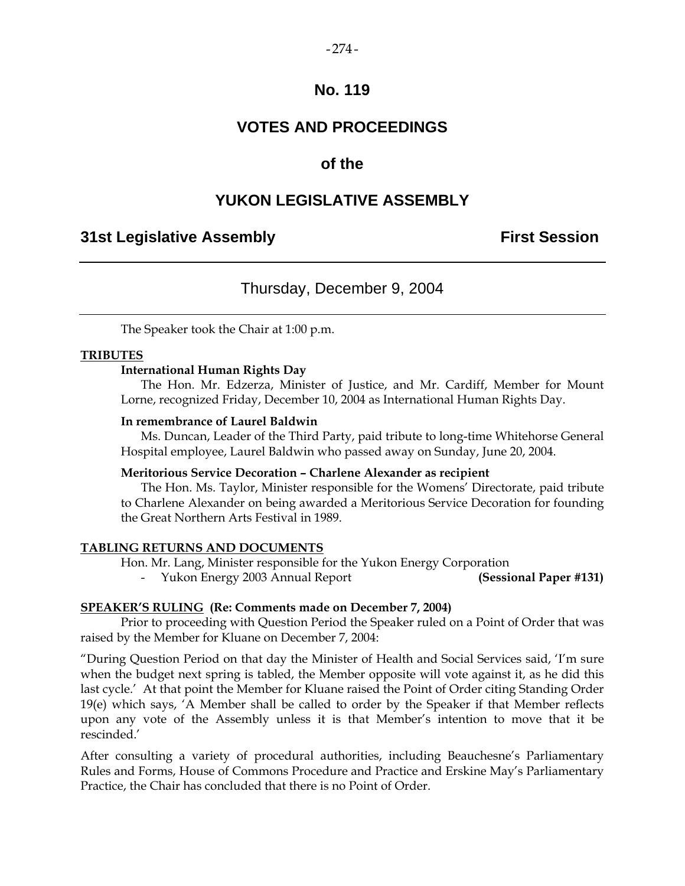# No. 119

## VOTES AND PROCEEDINGS

## of the

## YUKON LEGISLATIVE ASSEMBLY

**31st Legislative Assembly** **First Session**

---

Thursday, December 9, 2004

---

The Speaker took the Chair at 1:00 p.m.

**TRIBUTES**

**International Human Rights Day**

The Hon. Mr. Edzerza, Minister of Justice, and Mr. Cardiff, Member for Mount Lorne, recognized Friday, December 10, 2004 as International Human Rights Day.

**In remembrance of Laurel Baldwin**

Ms. Duncan, Leader of the Third Party, paid tribute to long-time Whitehorse General Hospital employee, Laurel Baldwin who passed away on Sunday, June 20, 2004.

**Meritorious Service Decoration – Charlene Alexander as recipient**

The Hon. Ms. Taylor, Minister responsible for the Womens' Directorate, paid tribute to Charlene Alexander on being awarded a Meritorious Service Decoration for founding the Great Northern Arts Festival in 1989.

**TABLING RETURNS AND DOCUMENTS**

Hon. Mr. Lang, Minister responsible for the Yukon Energy Corporation

- Yukon Energy 2003 Annual Report **(Sessional Paper #131)**

**SPEAKER'S RULING (Re: Comments made on December 7, 2004)**

Prior to proceeding with Question Period the Speaker ruled on a Point of Order that was raised by the Member for Kluane on December 7, 2004:

"During Question Period on that day the Minister of Health and Social Services said, 'I'm sure when the budget next spring is tabled, the Member opposite will vote against it, as he did this last cycle.' At that point the Member for Kluane raised the Point of Order citing Standing Order 19(e) which says, 'A Member shall be called to order by the Speaker if that Member reflects upon any vote of the Assembly unless it is that Member's intention to move that it be rescinded.'

After consulting a variety of procedural authorities, including Beauchesne's Parliamentary Rules and Forms, House of Commons Procedure and Practice and Erskine May's Parliamentary Practice, the Chair has concluded that there is no Point of Order.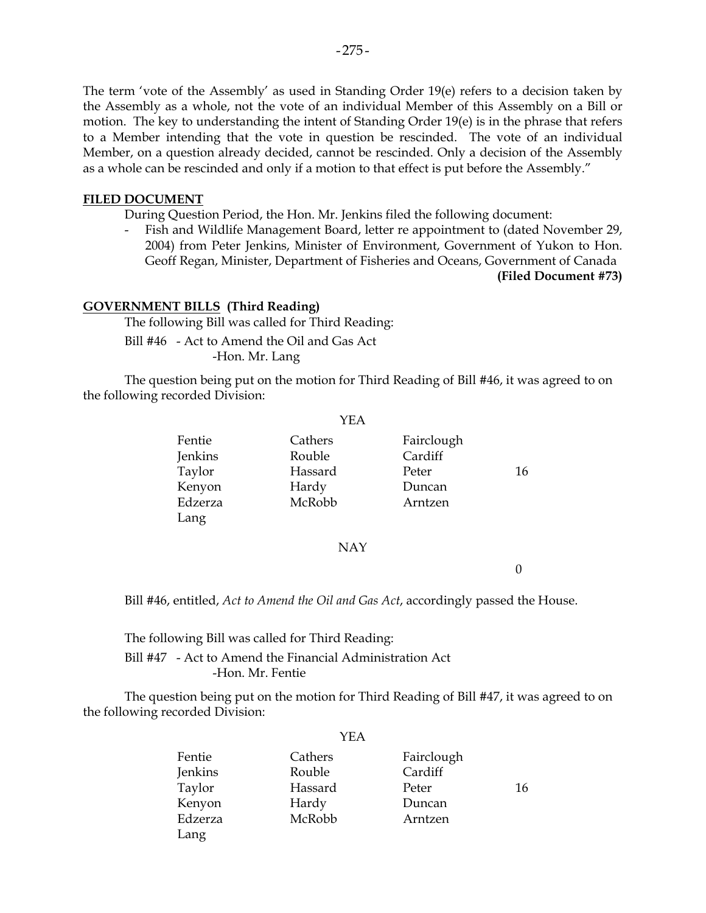The term 'vote of the Assembly' as used in Standing Order 19(e) refers to a decision taken by the Assembly as a whole, not the vote of an individual Member of this Assembly on a Bill or motion. The key to understanding the intent of Standing Order 19(e) is in the phrase that refers to a Member intending that the vote in question be rescinded. The vote of an individual Member, on a question already decided, cannot be rescinded. Only a decision of the Assembly as a whole can be rescinded and only if a motion to that effect is put before the Assembly."

**FILED DOCUMENT**

During Question Period, the Hon. Mr. Jenkins filed the following document:

- Fish and Wildlife Management Board, letter re appointment to (dated November 29, 2004) from Peter Jenkins, Minister of Environment, Government of Yukon to Hon. Geoff Regan, Minister, Department of Fisheries and Oceans, Government of Canada **(Filed Document #73)**

**GOVERNMENT BILLS (Third Reading)**

The following Bill was called for Third Reading:

Bill #46 - Act to Amend the Oil and Gas Act
-Hon. Mr. Lang

The question being put on the motion for Third Reading of Bill #46, it was agreed to on the following recorded Division:

YEA

| | | | |
|---|---|---|---|
| Fentie | Cathers | Fairclough | |
| Jenkins | Rouble | Cardiff | |
| Taylor | Hassard | Peter | 16 |
| Kenyon | Hardy | Duncan | |
| Edzerza | McRobb | Arntzen | |
| Lang | | | |

NAY

0

Bill #46, entitled, *Act to Amend the Oil and Gas Act*, accordingly passed the House.

The following Bill was called for Third Reading:

Bill #47 - Act to Amend the Financial Administration Act
-Hon. Mr. Fentie

The question being put on the motion for Third Reading of Bill #47, it was agreed to on the following recorded Division:

YEA

| | | | |
|---|---|---|---|
| Fentie | Cathers | Fairclough | |
| Jenkins | Rouble | Cardiff | |
| Taylor | Hassard | Peter | 16 |
| Kenyon | Hardy | Duncan | |
| Edzerza | McRobb | Arntzen | |
| Lang | | | |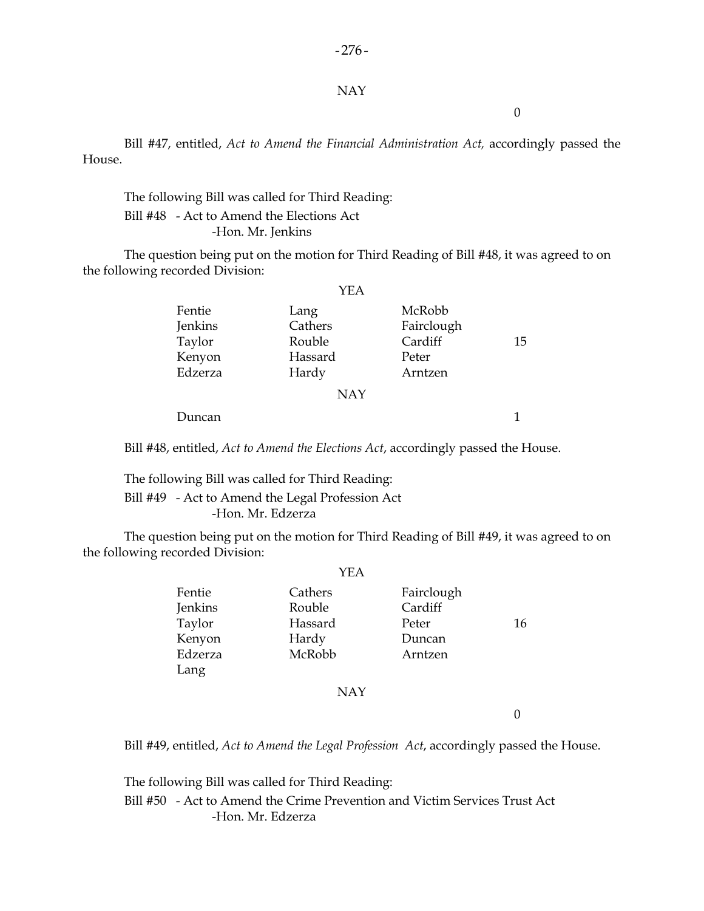NAY

0

Bill #47, entitled, *Act to Amend the Financial Administration Act,* accordingly passed the House.

The following Bill was called for Third Reading:

Bill #48 - Act to Amend the Elections Act
-Hon. Mr. Jenkins

The question being put on the motion for Third Reading of Bill #48, it was agreed to on the following recorded Division:

YEA

| | | | |
|---|---|---|---|
| Fentie | Lang | McRobb | |
| Jenkins | Cathers | Fairclough | |
| Taylor | Rouble | Cardiff | 15 |
| Kenyon | Hassard | Peter | |
| Edzerza | Hardy | Arntzen | |

NAY

| | |
|---|---|
| Duncan | 1 |

Bill #48, entitled, *Act to Amend the Elections Act*, accordingly passed the House.

The following Bill was called for Third Reading:

Bill #49 - Act to Amend the Legal Profession Act
-Hon. Mr. Edzerza

The question being put on the motion for Third Reading of Bill #49, it was agreed to on the following recorded Division:

YEA

| | | | |
|---|---|---|---|
| Fentie | Cathers | Fairclough | |
| Jenkins | Rouble | Cardiff | |
| Taylor | Hassard | Peter | 16 |
| Kenyon | Hardy | Duncan | |
| Edzerza | McRobb | Arntzen | |
| Lang | | | |

NAY

0

Bill #49, entitled, *Act to Amend the Legal Profession Act*, accordingly passed the House.

The following Bill was called for Third Reading:

Bill #50 - Act to Amend the Crime Prevention and Victim Services Trust Act
-Hon. Mr. Edzerza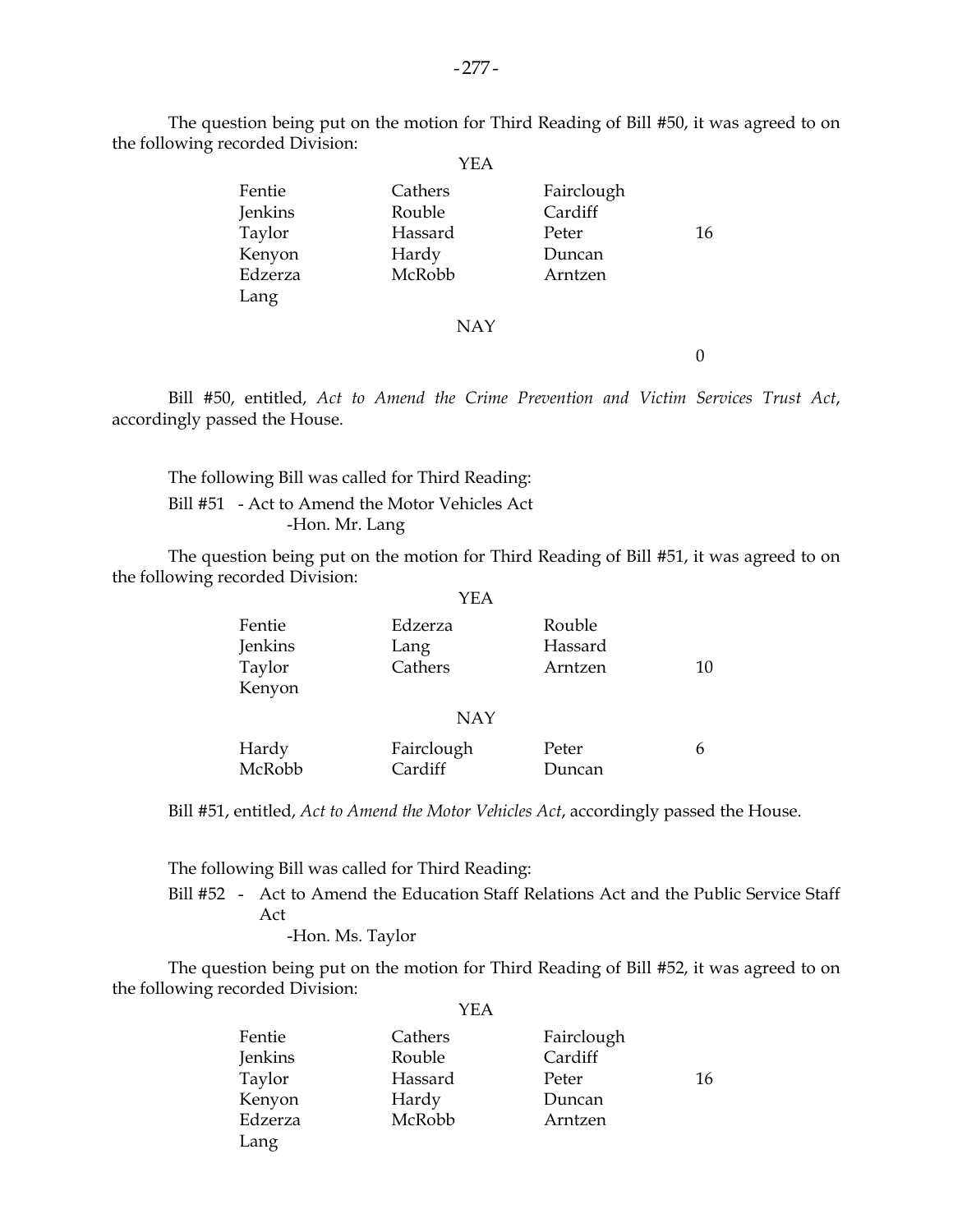The question being put on the motion for Third Reading of Bill #50, it was agreed to on the following recorded Division:

YEA

| | | | |
|---|---|---|---|
| Fentie | Cathers | Fairclough | |
| Jenkins | Rouble | Cardiff | |
| Taylor | Hassard | Peter | 16 |
| Kenyon | Hardy | Duncan | |
| Edzerza | McRobb | Arntzen | |
| Lang | | | |

NAY

0

Bill #50, entitled, *Act to Amend the Crime Prevention and Victim Services Trust Act*, accordingly passed the House.

The following Bill was called for Third Reading:

Bill #51 - Act to Amend the Motor Vehicles Act
-Hon. Mr. Lang

The question being put on the motion for Third Reading of Bill #51, it was agreed to on the following recorded Division:

YEA

| | | | |
|---|---|---|---|
| Fentie | Edzerza | Rouble | |
| Jenkins | Lang | Hassard | |
| Taylor | Cathers | Arntzen | 10 |
| Kenyon | | | |

NAY

| | | | |
|---|---|---|---|
| Hardy | Fairclough | Peter | 6 |
| McRobb | Cardiff | Duncan | |

Bill #51, entitled, *Act to Amend the Motor Vehicles Act*, accordingly passed the House.

The following Bill was called for Third Reading:

Bill #52 - Act to Amend the Education Staff Relations Act and the Public Service Staff Act
-Hon. Ms. Taylor

The question being put on the motion for Third Reading of Bill #52, it was agreed to on the following recorded Division:

YEA

| | | | |
|---|---|---|---|
| Fentie | Cathers | Fairclough | |
| Jenkins | Rouble | Cardiff | |
| Taylor | Hassard | Peter | 16 |
| Kenyon | Hardy | Duncan | |
| Edzerza | McRobb | Arntzen | |
| Lang | | | |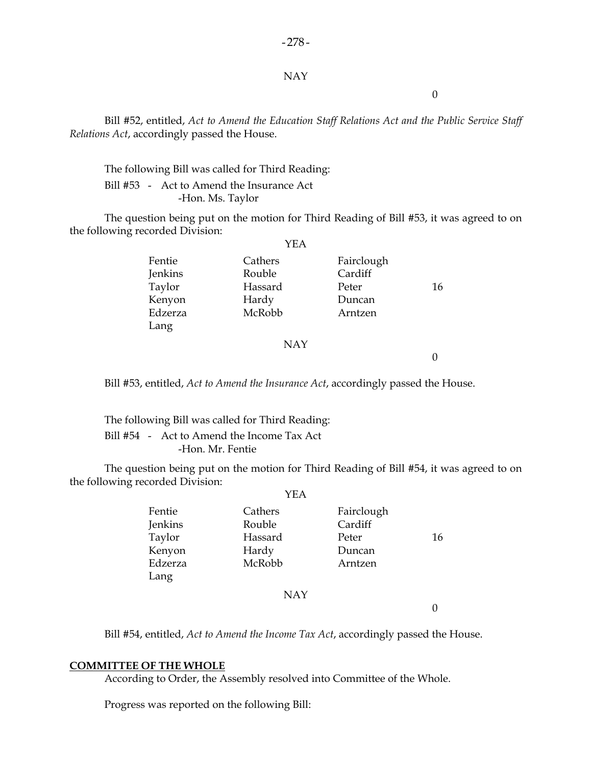NAY

0

Bill #52, entitled, *Act to Amend the Education Staff Relations Act and the Public Service Staff Relations Act*, accordingly passed the House.

The following Bill was called for Third Reading:

Bill #53 - Act to Amend the Insurance Act
-Hon. Ms. Taylor

The question being put on the motion for Third Reading of Bill #53, it was agreed to on the following recorded Division:

YEA

| | | | |
|---|---|---|---|
| Fentie | Cathers | Fairclough | |
| Jenkins | Rouble | Cardiff | |
| Taylor | Hassard | Peter | 16 |
| Kenyon | Hardy | Duncan | |
| Edzerza | McRobb | Arntzen | |
| Lang | | | |

NAY

0

Bill #53, entitled, *Act to Amend the Insurance Act*, accordingly passed the House.

The following Bill was called for Third Reading:

Bill #54 - Act to Amend the Income Tax Act
-Hon. Mr. Fentie

The question being put on the motion for Third Reading of Bill #54, it was agreed to on the following recorded Division:

YEA

| | | | |
|---|---|---|---|
| Fentie | Cathers | Fairclough | |
| Jenkins | Rouble | Cardiff | |
| Taylor | Hassard | Peter | 16 |
| Kenyon | Hardy | Duncan | |
| Edzerza | McRobb | Arntzen | |
| Lang | | | |

NAY

0

Bill #54, entitled, *Act to Amend the Income Tax Act*, accordingly passed the House.

**COMMITTEE OF THE WHOLE**

According to Order, the Assembly resolved into Committee of the Whole.

Progress was reported on the following Bill: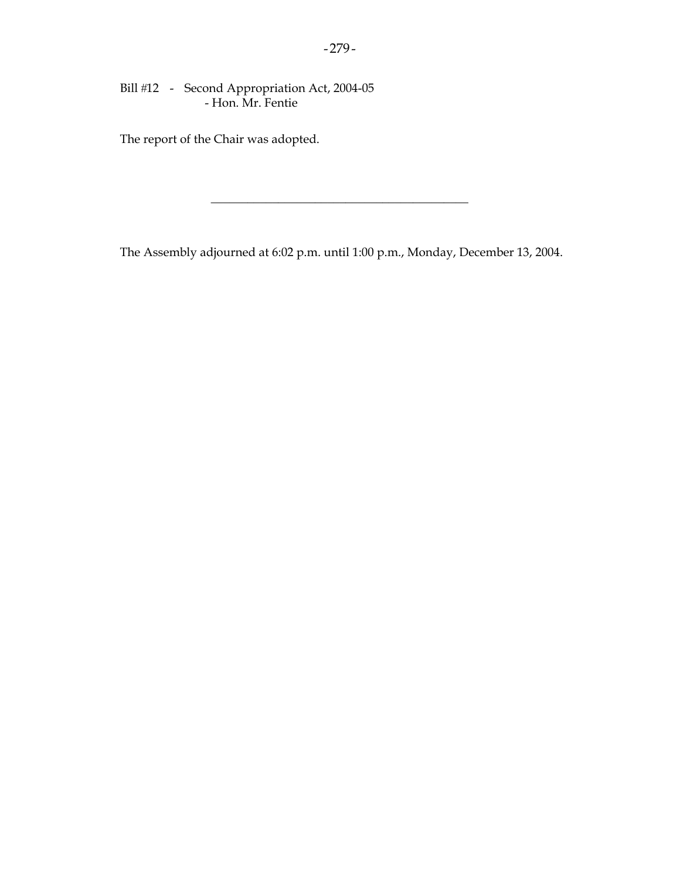Bill #12 - Second Appropriation Act, 2004-05
- Hon. Mr. Fentie

The report of the Chair was adopted.

---

The Assembly adjourned at 6:02 p.m. until 1:00 p.m., Monday, December 13, 2004.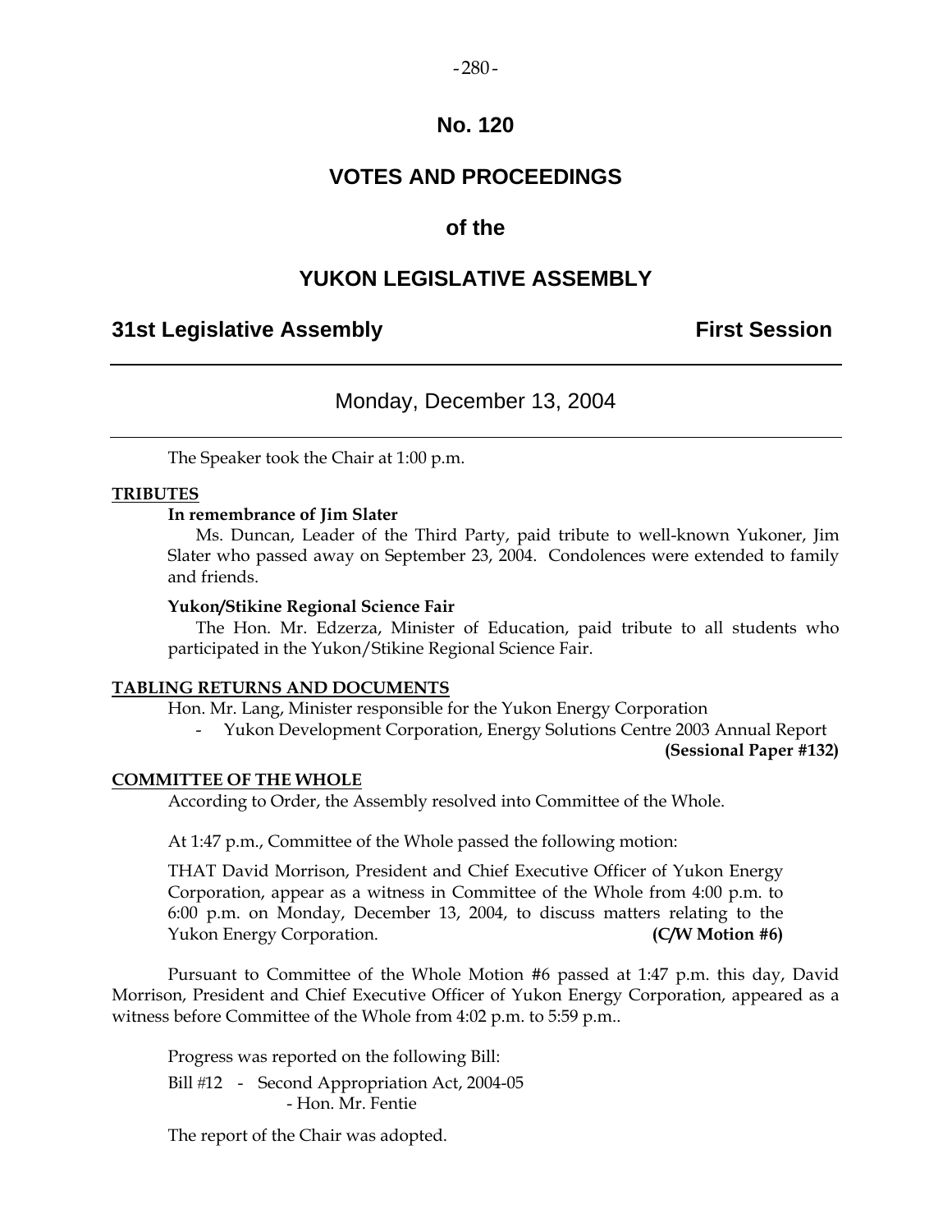# No. 120

# VOTES AND PROCEEDINGS

## of the

# YUKON LEGISLATIVE ASSEMBLY

**31st Legislative Assembly** **First Session**

---

Monday, December 13, 2004

---

The Speaker took the Chair at 1:00 p.m.

**TRIBUTES**

**In remembrance of Jim Slater**

Ms. Duncan, Leader of the Third Party, paid tribute to well-known Yukoner, Jim Slater who passed away on September 23, 2004. Condolences were extended to family and friends.

**Yukon/Stikine Regional Science Fair**

The Hon. Mr. Edzerza, Minister of Education, paid tribute to all students who participated in the Yukon/Stikine Regional Science Fair.

**TABLING RETURNS AND DOCUMENTS**

Hon. Mr. Lang, Minister responsible for the Yukon Energy Corporation

- Yukon Development Corporation, Energy Solutions Centre 2003 Annual Report **(Sessional Paper #132)**

**COMMITTEE OF THE WHOLE**

According to Order, the Assembly resolved into Committee of the Whole.

At 1:47 p.m., Committee of the Whole passed the following motion:

THAT David Morrison, President and Chief Executive Officer of Yukon Energy Corporation, appear as a witness in Committee of the Whole from 4:00 p.m. to 6:00 p.m. on Monday, December 13, 2004, to discuss matters relating to the Yukon Energy Corporation. **(C/W Motion #6)**

Pursuant to Committee of the Whole Motion #6 passed at 1:47 p.m. this day, David Morrison, President and Chief Executive Officer of Yukon Energy Corporation, appeared as a witness before Committee of the Whole from 4:02 p.m. to 5:59 p.m..

Progress was reported on the following Bill:

Bill #12 - Second Appropriation Act, 2004-05
- Hon. Mr. Fentie

The report of the Chair was adopted.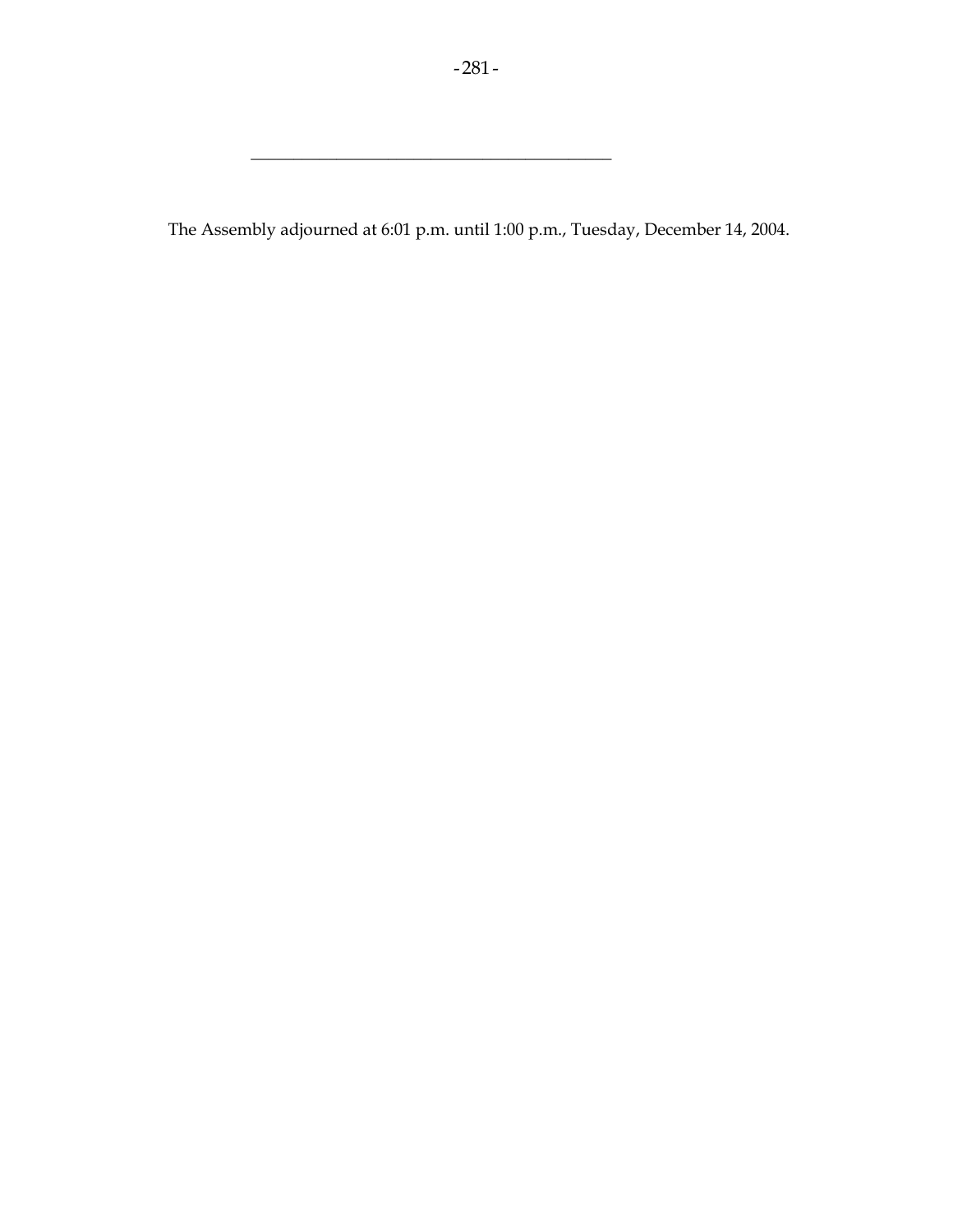\_\_\_\_\_\_\_\_\_\_\_\_\_\_\_\_\_\_\_\_\_\_\_\_\_\_\_\_\_\_\_\_\_\_\_\_\_\_\_\_\_\_\_\_

The Assembly adjourned at 6:01 p.m. until 1:00 p.m., Tuesday, December 14, 2004.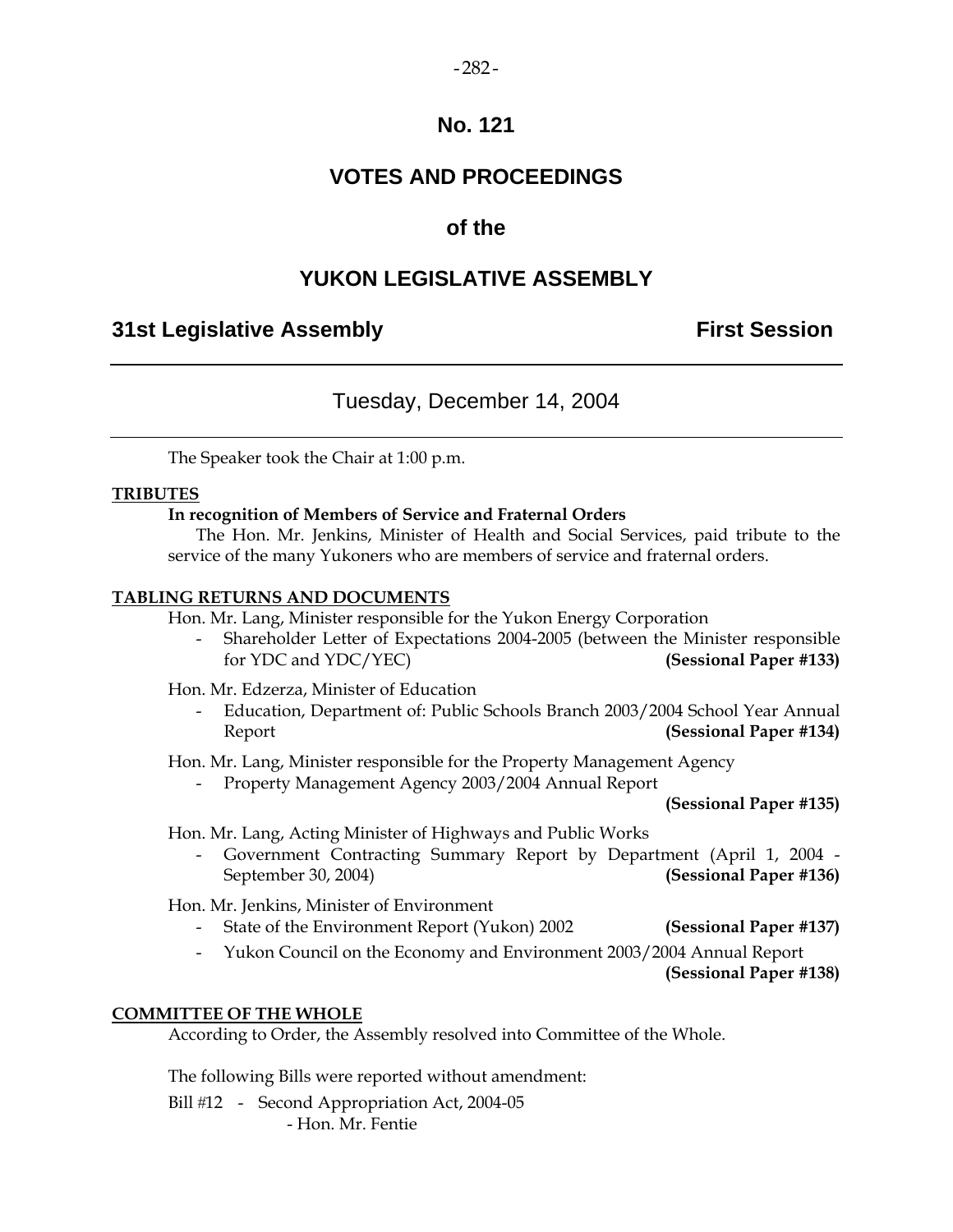# No. 121

# VOTES AND PROCEEDINGS

## of the

# YUKON LEGISLATIVE ASSEMBLY

**31st Legislative Assembly** **First Session**

---

Tuesday, December 14, 2004

---

The Speaker took the Chair at 1:00 p.m.

**TRIBUTES**

**In recognition of Members of Service and Fraternal Orders**

The Hon. Mr. Jenkins, Minister of Health and Social Services, paid tribute to the service of the many Yukoners who are members of service and fraternal orders.

**TABLING RETURNS AND DOCUMENTS**

Hon. Mr. Lang, Minister responsible for the Yukon Energy Corporation

- Shareholder Letter of Expectations 2004-2005 (between the Minister responsible for YDC and YDC/YEC) **(Sessional Paper #133)**

Hon. Mr. Edzerza, Minister of Education

- Education, Department of: Public Schools Branch 2003/2004 School Year Annual Report **(Sessional Paper #134)**

Hon. Mr. Lang, Minister responsible for the Property Management Agency

- Property Management Agency 2003/2004 Annual Report **(Sessional Paper #135)**

Hon. Mr. Lang, Acting Minister of Highways and Public Works

- Government Contracting Summary Report by Department (April 1, 2004 - September 30, 2004) **(Sessional Paper #136)**

Hon. Mr. Jenkins, Minister of Environment

- State of the Environment Report (Yukon) 2002 **(Sessional Paper #137)**
- Yukon Council on the Economy and Environment 2003/2004 Annual Report **(Sessional Paper #138)**

**COMMITTEE OF THE WHOLE**

According to Order, the Assembly resolved into Committee of the Whole.

The following Bills were reported without amendment:

Bill #12 - Second Appropriation Act, 2004-05
- Hon. Mr. Fentie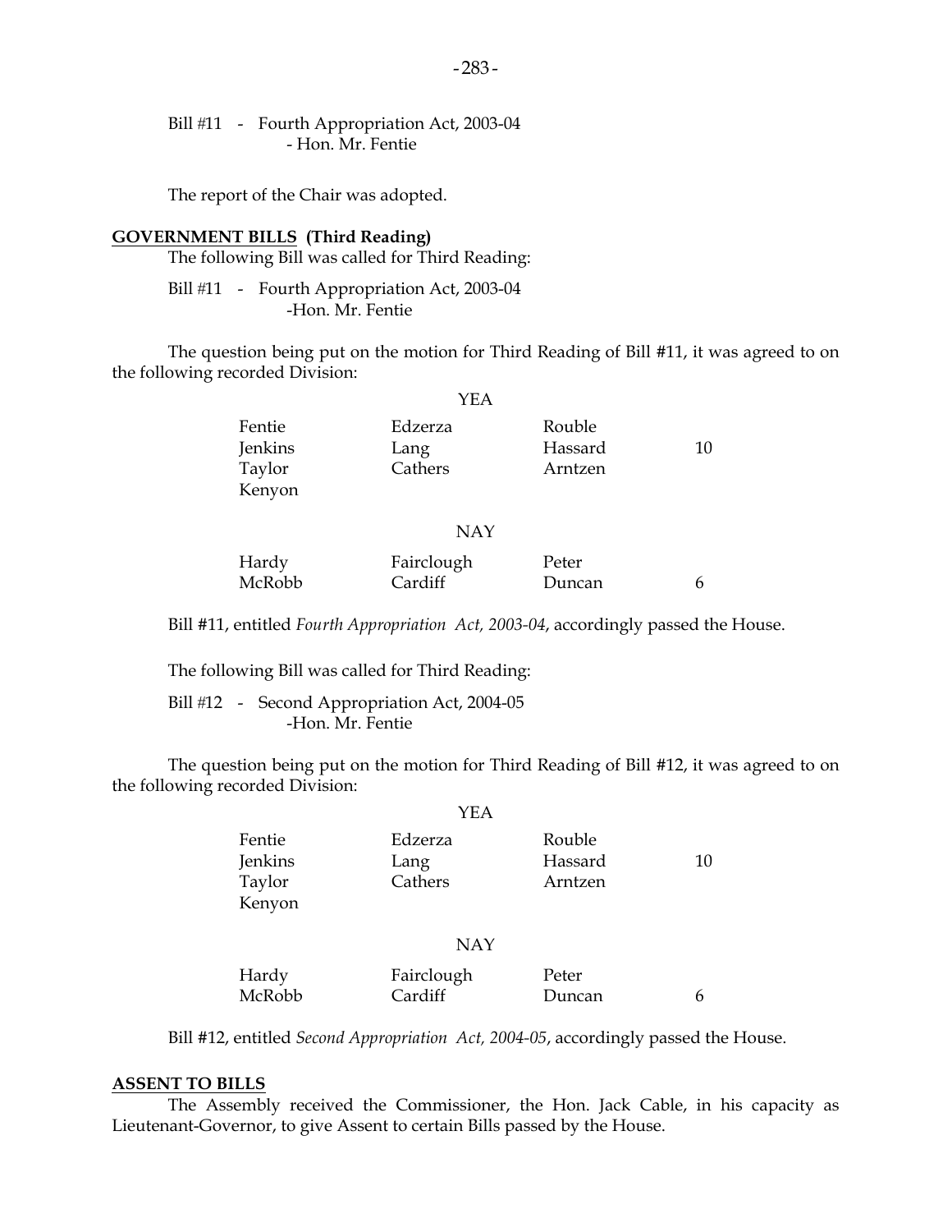Bill #11 - Fourth Appropriation Act, 2003-04
- Hon. Mr. Fentie

The report of the Chair was adopted.

**GOVERNMENT BILLS (Third Reading)**

The following Bill was called for Third Reading:

Bill #11 - Fourth Appropriation Act, 2003-04
-Hon. Mr. Fentie

The question being put on the motion for Third Reading of Bill #11, it was agreed to on the following recorded Division:

YEA

| | | | |
|---|---|---|---|
| Fentie | Edzerza | Rouble | |
| Jenkins | Lang | Hassard | 10 |
| Taylor | Cathers | Arntzen | |
| Kenyon | | | |

NAY

| | | | |
|---|---|---|---|
| Hardy | Fairclough | Peter | |
| McRobb | Cardiff | Duncan | 6 |

Bill #11, entitled *Fourth Appropriation Act, 2003-04*, accordingly passed the House.

The following Bill was called for Third Reading:

Bill #12 - Second Appropriation Act, 2004-05
-Hon. Mr. Fentie

The question being put on the motion for Third Reading of Bill #12, it was agreed to on the following recorded Division:

YEA

| | | | |
|---|---|---|---|
| Fentie | Edzerza | Rouble | |
| Jenkins | Lang | Hassard | 10 |
| Taylor | Cathers | Arntzen | |
| Kenyon | | | |

NAY

| | | | |
|---|---|---|---|
| Hardy | Fairclough | Peter | |
| McRobb | Cardiff | Duncan | 6 |

Bill #12, entitled *Second Appropriation Act, 2004-05*, accordingly passed the House.

**ASSENT TO BILLS**

The Assembly received the Commissioner, the Hon. Jack Cable, in his capacity as Lieutenant-Governor, to give Assent to certain Bills passed by the House.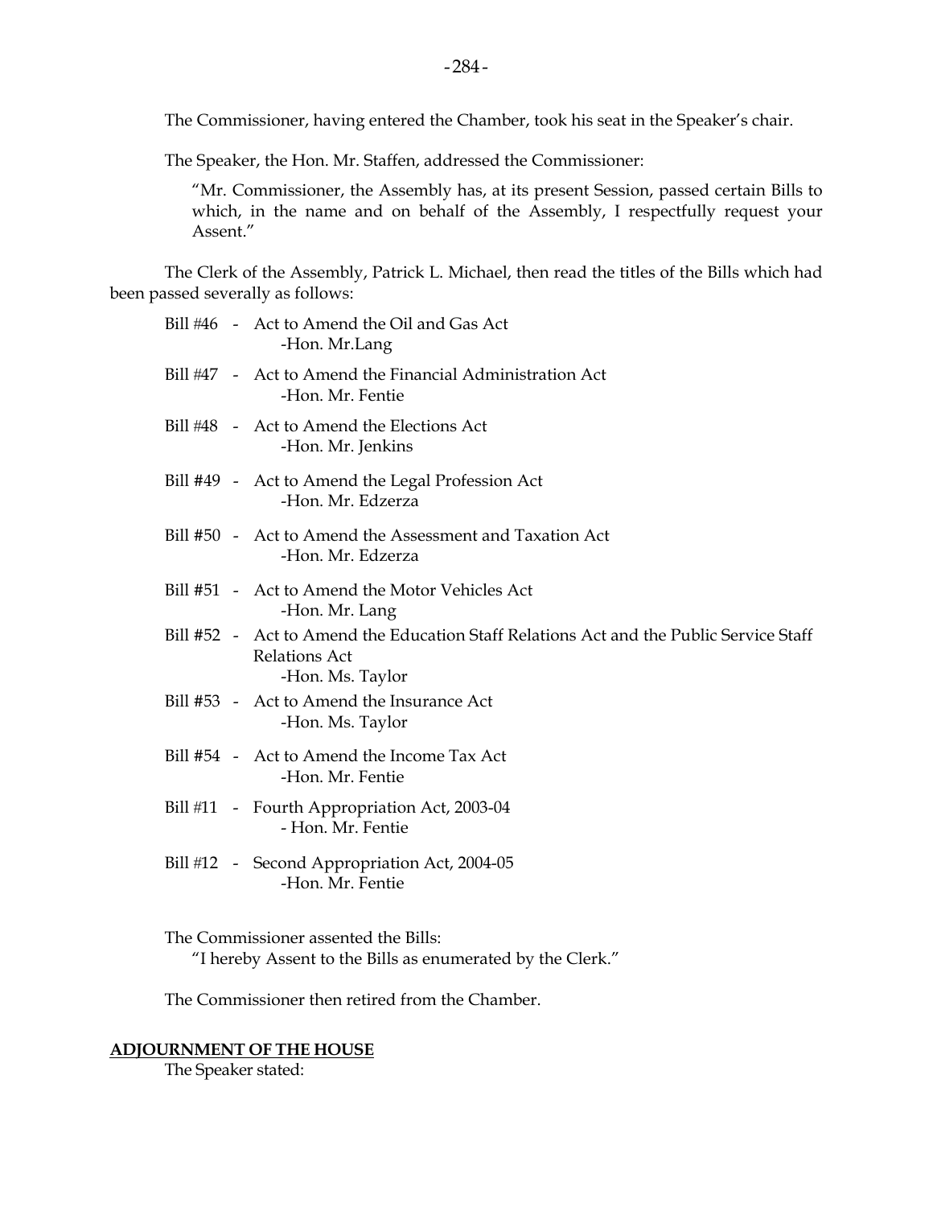The Commissioner, having entered the Chamber, took his seat in the Speaker's chair.

The Speaker, the Hon. Mr. Staffen, addressed the Commissioner:

> "Mr. Commissioner, the Assembly has, at its present Session, passed certain Bills to which, in the name and on behalf of the Assembly, I respectfully request your Assent."

The Clerk of the Assembly, Patrick L. Michael, then read the titles of the Bills which had been passed severally as follows:

Bill #46 - Act to Amend the Oil and Gas Act
  -Hon. Mr.Lang

Bill #47 - Act to Amend the Financial Administration Act
  -Hon. Mr. Fentie

Bill #48 - Act to Amend the Elections Act
  -Hon. Mr. Jenkins

Bill #49 - Act to Amend the Legal Profession Act
  -Hon. Mr. Edzerza

Bill #50 - Act to Amend the Assessment and Taxation Act
  -Hon. Mr. Edzerza

Bill #51 - Act to Amend the Motor Vehicles Act
  -Hon. Mr. Lang

Bill #52 - Act to Amend the Education Staff Relations Act and the Public Service Staff Relations Act
  -Hon. Ms. Taylor

Bill #53 - Act to Amend the Insurance Act
  -Hon. Ms. Taylor

Bill #54 - Act to Amend the Income Tax Act
  -Hon. Mr. Fentie

Bill #11 - Fourth Appropriation Act, 2003-04
  - Hon. Mr. Fentie

Bill #12 - Second Appropriation Act, 2004-05
  -Hon. Mr. Fentie

The Commissioner assented the Bills:
"I hereby Assent to the Bills as enumerated by the Clerk."

The Commissioner then retired from the Chamber.

**ADJOURNMENT OF THE HOUSE**

The Speaker stated: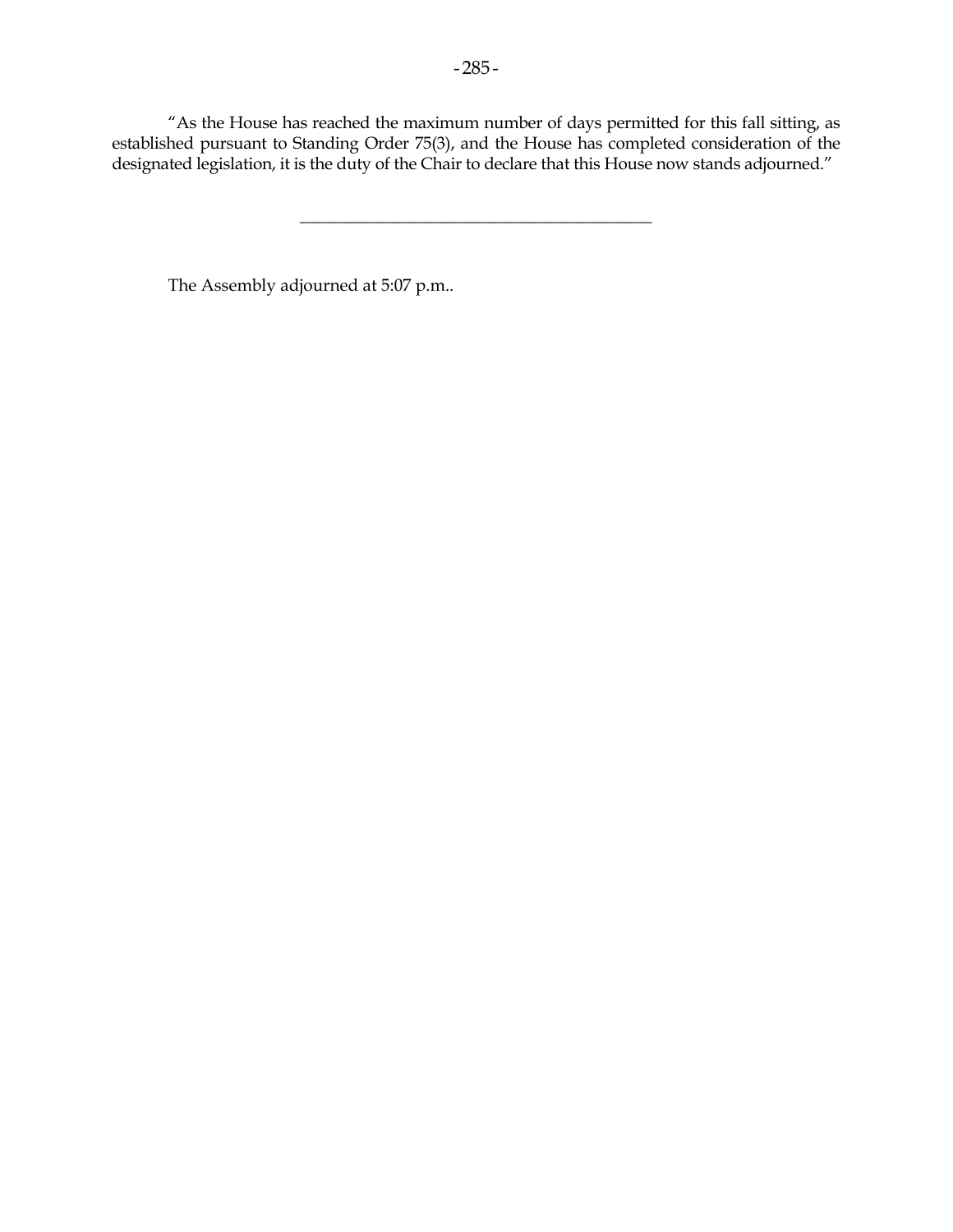"As the House has reached the maximum number of days permitted for this fall sitting, as established pursuant to Standing Order 75(3), and the House has completed consideration of the designated legislation, it is the duty of the Chair to declare that this House now stands adjourned."

---

The Assembly adjourned at 5:07 p.m..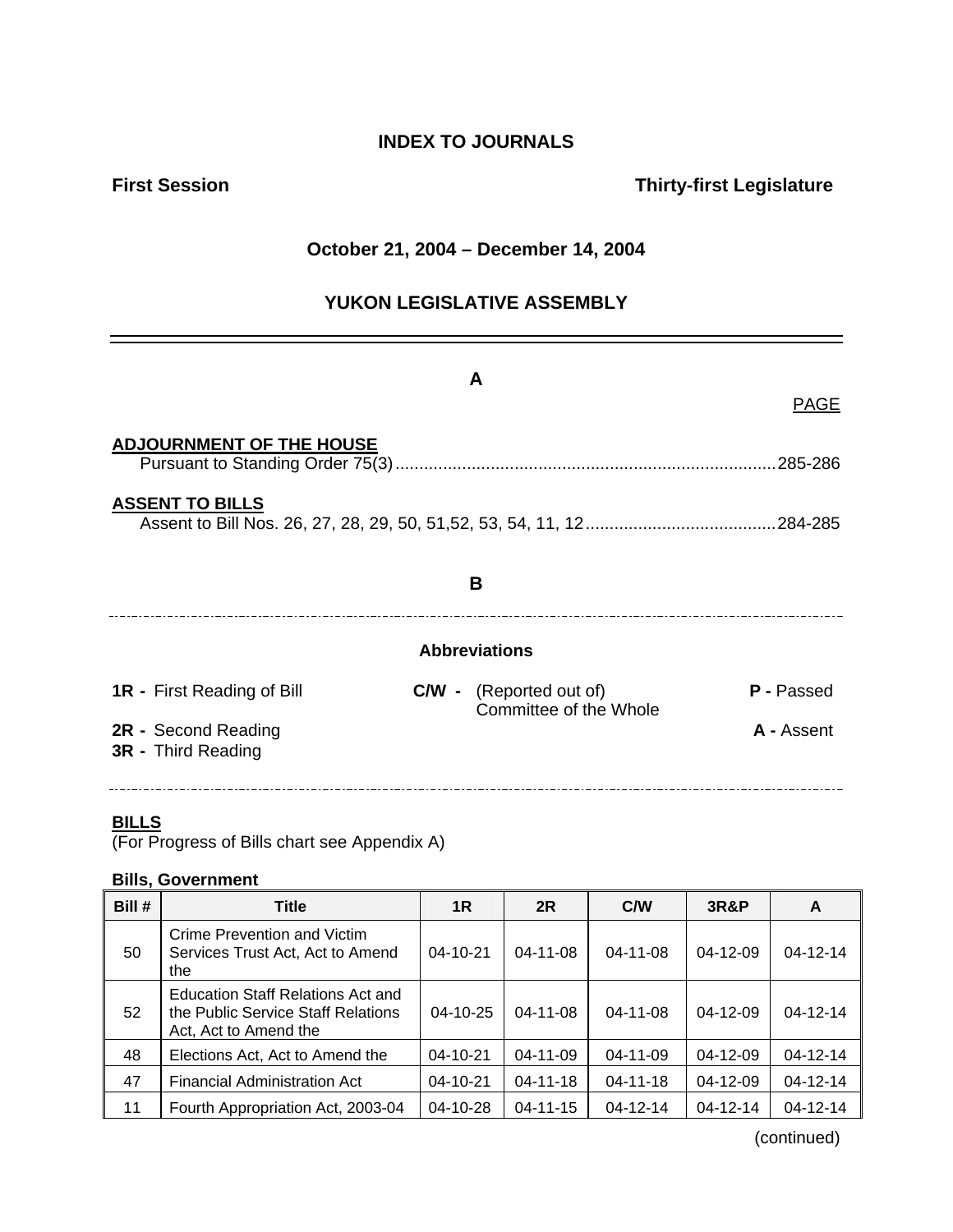**INDEX TO JOURNALS**

**First Session** **Thirty-first Legislature**

**October 21, 2004 – December 14, 2004**

**YUKON LEGISLATIVE ASSEMBLY**

---

## A

PAGE

**ADJOURNMENT OF THE HOUSE**

Pursuant to Standing Order 75(3) ................................................................................285-286

**ASSENT TO BILLS**

Assent to Bill Nos. 26, 27, 28, 29, 50, 51,52, 53, 54, 11, 12........................................284-285

## B

---

**Abbreviations**

**1R -** First Reading of Bill

**2R -** Second Reading

**3R -** Third Reading

**C/W -** (Reported out of) Committee of the Whole

**P -** Passed

**A -** Assent

---

**BILLS**

(For Progress of Bills chart see Appendix A)

**Bills, Government**

| Bill # | Title | 1R | 2R | C/W | 3R&P | A |
|---|---|---|---|---|---|---|
| 50 | Crime Prevention and Victim Services Trust Act, Act to Amend the | 04-10-21 | 04-11-08 | 04-11-08 | 04-12-09 | 04-12-14 |
| 52 | Education Staff Relations Act and the Public Service Staff Relations Act, Act to Amend the | 04-10-25 | 04-11-08 | 04-11-08 | 04-12-09 | 04-12-14 |
| 48 | Elections Act, Act to Amend the | 04-10-21 | 04-11-09 | 04-11-09 | 04-12-09 | 04-12-14 |
| 47 | Financial Administration Act | 04-10-21 | 04-11-18 | 04-11-18 | 04-12-09 | 04-12-14 |
| 11 | Fourth Appropriation Act, 2003-04 | 04-10-28 | 04-11-15 | 04-12-14 | 04-12-14 | 04-12-14 |

(continued)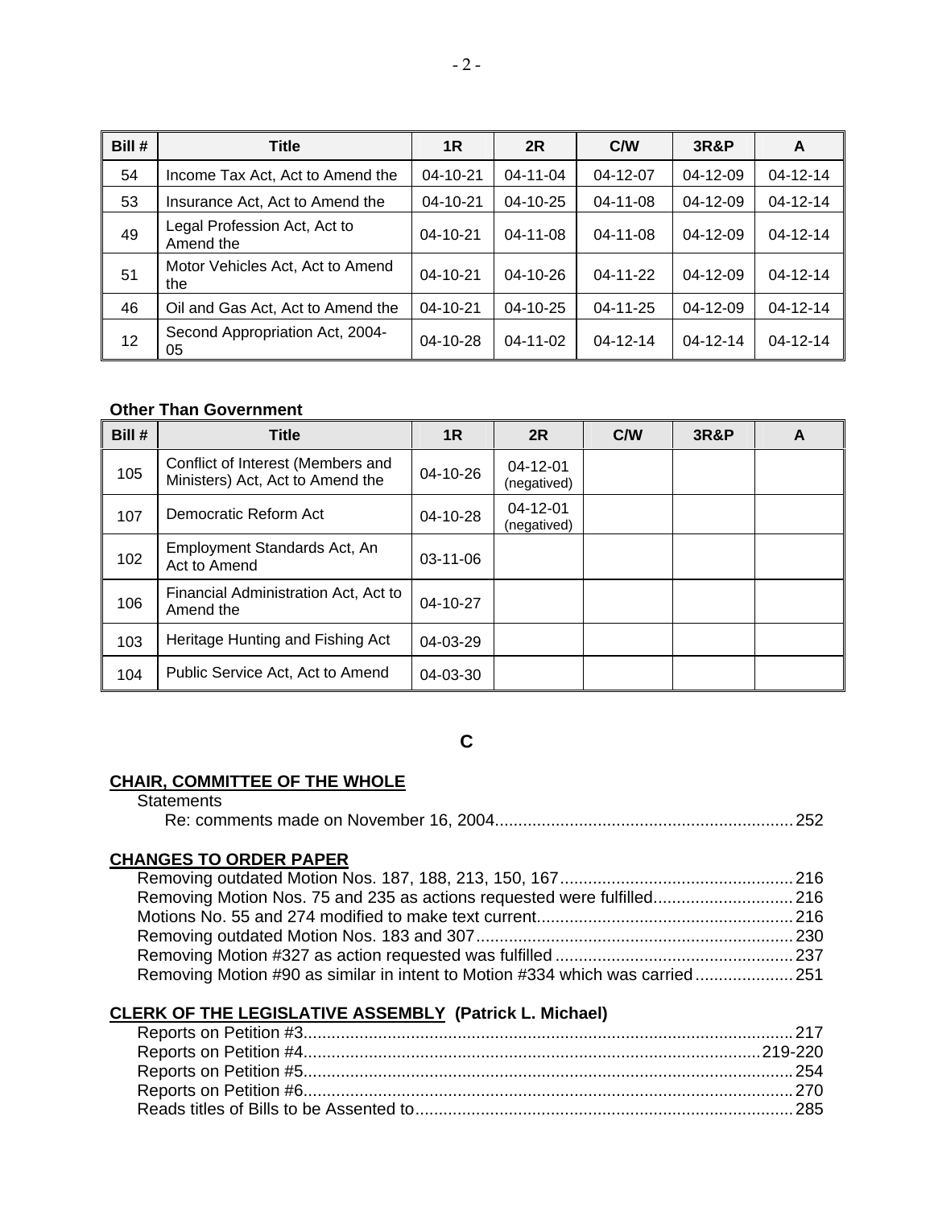| Bill # | Title | 1R | 2R | C/W | 3R&P | A |
|---|---|---|---|---|---|---|
| 54 | Income Tax Act, Act to Amend the | 04-10-21 | 04-11-04 | 04-12-07 | 04-12-09 | 04-12-14 |
| 53 | Insurance Act, Act to Amend the | 04-10-21 | 04-10-25 | 04-11-08 | 04-12-09 | 04-12-14 |
| 49 | Legal Profession Act, Act to Amend the | 04-10-21 | 04-11-08 | 04-11-08 | 04-12-09 | 04-12-14 |
| 51 | Motor Vehicles Act, Act to Amend the | 04-10-21 | 04-10-26 | 04-11-22 | 04-12-09 | 04-12-14 |
| 46 | Oil and Gas Act, Act to Amend the | 04-10-21 | 04-10-25 | 04-11-25 | 04-12-09 | 04-12-14 |
| 12 | Second Appropriation Act, 2004-05 | 04-10-28 | 04-11-02 | 04-12-14 | 04-12-14 | 04-12-14 |

**Other Than Government**

| Bill # | Title | 1R | 2R | C/W | 3R&P | A |
|---|---|---|---|---|---|---|
| 105 | Conflict of Interest (Members and Ministers) Act, Act to Amend the | 04-10-26 | 04-12-01 (negatived) | | | |
| 107 | Democratic Reform Act | 04-10-28 | 04-12-01 (negatived) | | | |
| 102 | Employment Standards Act, An Act to Amend | 03-11-06 | | | | |
| 106 | Financial Administration Act, Act to Amend the | 04-10-27 | | | | |
| 103 | Heritage Hunting and Fishing Act | 04-03-29 | | | | |
| 104 | Public Service Act, Act to Amend | 04-03-30 | | | | |

## C

**CHAIR, COMMITTEE OF THE WHOLE**

Statements

Re: comments made on November 16, 2004 ........ 252

**CHANGES TO ORDER PAPER**

Removing outdated Motion Nos. 187, 188, 213, 150, 167 ........ 216
Removing Motion Nos. 75 and 235 as actions requested were fulfilled ........ 216
Motions No. 55 and 274 modified to make text current ........ 216
Removing outdated Motion Nos. 183 and 307 ........ 230
Removing Motion #327 as action requested was fulfilled ........ 237
Removing Motion #90 as similar in intent to Motion #334 which was carried ........ 251

**CLERK OF THE LEGISLATIVE ASSEMBLY (Patrick L. Michael)**

Reports on Petition #3 ........ 217
Reports on Petition #4 ........ 219-220
Reports on Petition #5 ........ 254
Reports on Petition #6 ........ 270
Reads titles of Bills to be Assented to ........ 285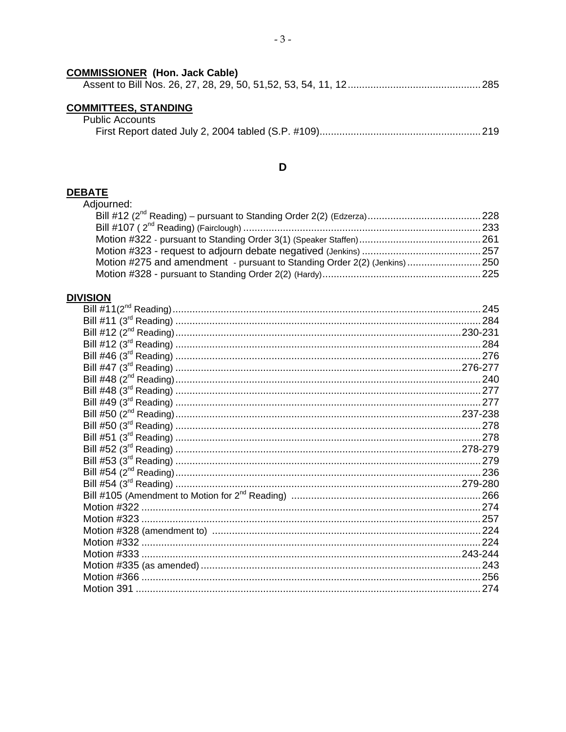**COMMISSIONER (Hon. Jack Cable)**

Assent to Bill Nos. 26, 27, 28, 29, 50, 51,52, 53, 54, 11, 12 .............................................. 285

**COMMITTEES, STANDING**

Public Accounts

First Report dated July 2, 2004 tabled (S.P. #109) ........................................................ 219

## D

**DEBATE**

Adjourned:

Bill #12 (2nd Reading) – pursuant to Standing Order 2(2) (Edzerza) ........................................ 228
Bill #107 ( 2nd Reading) (Fairclough) .................................................................................... 233
Motion #322 - pursuant to Standing Order 3(1) (Speaker Staffen) ........................................... 261
Motion #323 - request to adjourn debate negatived (Jenkins) .......................................... 257
Motion #275 and amendment - pursuant to Standing Order 2(2) (Jenkins) .......................... 250
Motion #328 - pursuant to Standing Order 2(2) (Hardy) ........................................................ 225

**DIVISION**

Bill #11(2nd Reading) ........................................................................................................ 245
Bill #11 (3rd Reading) ........................................................................................................ 284
Bill #12 (2nd Reading) .................................................................................................... 230-231
Bill #12 (3rd Reading) ........................................................................................................ 284
Bill #46 (3rd Reading) ........................................................................................................ 276
Bill #47 (3rd Reading) .................................................................................................... 276-277
Bill #48 (2nd Reading) ........................................................................................................ 240
Bill #48 (3rd Reading) ........................................................................................................ 277
Bill #49 (3rd Reading) ........................................................................................................ 277
Bill #50 (2nd Reading) .................................................................................................... 237-238
Bill #50 (3rd Reading) ........................................................................................................ 278
Bill #51 (3rd Reading) ........................................................................................................ 278
Bill #52 (3rd Reading) .................................................................................................... 278-279
Bill #53 (3rd Reading) ........................................................................................................ 279
Bill #54 (2nd Reading) ........................................................................................................ 236
Bill #54 (3rd Reading) .................................................................................................... 279-280
Bill #105 (Amendment to Motion for 2nd Reading) ................................................................... 266
Motion #322 ...................................................................................................................... 274
Motion #323 ...................................................................................................................... 257
Motion #328 (amendment to) .............................................................................................. 224
Motion #332 ...................................................................................................................... 224
Motion #333 .................................................................................................................. 243-244
Motion #335 (as amended) .................................................................................................. 243
Motion #366 ...................................................................................................................... 256
Motion 391 ........................................................................................................................ 274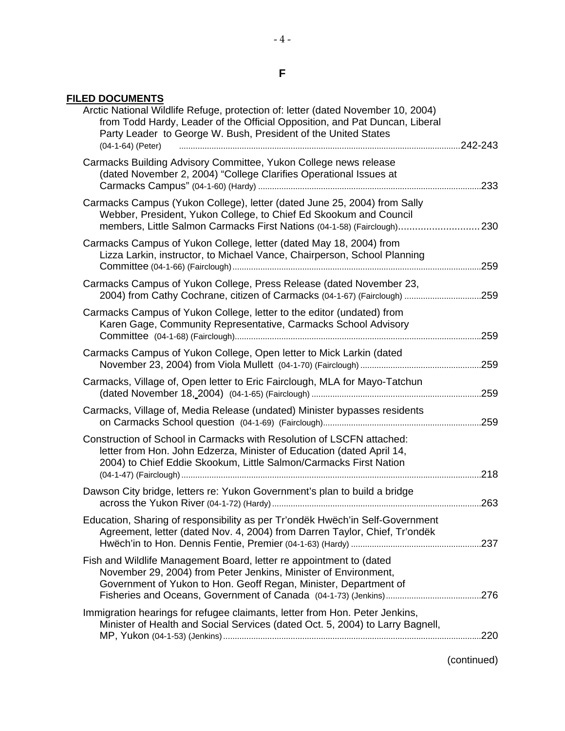# F

**FILED DOCUMENTS**

Arctic National Wildlife Refuge, protection of: letter (dated November 10, 2004) from Todd Hardy, Leader of the Official Opposition, and Pat Duncan, Liberal Party Leader to George W. Bush, President of the United States (04-1-64) (Peter) ........................................ 242-243

Carmacks Building Advisory Committee, Yukon College news release (dated November 2, 2004) "College Clarifies Operational Issues at Carmacks Campus" (04-1-60) (Hardy) ........................................ 233

Carmacks Campus (Yukon College), letter (dated June 25, 2004) from Sally Webber, President, Yukon College, to Chief Ed Skookum and Council members, Little Salmon Carmacks First Nations (04-1-58) (Fairclough) ........................................ 230

Carmacks Campus of Yukon College, letter (dated May 18, 2004) from Lizza Larkin, instructor, to Michael Vance, Chairperson, School Planning Committee (04-1-66) (Fairclough) ........................................ 259

Carmacks Campus of Yukon College, Press Release (dated November 23, 2004) from Cathy Cochrane, citizen of Carmacks (04-1-67) (Fairclough) ........................................ 259

Carmacks Campus of Yukon College, letter to the editor (undated) from Karen Gage, Community Representative, Carmacks School Advisory Committee (04-1-68) (Fairclough) ........................................ 259

Carmacks Campus of Yukon College, Open letter to Mick Larkin (dated November 23, 2004) from Viola Mullett (04-1-70) (Fairclough) ........................................ 259

Carmacks, Village of, Open letter to Eric Fairclough, MLA for Mayo-Tatchun (dated November 18, 2004) (04-1-65) (Fairclough) ........................................ 259

Carmacks, Village of, Media Release (undated) Minister bypasses residents on Carmacks School question (04-1-69) (Fairclough) ........................................ 259

Construction of School in Carmacks with Resolution of LSCFN attached: letter from Hon. John Edzerza, Minister of Education (dated April 14, 2004) to Chief Eddie Skookum, Little Salmon/Carmacks First Nation (04-1-47) (Fairclough) ........................................ 218

Dawson City bridge, letters re: Yukon Government's plan to build a bridge across the Yukon River (04-1-72) (Hardy) ........................................ 263

Education, Sharing of responsibility as per Tr'ondëk Hwëch'in Self-Government Agreement, letter (dated Nov. 4, 2004) from Darren Taylor, Chief, Tr'ondëk Hwëch'in to Hon. Dennis Fentie, Premier (04-1-63) (Hardy) ........................................ 237

Fish and Wildlife Management Board, letter re appointment to (dated November 29, 2004) from Peter Jenkins, Minister of Environment, Government of Yukon to Hon. Geoff Regan, Minister, Department of Fisheries and Oceans, Government of Canada (04-1-73) (Jenkins) ........................................ 276

Immigration hearings for refugee claimants, letter from Hon. Peter Jenkins, Minister of Health and Social Services (dated Oct. 5, 2004) to Larry Bagnell, MP, Yukon (04-1-53) (Jenkins) ........................................ 220

(continued)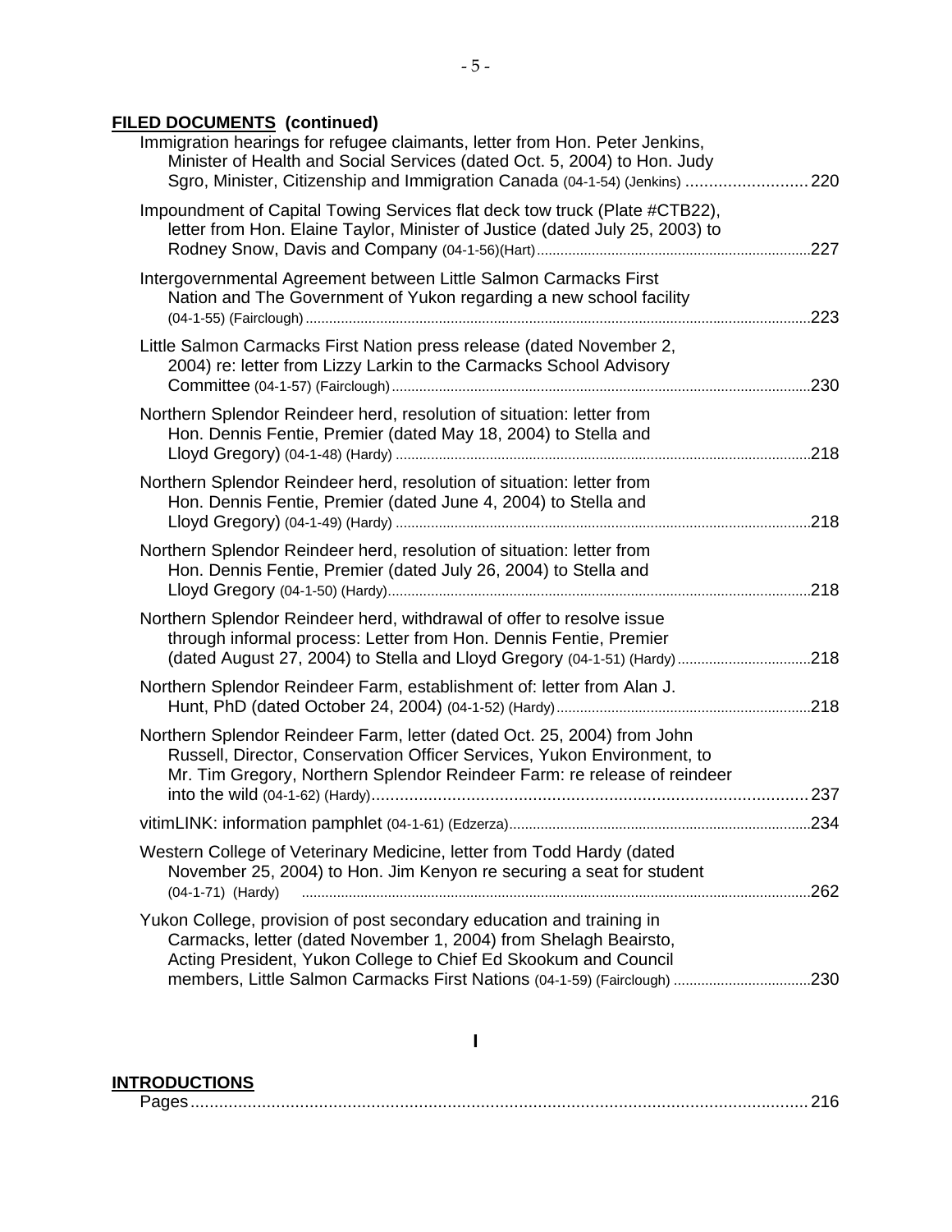**FILED DOCUMENTS (continued)**

Immigration hearings for refugee claimants, letter from Hon. Peter Jenkins, Minister of Health and Social Services (dated Oct. 5, 2004) to Hon. Judy Sgro, Minister, Citizenship and Immigration Canada (04-1-54) (Jenkins) .......................... 220

Impoundment of Capital Towing Services flat deck tow truck (Plate #CTB22), letter from Hon. Elaine Taylor, Minister of Justice (dated July 25, 2003) to Rodney Snow, Davis and Company (04-1-56)(Hart) ........................................ 227

Intergovernmental Agreement between Little Salmon Carmacks First Nation and The Government of Yukon regarding a new school facility (04-1-55) (Fairclough) ........................................ 223

Little Salmon Carmacks First Nation press release (dated November 2, 2004) re: letter from Lizzy Larkin to the Carmacks School Advisory Committee (04-1-57) (Fairclough) ........................................ 230

Northern Splendor Reindeer herd, resolution of situation: letter from Hon. Dennis Fentie, Premier (dated May 18, 2004) to Stella and Lloyd Gregory) (04-1-48) (Hardy) ........................................ 218

Northern Splendor Reindeer herd, resolution of situation: letter from Hon. Dennis Fentie, Premier (dated June 4, 2004) to Stella and Lloyd Gregory) (04-1-49) (Hardy) ........................................ 218

Northern Splendor Reindeer herd, resolution of situation: letter from Hon. Dennis Fentie, Premier (dated July 26, 2004) to Stella and Lloyd Gregory (04-1-50) (Hardy) ........................................ 218

Northern Splendor Reindeer herd, withdrawal of offer to resolve issue through informal process: Letter from Hon. Dennis Fentie, Premier (dated August 27, 2004) to Stella and Lloyd Gregory (04-1-51) (Hardy) ........................................ 218

Northern Splendor Reindeer Farm, establishment of: letter from Alan J. Hunt, PhD (dated October 24, 2004) (04-1-52) (Hardy) ........................................ 218

Northern Splendor Reindeer Farm, letter (dated Oct. 25, 2004) from John Russell, Director, Conservation Officer Services, Yukon Environment, to Mr. Tim Gregory, Northern Splendor Reindeer Farm: re release of reindeer into the wild (04-1-62) (Hardy) ........................................ 237

vitimLINK: information pamphlet (04-1-61) (Edzerza) ........................................ 234

Western College of Veterinary Medicine, letter from Todd Hardy (dated November 25, 2004) to Hon. Jim Kenyon re securing a seat for student (04-1-71) (Hardy) ........................................ 262

Yukon College, provision of post secondary education and training in Carmacks, letter (dated November 1, 2004) from Shelagh Beairsto, Acting President, Yukon College to Chief Ed Skookum and Council members, Little Salmon Carmacks First Nations (04-1-59) (Fairclough) ........................................ 230

## I

**INTRODUCTIONS**

Pages ........................................ 216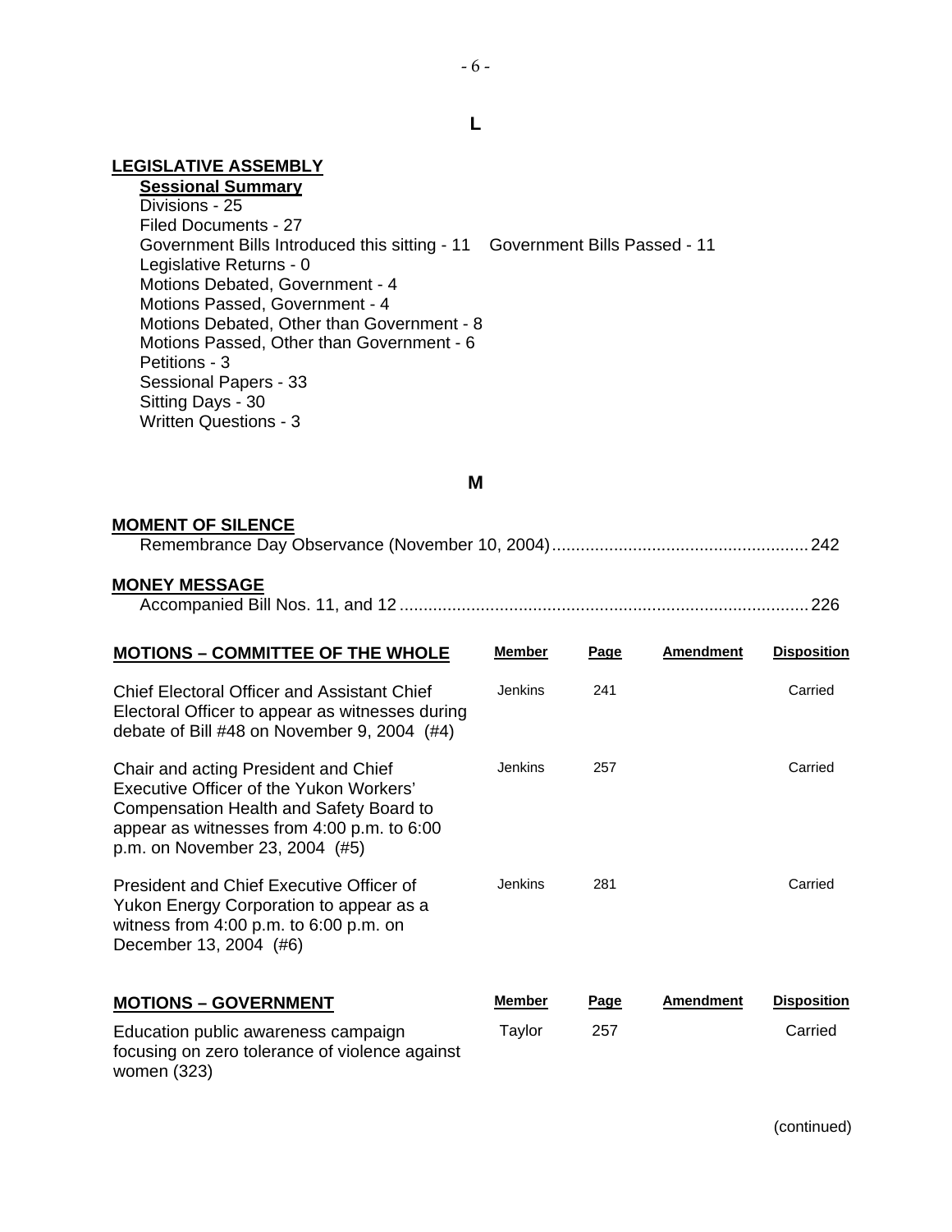## L

**LEGISLATIVE ASSEMBLY**

**Sessional Summary**

Divisions - 25
Filed Documents - 27
Government Bills Introduced this sitting - 11 Government Bills Passed - 11
Legislative Returns - 0
Motions Debated, Government - 4
Motions Passed, Government - 4
Motions Debated, Other than Government - 8
Motions Passed, Other than Government - 6
Petitions - 3
Sessional Papers - 33
Sitting Days - 30
Written Questions - 3

## M

**MOMENT OF SILENCE**

Remembrance Day Observance (November 10, 2004)........................................................ 242

**MONEY MESSAGE**

Accompanied Bill Nos. 11, and 12 ........................................................................................ 226

| MOTIONS – COMMITTEE OF THE WHOLE | Member | Page | Amendment | Disposition |
|---|---|---|---|---|
| Chief Electoral Officer and Assistant Chief Electoral Officer to appear as witnesses during debate of Bill #48 on November 9, 2004 (#4) | Jenkins | 241 | | Carried |
| Chair and acting President and Chief Executive Officer of the Yukon Workers' Compensation Health and Safety Board to appear as witnesses from 4:00 p.m. to 6:00 p.m. on November 23, 2004 (#5) | Jenkins | 257 | | Carried |
| President and Chief Executive Officer of Yukon Energy Corporation to appear as a witness from 4:00 p.m. to 6:00 p.m. on December 13, 2004 (#6) | Jenkins | 281 | | Carried |

| MOTIONS – GOVERNMENT | Member | Page | Amendment | Disposition |
|---|---|---|---|---|
| Education public awareness campaign focusing on zero tolerance of violence against women (323) | Taylor | 257 | | Carried |

(continued)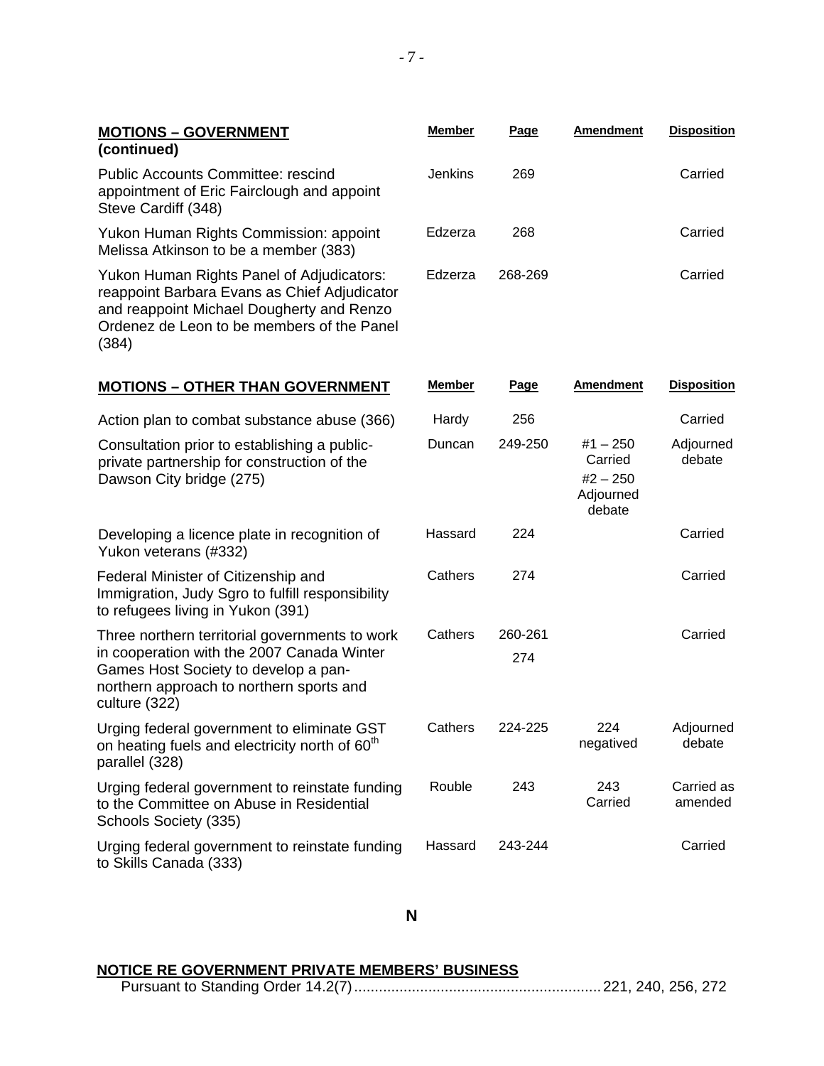| **MOTIONS – GOVERNMENT (continued)** | **Member** | **Page** | **Amendment** | **Disposition** |
|---|---|---|---|---|
| Public Accounts Committee: rescind appointment of Eric Fairclough and appoint Steve Cardiff (348) | Jenkins | 269 | | Carried |
| Yukon Human Rights Commission: appoint Melissa Atkinson to be a member (383) | Edzerza | 268 | | Carried |
| Yukon Human Rights Panel of Adjudicators: reappoint Barbara Evans as Chief Adjudicator and reappoint Michael Dougherty and Renzo Ordenez de Leon to be members of the Panel (384) | Edzerza | 268-269 | | Carried |

| **MOTIONS – OTHER THAN GOVERNMENT** | **Member** | **Page** | **Amendment** | **Disposition** |
|---|---|---|---|---|
| Action plan to combat substance abuse (366) | Hardy | 256 | | Carried |
| Consultation prior to establishing a public-private partnership for construction of the Dawson City bridge (275) | Duncan | 249-250 | #1 – 250 Carried<br>#2 – 250 Adjourned debate | Adjourned debate |
| Developing a licence plate in recognition of Yukon veterans (#332) | Hassard | 224 | | Carried |
| Federal Minister of Citizenship and Immigration, Judy Sgro to fulfill responsibility to refugees living in Yukon (391) | Cathers | 274 | | Carried |
| Three northern territorial governments to work in cooperation with the 2007 Canada Winter Games Host Society to develop a pan-northern approach to northern sports and culture (322) | Cathers | 260-261<br>274 | | Carried |
| Urging federal government to eliminate GST on heating fuels and electricity north of 60th parallel (328) | Cathers | 224-225 | 224 negatived | Adjourned debate |
| Urging federal government to reinstate funding to the Committee on Abuse in Residential Schools Society (335) | Rouble | 243 | 243 Carried | Carried as amended |
| Urging federal government to reinstate funding to Skills Canada (333) | Hassard | 243-244 | | Carried |

## N

**NOTICE RE GOVERNMENT PRIVATE MEMBERS' BUSINESS**

Pursuant to Standing Order 14.2(7) ............................................................ 221, 240, 256, 272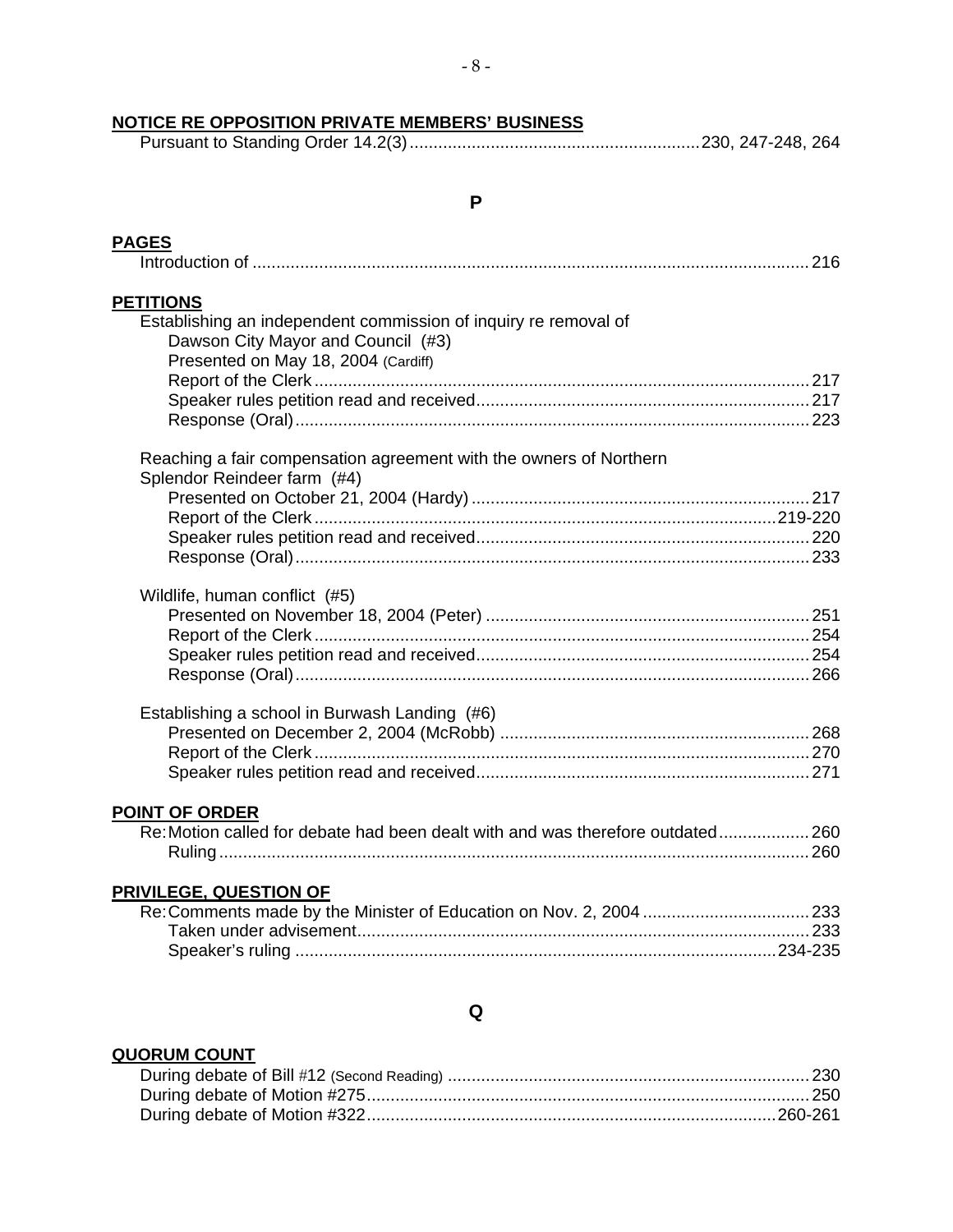**NOTICE RE OPPOSITION PRIVATE MEMBERS' BUSINESS**

Pursuant to Standing Order 14.2(3) ............................................................ 230, 247-248, 264

## P

**PAGES**

Introduction of .................................................................................................................. 216

**PETITIONS**

Establishing an independent commission of inquiry re removal of Dawson City Mayor and Council (#3)
- Presented on May 18, 2004 (Cardiff)
  - Report of the Clerk ..................................................................................................... 217
  - Speaker rules petition read and received .................................................................... 217
  - Response (Oral) .......................................................................................................... 223

Reaching a fair compensation agreement with the owners of Northern Splendor Reindeer farm (#4)
- Presented on October 21, 2004 (Hardy) ...................................................................... 217
- Report of the Clerk ............................................................................................... 219-220
- Speaker rules petition read and received .................................................................... 220
- Response (Oral) .......................................................................................................... 233

Wildlife, human conflict (#5)
- Presented on November 18, 2004 (Peter) ................................................................... 251
- Report of the Clerk ...................................................................................................... 254
- Speaker rules petition read and received .................................................................... 254
- Response (Oral) .......................................................................................................... 266

Establishing a school in Burwash Landing (#6)
- Presented on December 2, 2004 (McRobb) ................................................................ 268
- Report of the Clerk ...................................................................................................... 270
- Speaker rules petition read and received .................................................................... 271

**POINT OF ORDER**

Re: Motion called for debate had been dealt with and was therefore outdated .................. 260
- Ruling .......................................................................................................................... 260

**PRIVILEGE, QUESTION OF**

Re: Comments made by the Minister of Education on Nov. 2, 2004 .................................. 233
- Taken under advisement ............................................................................................. 233
- Speaker's ruling .................................................................................................... 234-235

## Q

**QUORUM COUNT**

During debate of Bill #12 (Second Reading) ........................................................................... 230
During debate of Motion #275 ............................................................................................ 250
During debate of Motion #322 ..................................................................................... 260-261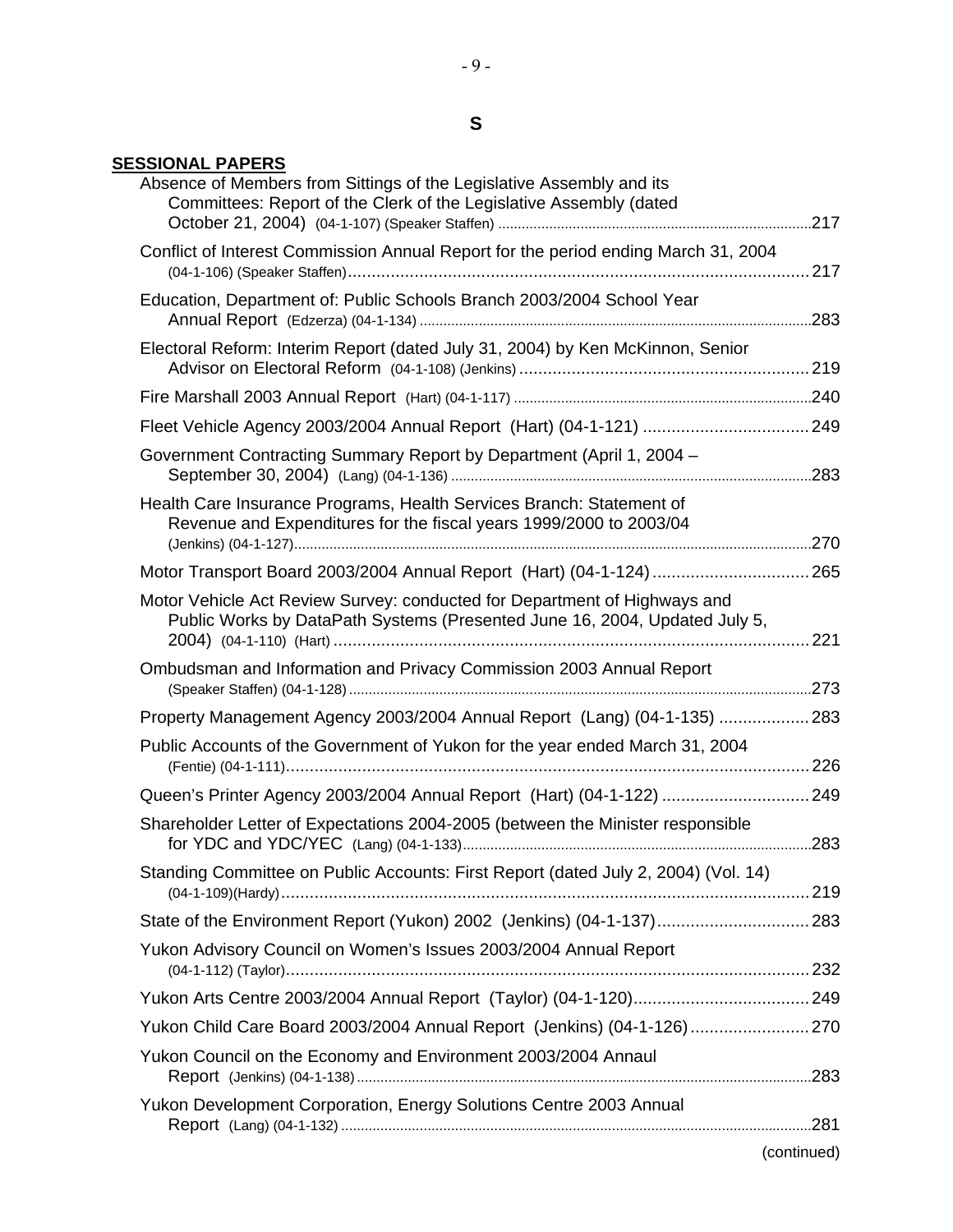# S

**SESSIONAL PAPERS**

Absence of Members from Sittings of the Legislative Assembly and its Committees: Report of the Clerk of the Legislative Assembly (dated October 21, 2004) (04-1-107) (Speaker Staffen) ....217

Conflict of Interest Commission Annual Report for the period ending March 31, 2004 (04-1-106) (Speaker Staffen) ....217

Education, Department of: Public Schools Branch 2003/2004 School Year Annual Report (Edzerza) (04-1-134) ....283

Electoral Reform: Interim Report (dated July 31, 2004) by Ken McKinnon, Senior Advisor on Electoral Reform (04-1-108) (Jenkins) ....219

Fire Marshall 2003 Annual Report (Hart) (04-1-117) ....240

Fleet Vehicle Agency 2003/2004 Annual Report (Hart) (04-1-121) ....249

Government Contracting Summary Report by Department (April 1, 2004 – September 30, 2004) (Lang) (04-1-136) ....283

Health Care Insurance Programs, Health Services Branch: Statement of Revenue and Expenditures for the fiscal years 1999/2000 to 2003/04 (Jenkins) (04-1-127) ....270

Motor Transport Board 2003/2004 Annual Report (Hart) (04-1-124) ....265

Motor Vehicle Act Review Survey: conducted for Department of Highways and Public Works by DataPath Systems (Presented June 16, 2004, Updated July 5, 2004) (04-1-110) (Hart) ....221

Ombudsman and Information and Privacy Commission 2003 Annual Report (Speaker Staffen) (04-1-128) ....273

Property Management Agency 2003/2004 Annual Report (Lang) (04-1-135) ....283

Public Accounts of the Government of Yukon for the year ended March 31, 2004 (Fentie) (04-1-111) ....226

Queen's Printer Agency 2003/2004 Annual Report (Hart) (04-1-122) ....249

Shareholder Letter of Expectations 2004-2005 (between the Minister responsible for YDC and YDC/YEC (Lang) (04-1-133) ....283

Standing Committee on Public Accounts: First Report (dated July 2, 2004) (Vol. 14) (04-1-109)(Hardy) ....219

State of the Environment Report (Yukon) 2002 (Jenkins) (04-1-137) ....283

Yukon Advisory Council on Women's Issues 2003/2004 Annual Report (04-1-112) (Taylor) ....232

Yukon Arts Centre 2003/2004 Annual Report (Taylor) (04-1-120) ....249

Yukon Child Care Board 2003/2004 Annual Report (Jenkins) (04-1-126) ....270

Yukon Council on the Economy and Environment 2003/2004 Annaul Report (Jenkins) (04-1-138) ....283

Yukon Development Corporation, Energy Solutions Centre 2003 Annual Report (Lang) (04-1-132) ....281

(continued)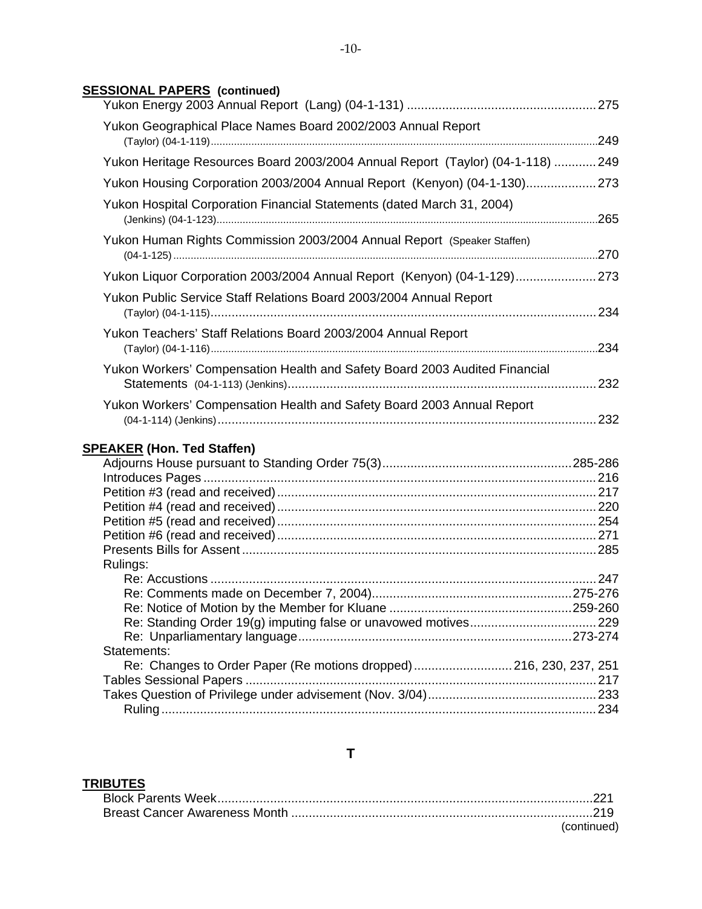**SESSIONAL PAPERS (continued)**

Yukon Energy 2003 Annual Report (Lang) (04-1-131) ..... 275

Yukon Geographical Place Names Board 2002/2003 Annual Report (Taylor) (04-1-119) ..... 249

Yukon Heritage Resources Board 2003/2004 Annual Report (Taylor) (04-1-118) ..... 249

Yukon Housing Corporation 2003/2004 Annual Report (Kenyon) (04-1-130) ..... 273

Yukon Hospital Corporation Financial Statements (dated March 31, 2004) (Jenkins) (04-1-123) ..... 265

Yukon Human Rights Commission 2003/2004 Annual Report (Speaker Staffen) (04-1-125) ..... 270

Yukon Liquor Corporation 2003/2004 Annual Report (Kenyon) (04-1-129) ..... 273

Yukon Public Service Staff Relations Board 2003/2004 Annual Report (Taylor) (04-1-115) ..... 234

Yukon Teachers' Staff Relations Board 2003/2004 Annual Report (Taylor) (04-1-116) ..... 234

Yukon Workers' Compensation Health and Safety Board 2003 Audited Financial Statements (04-1-113) (Jenkins) ..... 232

Yukon Workers' Compensation Health and Safety Board 2003 Annual Report (04-1-114) (Jenkins) ..... 232

**SPEAKER (Hon. Ted Staffen)**

Adjourns House pursuant to Standing Order 75(3) ..... 285-286
Introduces Pages ..... 216
Petition #3 (read and received) ..... 217
Petition #4 (read and received) ..... 220
Petition #5 (read and received) ..... 254
Petition #6 (read and received) ..... 271
Presents Bills for Assent ..... 285
Rulings:
- Re: Accustions ..... 247
- Re: Comments made on December 7, 2004) ..... 275-276
- Re: Notice of Motion by the Member for Kluane ..... 259-260
- Re: Standing Order 19(g) imputing false or unavowed motives ..... 229
- Re: Unparliamentary language ..... 273-274

Statements:
- Re: Changes to Order Paper (Re motions dropped) ..... 216, 230, 237, 251

Tables Sessional Papers ..... 217
Takes Question of Privilege under advisement (Nov. 3/04) ..... 233
- Ruling ..... 234

## T

**TRIBUTES**

Block Parents Week ..... 221
Breast Cancer Awareness Month ..... 219

(continued)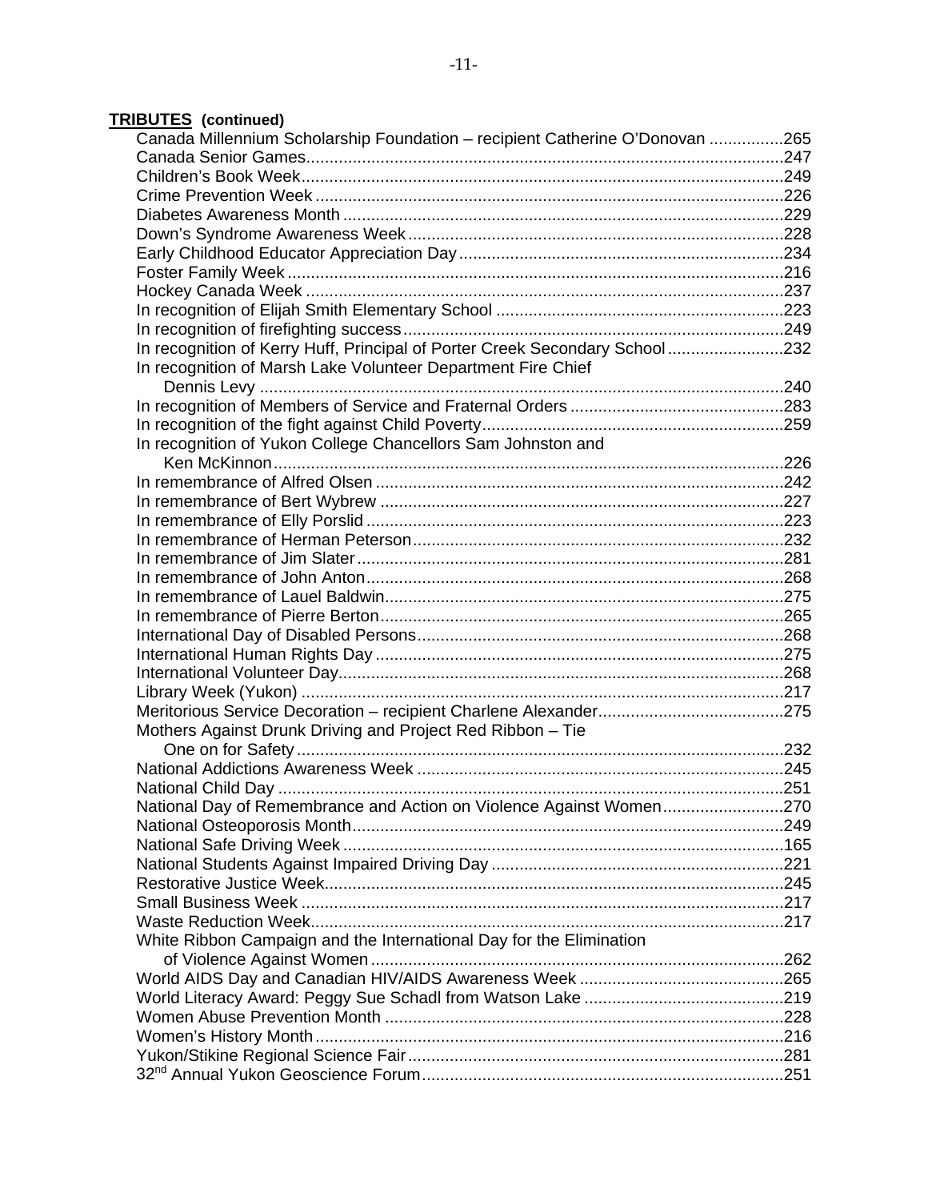**TRIBUTES (continued)**

Canada Millennium Scholarship Foundation – recipient Catherine O'Donovan ................265
Canada Senior Games......................................................................................................247
Children's Book Week.......................................................................................................249
Crime Prevention Week ....................................................................................................226
Diabetes Awareness Month ..............................................................................................229
Down's Syndrome Awareness Week................................................................................228
Early Childhood Educator Appreciation Day.....................................................................234
Foster Family Week ..........................................................................................................216
Hockey Canada Week ......................................................................................................237
In recognition of Elijah Smith Elementary School .............................................................223
In recognition of firefighting success.................................................................................249
In recognition of Kerry Huff, Principal of Porter Creek Secondary School.........................232
In recognition of Marsh Lake Volunteer Department Fire Chief
  Dennis Levy ..................................................................................................................240
In recognition of Members of Service and Fraternal Orders ..............................................283
In recognition of the fight against Child Poverty................................................................259
In recognition of Yukon College Chancellors Sam Johnston and
  Ken McKinnon................................................................................................................226
In remembrance of Alfred Olsen .......................................................................................242
In remembrance of Bert Wybrew ......................................................................................227
In remembrance of Elly Porslid .........................................................................................223
In remembrance of Herman Peterson...............................................................................232
In remembrance of Jim Slater ...........................................................................................281
In remembrance of John Anton.........................................................................................268
In remembrance of Lauel Baldwin.....................................................................................275
In remembrance of Pierre Berton......................................................................................265
International Day of Disabled Persons..............................................................................268
International Human Rights Day .......................................................................................275
International Volunteer Day...............................................................................................268
Library Week (Yukon) .......................................................................................................217
Meritorious Service Decoration – recipient Charlene Alexander........................................275
Mothers Against Drunk Driving and Project Red Ribbon – Tie
  One on for Safety ...........................................................................................................232
National Addictions Awareness Week ..............................................................................245
National Child Day ............................................................................................................251
National Day of Remembrance and Action on Violence Against Women..........................270
National Osteoporosis Month............................................................................................249
National Safe Driving Week ..............................................................................................165
National Students Against Impaired Driving Day ..............................................................221
Restorative Justice Week..................................................................................................245
Small Business Week .......................................................................................................217
Waste Reduction Week.....................................................................................................217
White Ribbon Campaign and the International Day for the Elimination
  of Violence Against Women ...........................................................................................262
World AIDS Day and Canadian HIV/AIDS Awareness Week ............................................265
World Literacy Award: Peggy Sue Schadl from Watson Lake ...........................................219
Women Abuse Prevention Month .....................................................................................228
Women's History Month....................................................................................................216
Yukon/Stikine Regional Science Fair................................................................................281
32nd Annual Yukon Geoscience Forum.............................................................................251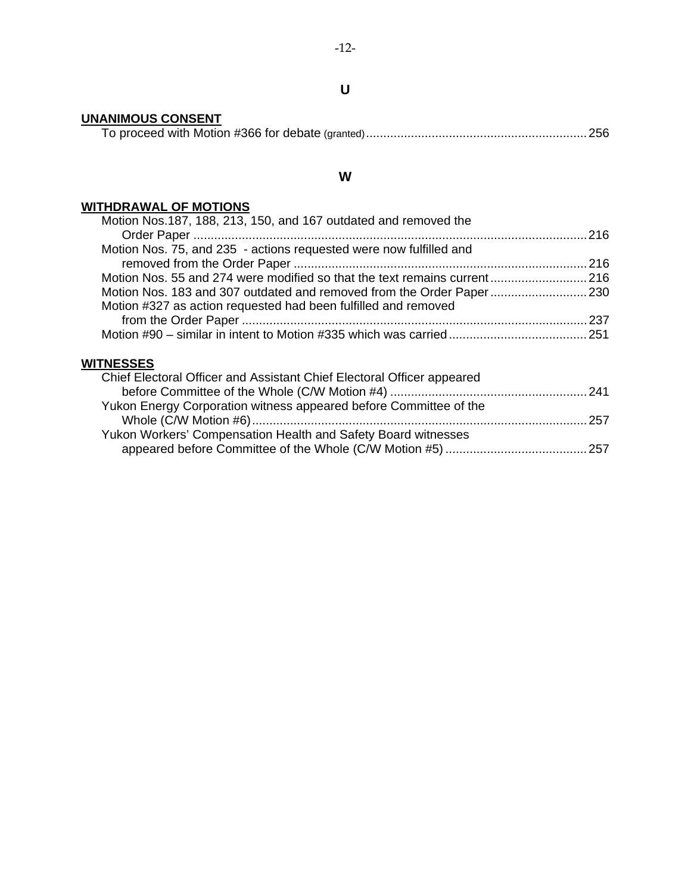## U

**UNANIMOUS CONSENT**

To proceed with Motion #366 for debate (granted) ..... 256

## W

**WITHDRAWAL OF MOTIONS**

Motion Nos.187, 188, 213, 150, and 167 outdated and removed the Order Paper ..... 216

Motion Nos. 75, and 235 - actions requested were now fulfilled and removed from the Order Paper ..... 216

Motion Nos. 55 and 274 were modified so that the text remains current ..... 216

Motion Nos. 183 and 307 outdated and removed from the Order Paper ..... 230

Motion #327 as action requested had been fulfilled and removed from the Order Paper ..... 237

Motion #90 – similar in intent to Motion #335 which was carried ..... 251

**WITNESSES**

Chief Electoral Officer and Assistant Chief Electoral Officer appeared before Committee of the Whole (C/W Motion #4) ..... 241

Yukon Energy Corporation witness appeared before Committee of the Whole (C/W Motion #6) ..... 257

Yukon Workers' Compensation Health and Safety Board witnesses appeared before Committee of the Whole (C/W Motion #5) ..... 257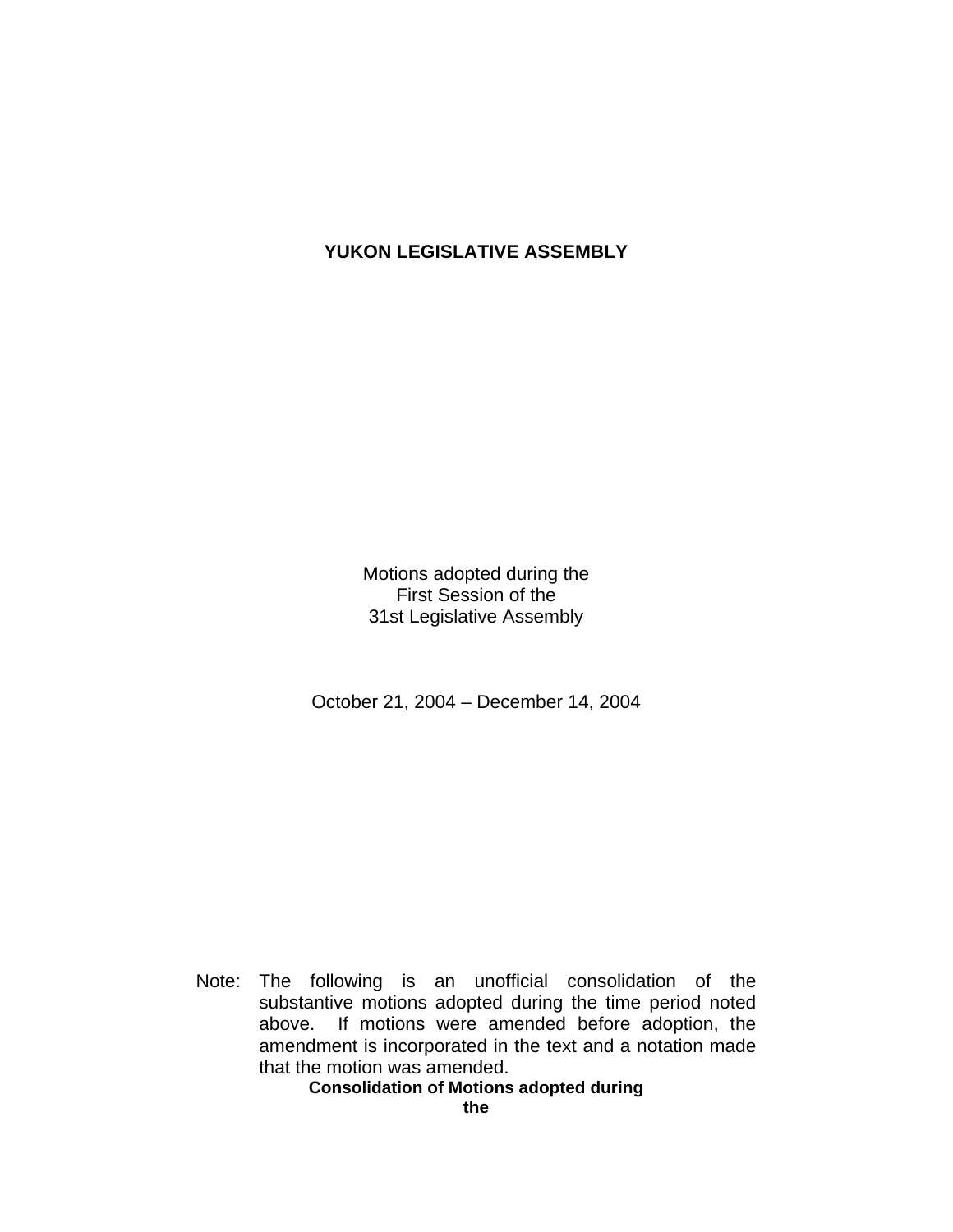**YUKON LEGISLATIVE ASSEMBLY**

Motions adopted during the
First Session of the
31st Legislative Assembly

October 21, 2004 – December 14, 2004

Note: The following is an unofficial consolidation of the substantive motions adopted during the time period noted above. If motions were amended before adoption, the amendment is incorporated in the text and a notation made that the motion was amended.

**Consolidation of Motions adopted during the**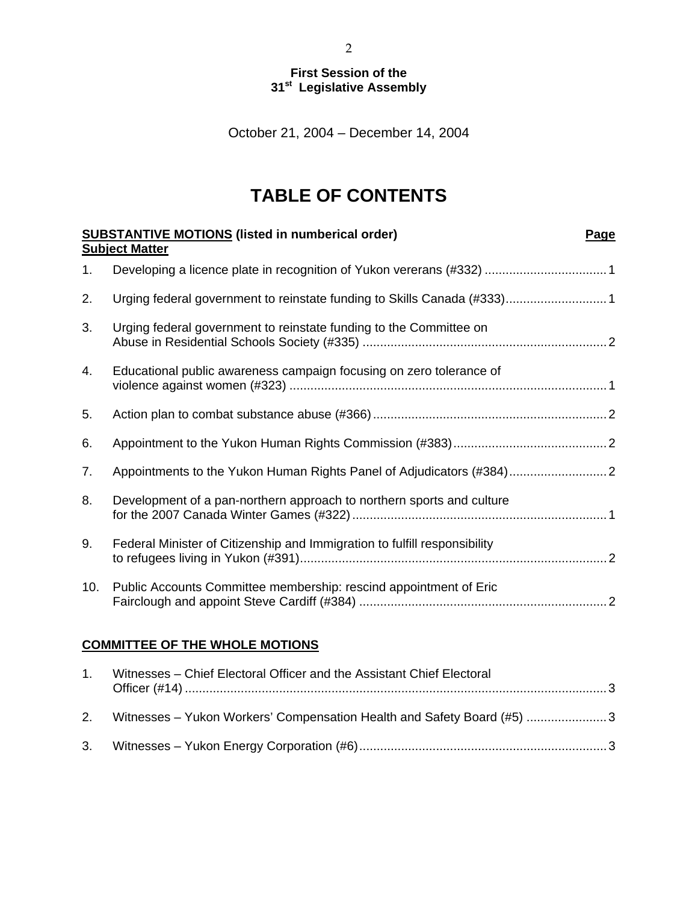**First Session of the**
**31st Legislative Assembly**

October 21, 2004 – December 14, 2004

# TABLE OF CONTENTS

**SUBSTANTIVE MOTIONS (listed in numberical order)** **Page**
**Subject Matter**

1. Developing a licence plate in recognition of Yukon vererans (#332) .................................. 1
2. Urging federal government to reinstate funding to Skills Canada (#333)............................ 1
3. Urging federal government to reinstate funding to the Committee on Abuse in Residential Schools Society (#335) ...................................................................... 2
4. Educational public awareness campaign focusing on zero tolerance of violence against women (#323) ........................................................................................... 1
5. Action plan to combat substance abuse (#366)................................................................... 2
6. Appointment to the Yukon Human Rights Commission (#383)............................................ 2
7. Appointments to the Yukon Human Rights Panel of Adjudicators (#384)............................ 2
8. Development of a pan-northern approach to northern sports and culture for the 2007 Canada Winter Games (#322)......................................................................... 1
9. Federal Minister of Citizenship and Immigration to fulfill responsibility to refugees living in Yukon (#391)......................................................................................... 2
10. Public Accounts Committee membership: rescind appointment of Eric Fairclough and appoint Steve Cardiff (#384) ....................................................................... 2

**COMMITTEE OF THE WHOLE MOTIONS**

1. Witnesses – Chief Electoral Officer and the Assistant Chief Electoral Officer (#14) ........................................................................................................................ 3
2. Witnesses – Yukon Workers' Compensation Health and Safety Board (#5) ....................... 3
3. Witnesses – Yukon Energy Corporation (#6)....................................................................... 3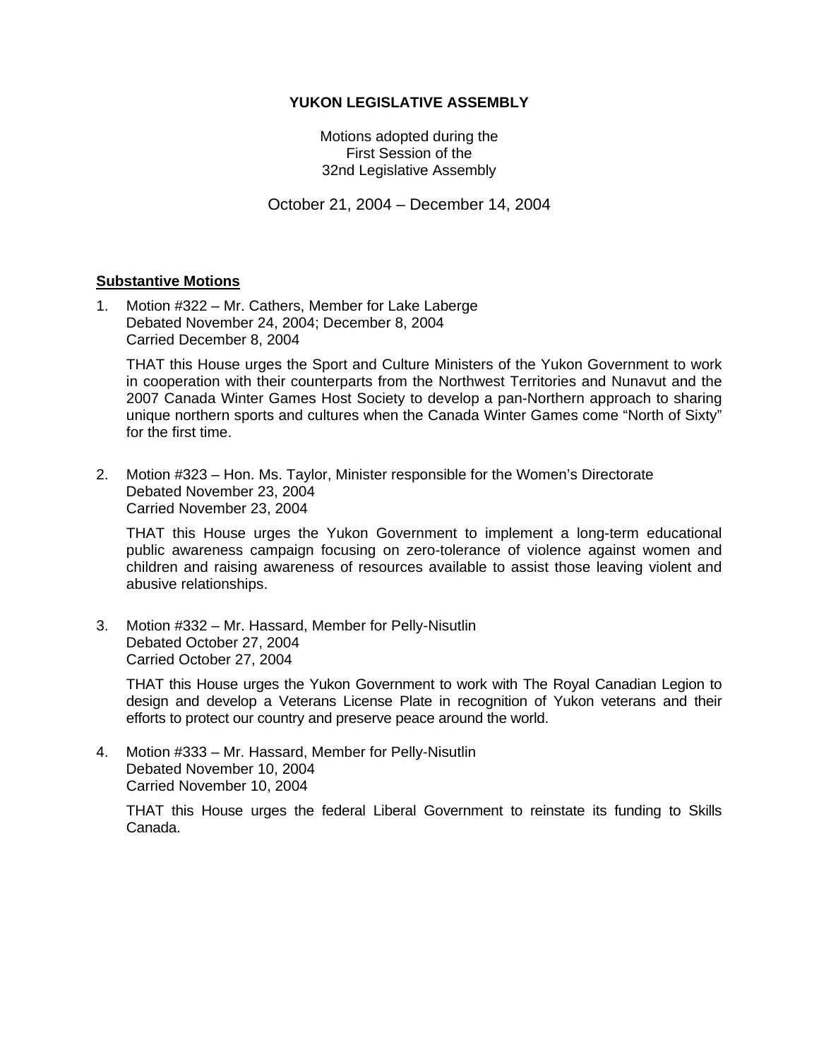**YUKON LEGISLATIVE ASSEMBLY**

Motions adopted during the
First Session of the
32nd Legislative Assembly

October 21, 2004 – December 14, 2004

## Substantive Motions

1. Motion #322 – Mr. Cathers, Member for Lake Laberge
   Debated November 24, 2004; December 8, 2004
   Carried December 8, 2004

   THAT this House urges the Sport and Culture Ministers of the Yukon Government to work in cooperation with their counterparts from the Northwest Territories and Nunavut and the 2007 Canada Winter Games Host Society to develop a pan-Northern approach to sharing unique northern sports and cultures when the Canada Winter Games come "North of Sixty" for the first time.

2. Motion #323 – Hon. Ms. Taylor, Minister responsible for the Women's Directorate
   Debated November 23, 2004
   Carried November 23, 2004

   THAT this House urges the Yukon Government to implement a long-term educational public awareness campaign focusing on zero-tolerance of violence against women and children and raising awareness of resources available to assist those leaving violent and abusive relationships.

3. Motion #332 – Mr. Hassard, Member for Pelly-Nisutlin
   Debated October 27, 2004
   Carried October 27, 2004

   THAT this House urges the Yukon Government to work with The Royal Canadian Legion to design and develop a Veterans License Plate in recognition of Yukon veterans and their efforts to protect our country and preserve peace around the world.

4. Motion #333 – Mr. Hassard, Member for Pelly-Nisutlin
   Debated November 10, 2004
   Carried November 10, 2004

   THAT this House urges the federal Liberal Government to reinstate its funding to Skills Canada.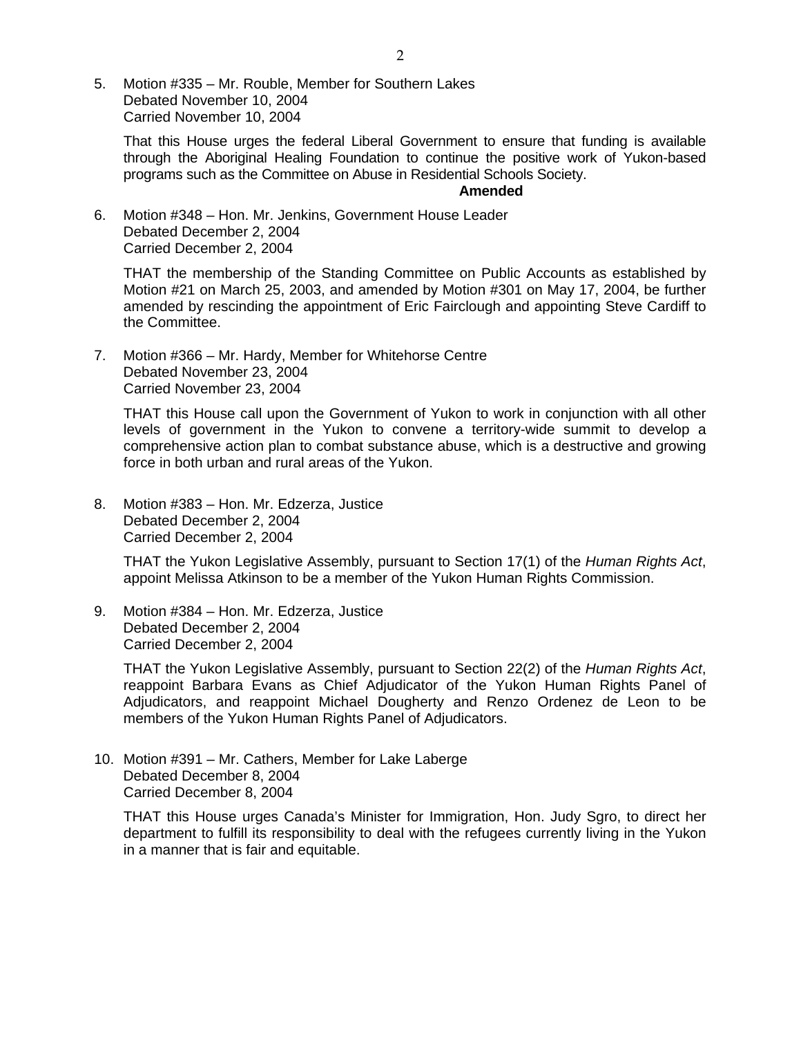5. Motion #335 – Mr. Rouble, Member for Southern Lakes
   Debated November 10, 2004
   Carried November 10, 2004

   That this House urges the federal Liberal Government to ensure that funding is available through the Aboriginal Healing Foundation to continue the positive work of Yukon-based programs such as the Committee on Abuse in Residential Schools Society.

   **Amended**

6. Motion #348 – Hon. Mr. Jenkins, Government House Leader
   Debated December 2, 2004
   Carried December 2, 2004

   THAT the membership of the Standing Committee on Public Accounts as established by Motion #21 on March 25, 2003, and amended by Motion #301 on May 17, 2004, be further amended by rescinding the appointment of Eric Fairclough and appointing Steve Cardiff to the Committee.

7. Motion #366 – Mr. Hardy, Member for Whitehorse Centre
   Debated November 23, 2004
   Carried November 23, 2004

   THAT this House call upon the Government of Yukon to work in conjunction with all other levels of government in the Yukon to convene a territory-wide summit to develop a comprehensive action plan to combat substance abuse, which is a destructive and growing force in both urban and rural areas of the Yukon.

8. Motion #383 – Hon. Mr. Edzerza, Justice
   Debated December 2, 2004
   Carried December 2, 2004

   THAT the Yukon Legislative Assembly, pursuant to Section 17(1) of the *Human Rights Act*, appoint Melissa Atkinson to be a member of the Yukon Human Rights Commission.

9. Motion #384 – Hon. Mr. Edzerza, Justice
   Debated December 2, 2004
   Carried December 2, 2004

   THAT the Yukon Legislative Assembly, pursuant to Section 22(2) of the *Human Rights Act*, reappoint Barbara Evans as Chief Adjudicator of the Yukon Human Rights Panel of Adjudicators, and reappoint Michael Dougherty and Renzo Ordenez de Leon to be members of the Yukon Human Rights Panel of Adjudicators.

10. Motion #391 – Mr. Cathers, Member for Lake Laberge
    Debated December 8, 2004
    Carried December 8, 2004

    THAT this House urges Canada's Minister for Immigration, Hon. Judy Sgro, to direct her department to fulfill its responsibility to deal with the refugees currently living in the Yukon in a manner that is fair and equitable.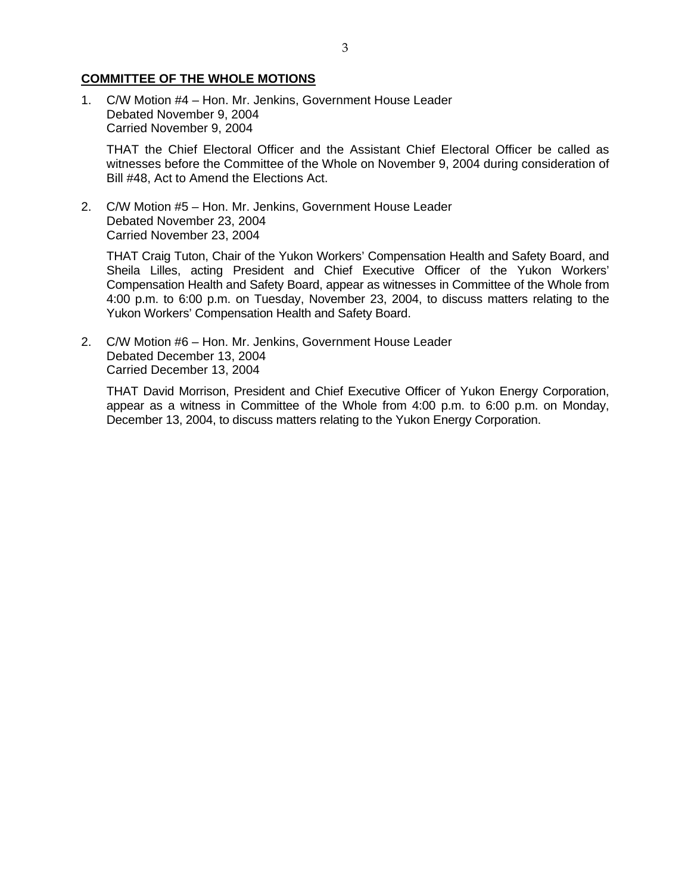**COMMITTEE OF THE WHOLE MOTIONS**

1. C/W Motion #4 – Hon. Mr. Jenkins, Government House Leader
   Debated November 9, 2004
   Carried November 9, 2004

   THAT the Chief Electoral Officer and the Assistant Chief Electoral Officer be called as witnesses before the Committee of the Whole on November 9, 2004 during consideration of Bill #48, Act to Amend the Elections Act.

2. C/W Motion #5 – Hon. Mr. Jenkins, Government House Leader
   Debated November 23, 2004
   Carried November 23, 2004

   THAT Craig Tuton, Chair of the Yukon Workers' Compensation Health and Safety Board, and Sheila Lilles, acting President and Chief Executive Officer of the Yukon Workers' Compensation Health and Safety Board, appear as witnesses in Committee of the Whole from 4:00 p.m. to 6:00 p.m. on Tuesday, November 23, 2004, to discuss matters relating to the Yukon Workers' Compensation Health and Safety Board.

2. C/W Motion #6 – Hon. Mr. Jenkins, Government House Leader
   Debated December 13, 2004
   Carried December 13, 2004

   THAT David Morrison, President and Chief Executive Officer of Yukon Energy Corporation, appear as a witness in Committee of the Whole from 4:00 p.m. to 6:00 p.m. on Monday, December 13, 2004, to discuss matters relating to the Yukon Energy Corporation.